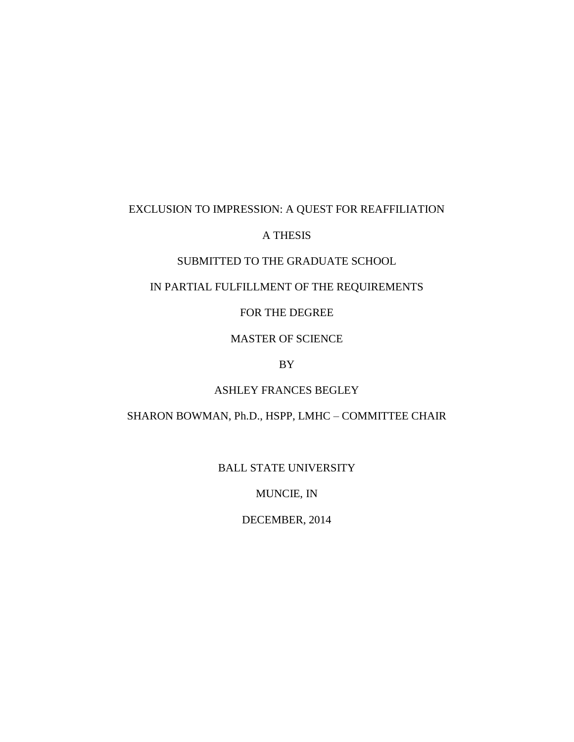# EXCLUSION TO IMPRESSION: A QUEST FOR REAFFILIATION

A THESIS

SUBMITTED TO THE GRADUATE SCHOOL

IN PARTIAL FULFILLMENT OF THE REQUIREMENTS

FOR THE DEGREE

MASTER OF SCIENCE

BY

ASHLEY FRANCES BEGLEY

SHARON BOWMAN, Ph.D., HSPP, LMHC – COMMITTEE CHAIR

BALL STATE UNIVERSITY

MUNCIE, IN

DECEMBER, 2014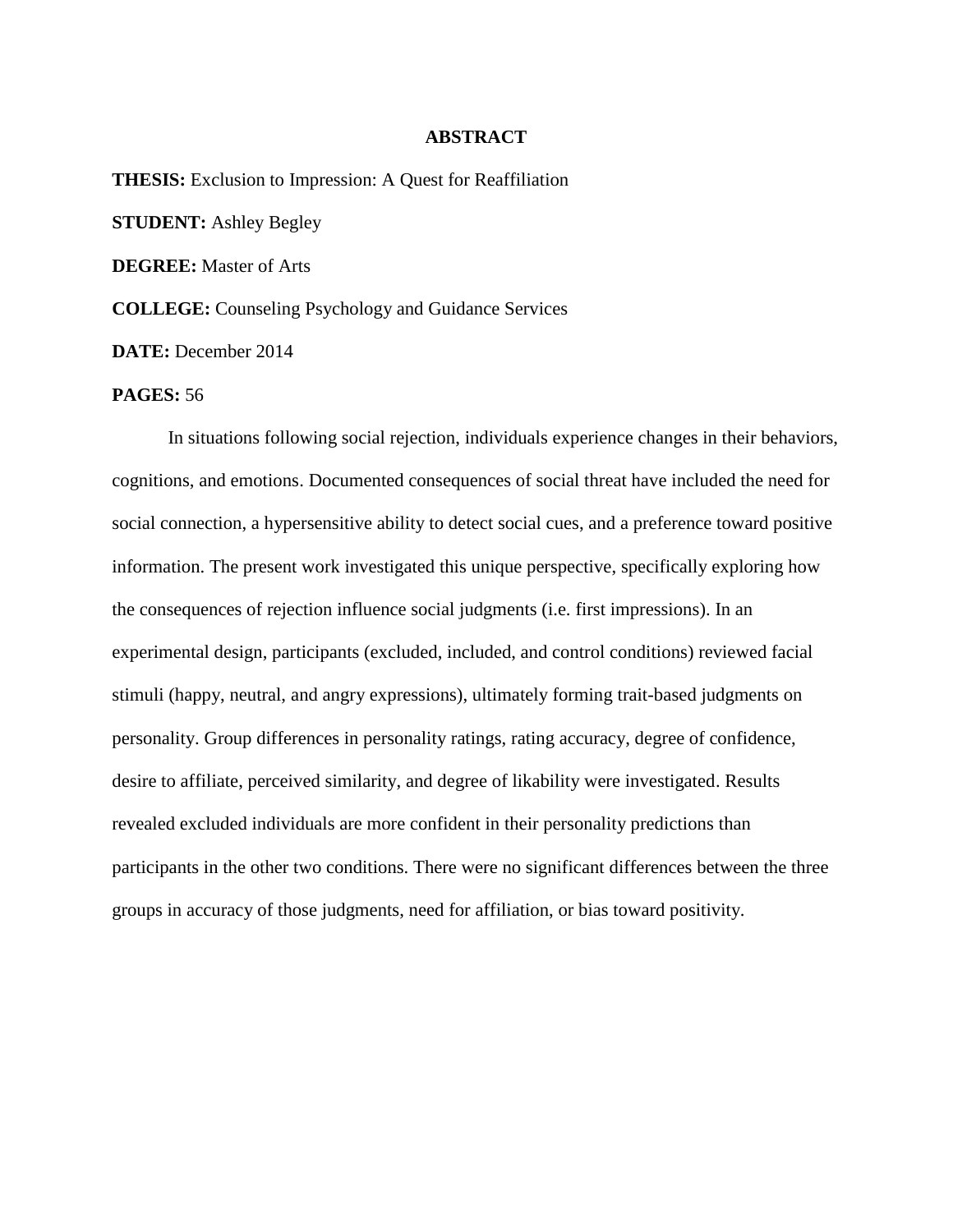## ABSTRACT

**THESIS:** Exclusion to Impression: A Quest for Reaffiliation

**STUDENT:** Ashley Begley

**DEGREE:** Master of Arts

**COLLEGE:** Counseling Psychology and Guidance Services

**DATE:** December 2014

**PAGES:** 56

In situations following social rejection, individuals experience changes in their behaviors, cognitions, and emotions. Documented consequences of social threat have included the need for social connection, a hypersensitive ability to detect social cues, and a preference toward positive information. The present work investigated this unique perspective, specifically exploring how the consequences of rejection influence social judgments (i.e. first impressions). In an experimental design, participants (excluded, included, and control conditions) reviewed facial stimuli (happy, neutral, and angry expressions), ultimately forming trait-based judgments on personality. Group differences in personality ratings, rating accuracy, degree of confidence, desire to affiliate, perceived similarity, and degree of likability were investigated. Results revealed excluded individuals are more confident in their personality predictions than participants in the other two conditions. There were no significant differences between the three groups in accuracy of those judgments, need for affiliation, or bias toward positivity.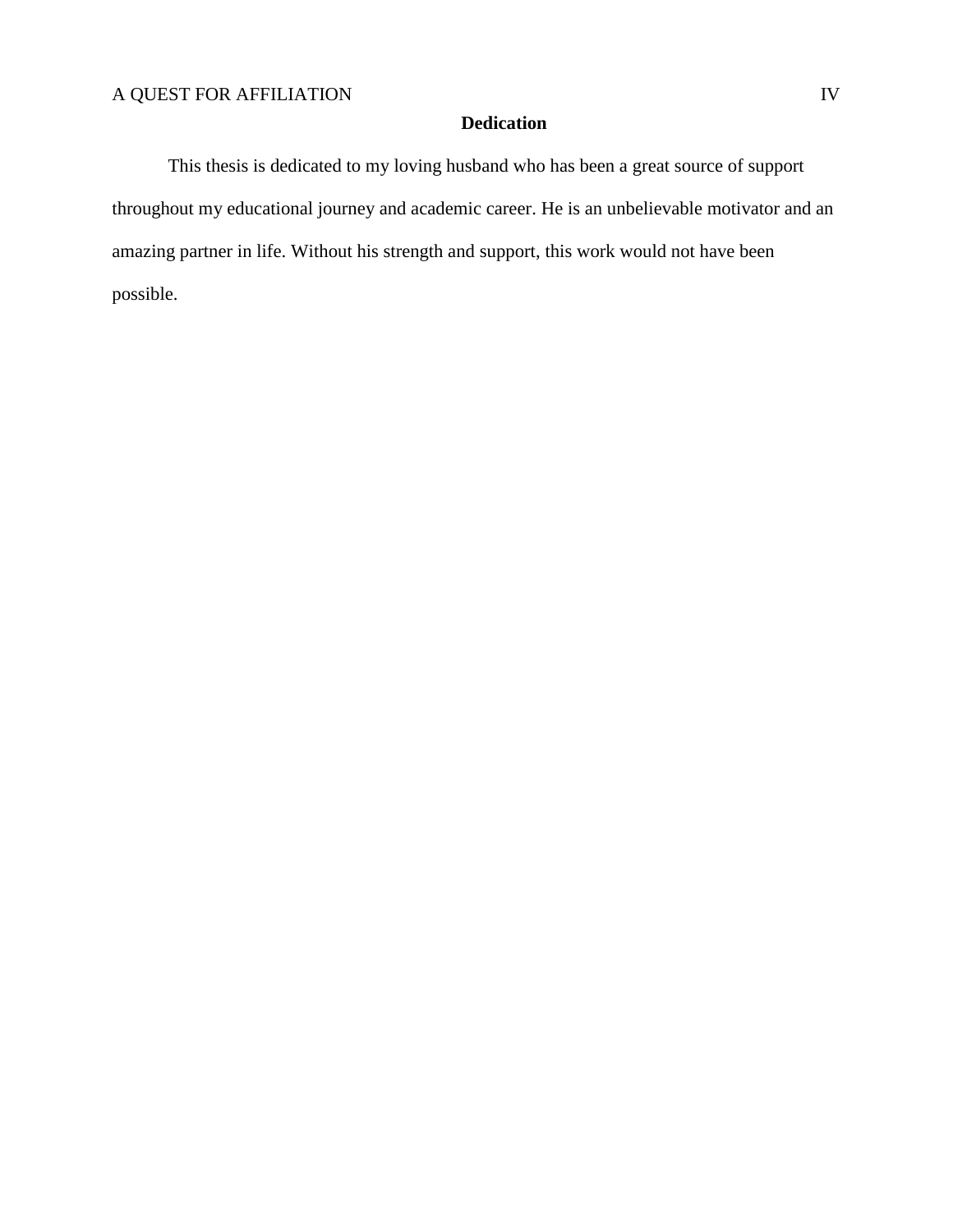## Dedication

This thesis is dedicated to my loving husband who has been a great source of support throughout my educational journey and academic career. He is an unbelievable motivator and an amazing partner in life. Without his strength and support, this work would not have been possible.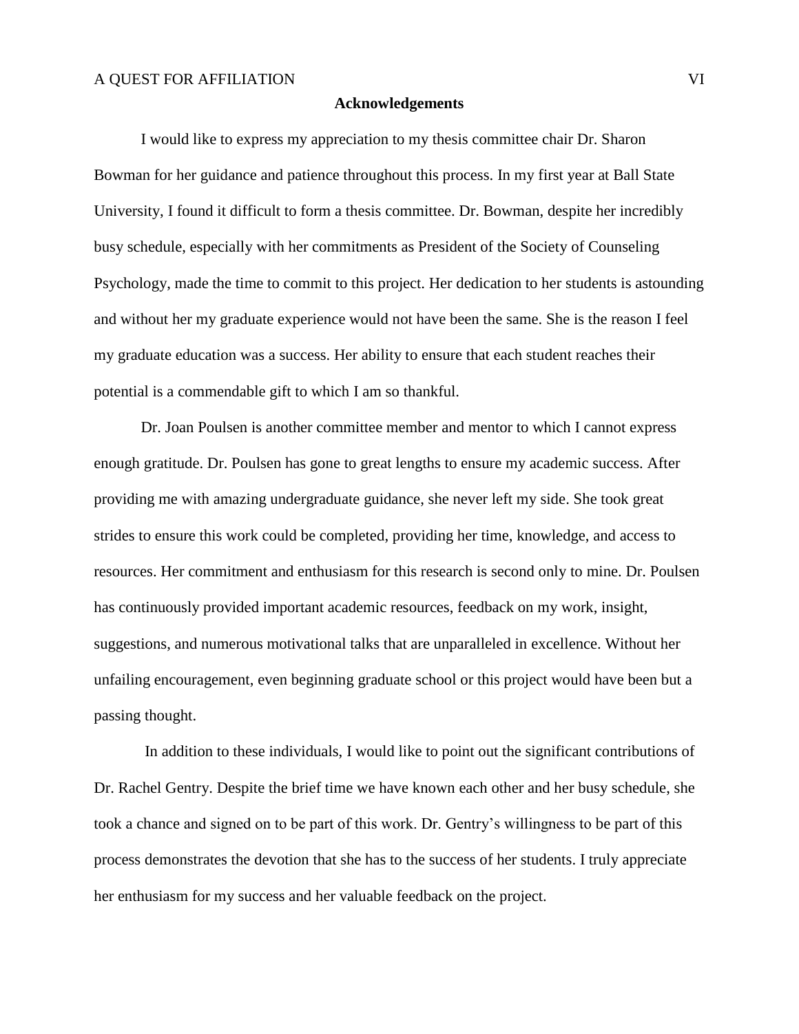## Acknowledgements

I would like to express my appreciation to my thesis committee chair Dr. Sharon Bowman for her guidance and patience throughout this process. In my first year at Ball State University, I found it difficult to form a thesis committee. Dr. Bowman, despite her incredibly busy schedule, especially with her commitments as President of the Society of Counseling Psychology, made the time to commit to this project. Her dedication to her students is astounding and without her my graduate experience would not have been the same. She is the reason I feel my graduate education was a success. Her ability to ensure that each student reaches their potential is a commendable gift to which I am so thankful.

Dr. Joan Poulsen is another committee member and mentor to which I cannot express enough gratitude. Dr. Poulsen has gone to great lengths to ensure my academic success. After providing me with amazing undergraduate guidance, she never left my side. She took great strides to ensure this work could be completed, providing her time, knowledge, and access to resources. Her commitment and enthusiasm for this research is second only to mine. Dr. Poulsen has continuously provided important academic resources, feedback on my work, insight, suggestions, and numerous motivational talks that are unparalleled in excellence. Without her unfailing encouragement, even beginning graduate school or this project would have been but a passing thought.

In addition to these individuals, I would like to point out the significant contributions of Dr. Rachel Gentry. Despite the brief time we have known each other and her busy schedule, she took a chance and signed on to be part of this work. Dr. Gentry's willingness to be part of this process demonstrates the devotion that she has to the success of her students. I truly appreciate her enthusiasm for my success and her valuable feedback on the project.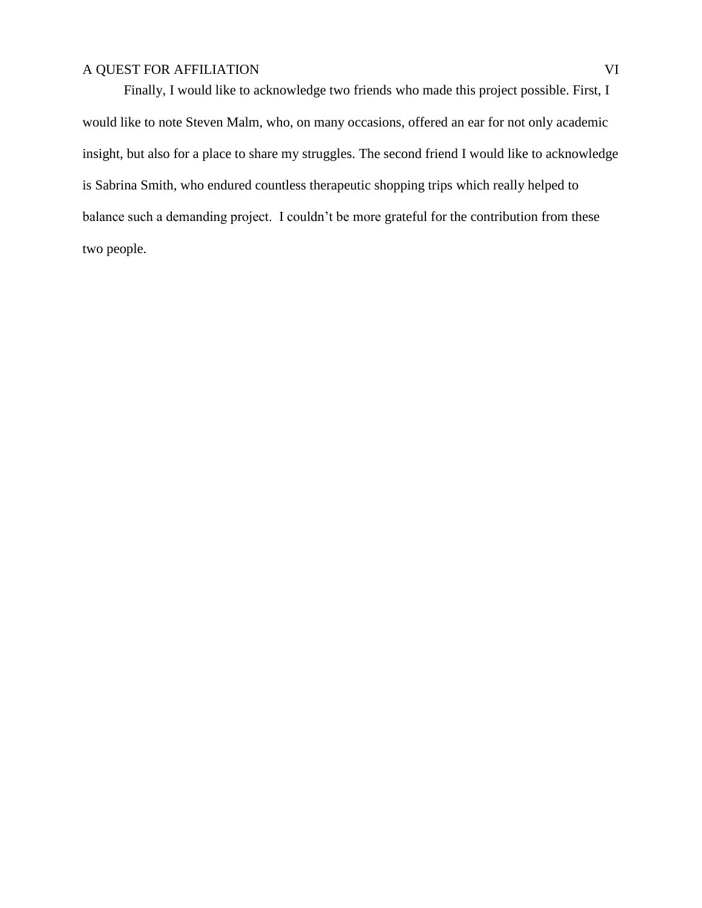Finally, I would like to acknowledge two friends who made this project possible. First, I would like to note Steven Malm, who, on many occasions, offered an ear for not only academic insight, but also for a place to share my struggles. The second friend I would like to acknowledge is Sabrina Smith, who endured countless therapeutic shopping trips which really helped to balance such a demanding project.  I couldn't be more grateful for the contribution from these two people.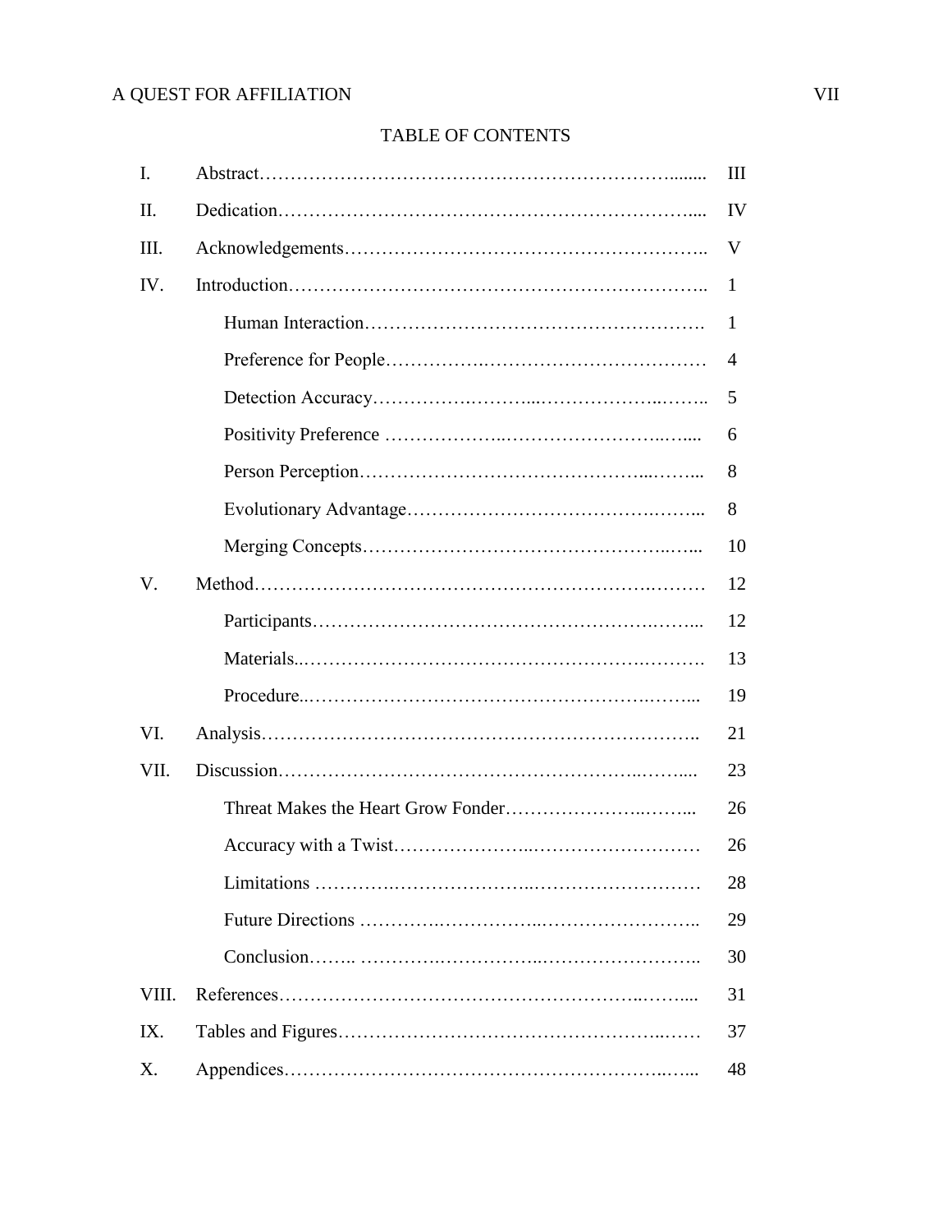## TABLE OF CONTENTS

| | | |
|---|---|---|
| I. | Abstract | III |
| II. | Dedication | IV |
| III. | Acknowledgements | V |
| IV. | Introduction | 1 |
| | Human Interaction | 1 |
| | Preference for People | 4 |
| | Detection Accuracy | 5 |
| | Positivity Preference | 6 |
| | Person Perception | 8 |
| | Evolutionary Advantage | 8 |
| | Merging Concepts | 10 |
| V. | Method | 12 |
| | Participants | 12 |
| | Materials | 13 |
| | Procedure | 19 |
| VI. | Analysis | 21 |
| VII. | Discussion | 23 |
| | Threat Makes the Heart Grow Fonder | 26 |
| | Accuracy with a Twist | 26 |
| | Limitations | 28 |
| | Future Directions | 29 |
| | Conclusion | 30 |
| VIII. | References | 31 |
| IX. | Tables and Figures | 37 |
| X. | Appendices | 48 |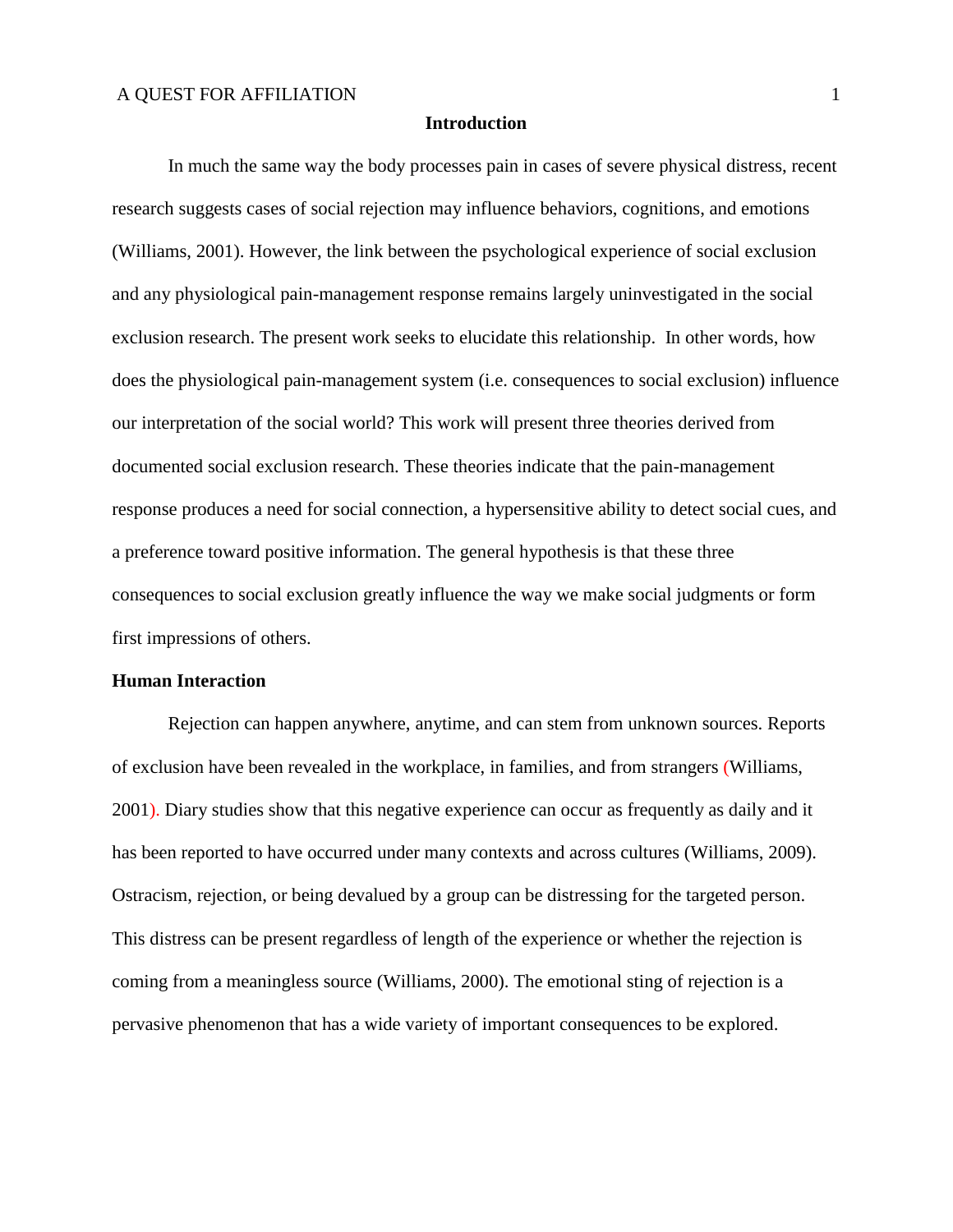## Introduction

In much the same way the body processes pain in cases of severe physical distress, recent research suggests cases of social rejection may influence behaviors, cognitions, and emotions (Williams, 2001). However, the link between the psychological experience of social exclusion and any physiological pain-management response remains largely uninvestigated in the social exclusion research. The present work seeks to elucidate this relationship. In other words, how does the physiological pain-management system (i.e. consequences to social exclusion) influence our interpretation of the social world? This work will present three theories derived from documented social exclusion research. These theories indicate that the pain-management response produces a need for social connection, a hypersensitive ability to detect social cues, and a preference toward positive information. The general hypothesis is that these three consequences to social exclusion greatly influence the way we make social judgments or form first impressions of others.

### Human Interaction

Rejection can happen anywhere, anytime, and can stem from unknown sources. Reports of exclusion have been revealed in the workplace, in families, and from strangers (Williams, 2001). Diary studies show that this negative experience can occur as frequently as daily and it has been reported to have occurred under many contexts and across cultures (Williams, 2009). Ostracism, rejection, or being devalued by a group can be distressing for the targeted person. This distress can be present regardless of length of the experience or whether the rejection is coming from a meaningless source (Williams, 2000). The emotional sting of rejection is a pervasive phenomenon that has a wide variety of important consequences to be explored.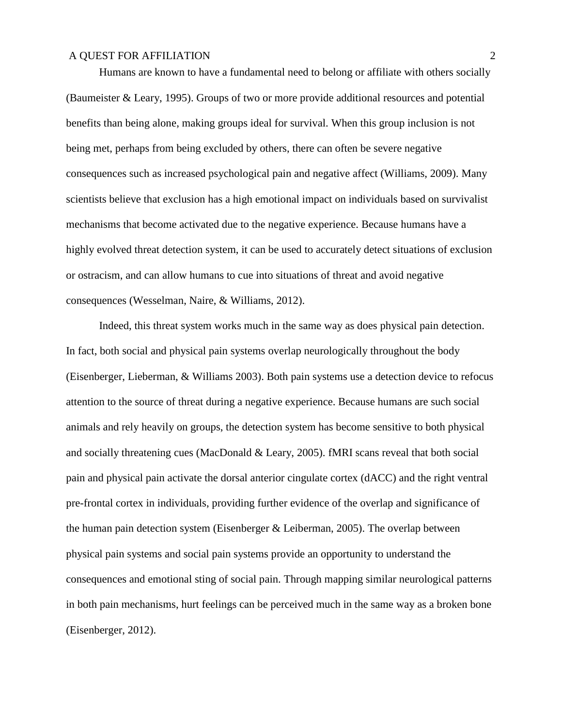Humans are known to have a fundamental need to belong or affiliate with others socially (Baumeister & Leary, 1995). Groups of two or more provide additional resources and potential benefits than being alone, making groups ideal for survival. When this group inclusion is not being met, perhaps from being excluded by others, there can often be severe negative consequences such as increased psychological pain and negative affect (Williams, 2009). Many scientists believe that exclusion has a high emotional impact on individuals based on survivalist mechanisms that become activated due to the negative experience. Because humans have a highly evolved threat detection system, it can be used to accurately detect situations of exclusion or ostracism, and can allow humans to cue into situations of threat and avoid negative consequences (Wesselman, Naire, & Williams, 2012).

Indeed, this threat system works much in the same way as does physical pain detection. In fact, both social and physical pain systems overlap neurologically throughout the body (Eisenberger, Lieberman, & Williams 2003). Both pain systems use a detection device to refocus attention to the source of threat during a negative experience. Because humans are such social animals and rely heavily on groups, the detection system has become sensitive to both physical and socially threatening cues (MacDonald & Leary, 2005). fMRI scans reveal that both social pain and physical pain activate the dorsal anterior cingulate cortex (dACC) and the right ventral pre-frontal cortex in individuals, providing further evidence of the overlap and significance of the human pain detection system (Eisenberger & Leiberman, 2005). The overlap between physical pain systems and social pain systems provide an opportunity to understand the consequences and emotional sting of social pain. Through mapping similar neurological patterns in both pain mechanisms, hurt feelings can be perceived much in the same way as a broken bone (Eisenberger, 2012).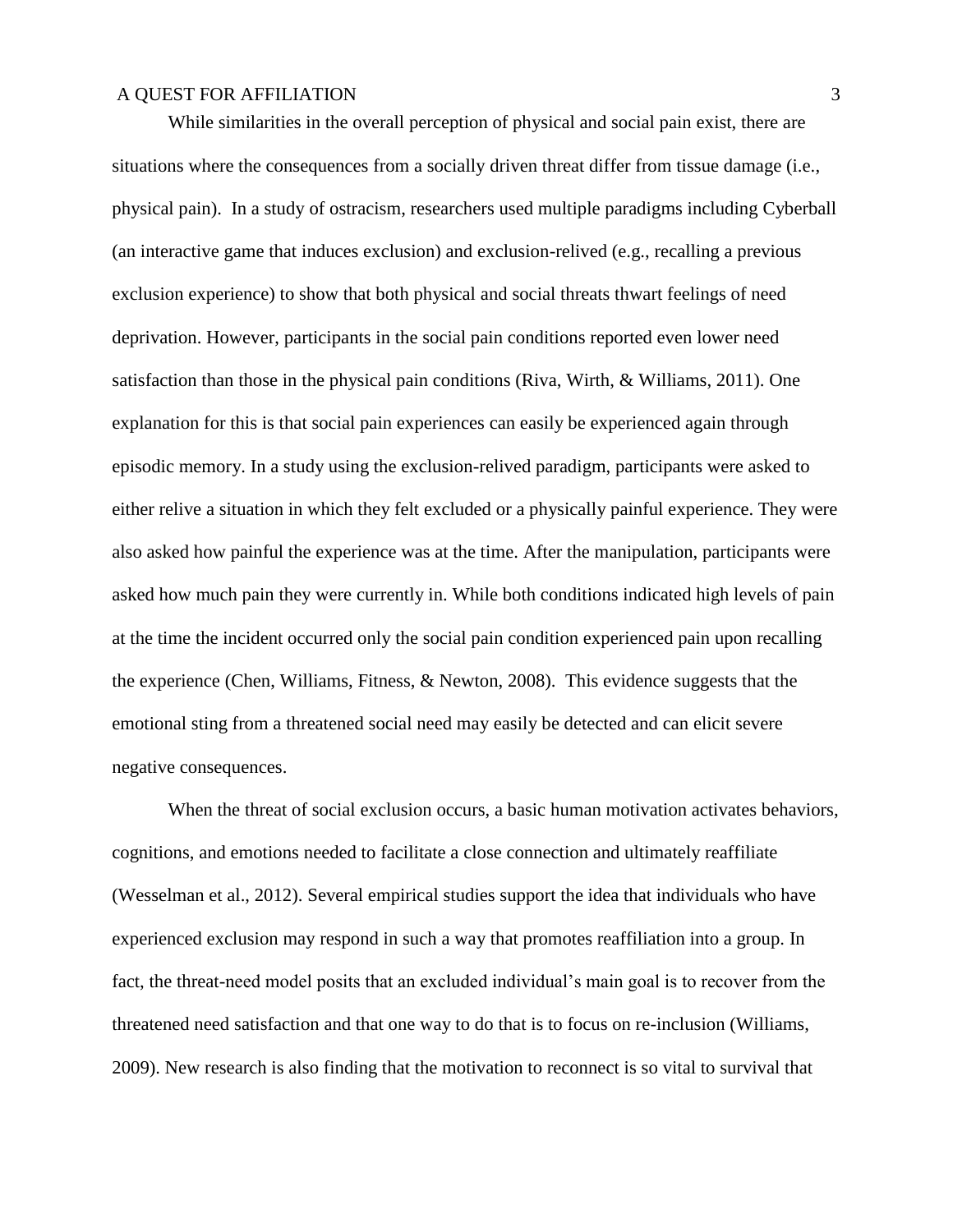While similarities in the overall perception of physical and social pain exist, there are situations where the consequences from a socially driven threat differ from tissue damage (i.e., physical pain). In a study of ostracism, researchers used multiple paradigms including Cyberball (an interactive game that induces exclusion) and exclusion-relived (e.g., recalling a previous exclusion experience) to show that both physical and social threats thwart feelings of need deprivation. However, participants in the social pain conditions reported even lower need satisfaction than those in the physical pain conditions (Riva, Wirth, & Williams, 2011). One explanation for this is that social pain experiences can easily be experienced again through episodic memory. In a study using the exclusion-relived paradigm, participants were asked to either relive a situation in which they felt excluded or a physically painful experience. They were also asked how painful the experience was at the time. After the manipulation, participants were asked how much pain they were currently in. While both conditions indicated high levels of pain at the time the incident occurred only the social pain condition experienced pain upon recalling the experience (Chen, Williams, Fitness, & Newton, 2008). This evidence suggests that the emotional sting from a threatened social need may easily be detected and can elicit severe negative consequences.

When the threat of social exclusion occurs, a basic human motivation activates behaviors, cognitions, and emotions needed to facilitate a close connection and ultimately reaffiliate (Wesselman et al., 2012). Several empirical studies support the idea that individuals who have experienced exclusion may respond in such a way that promotes reaffiliation into a group. In fact, the threat-need model posits that an excluded individual's main goal is to recover from the threatened need satisfaction and that one way to do that is to focus on re-inclusion (Williams, 2009). New research is also finding that the motivation to reconnect is so vital to survival that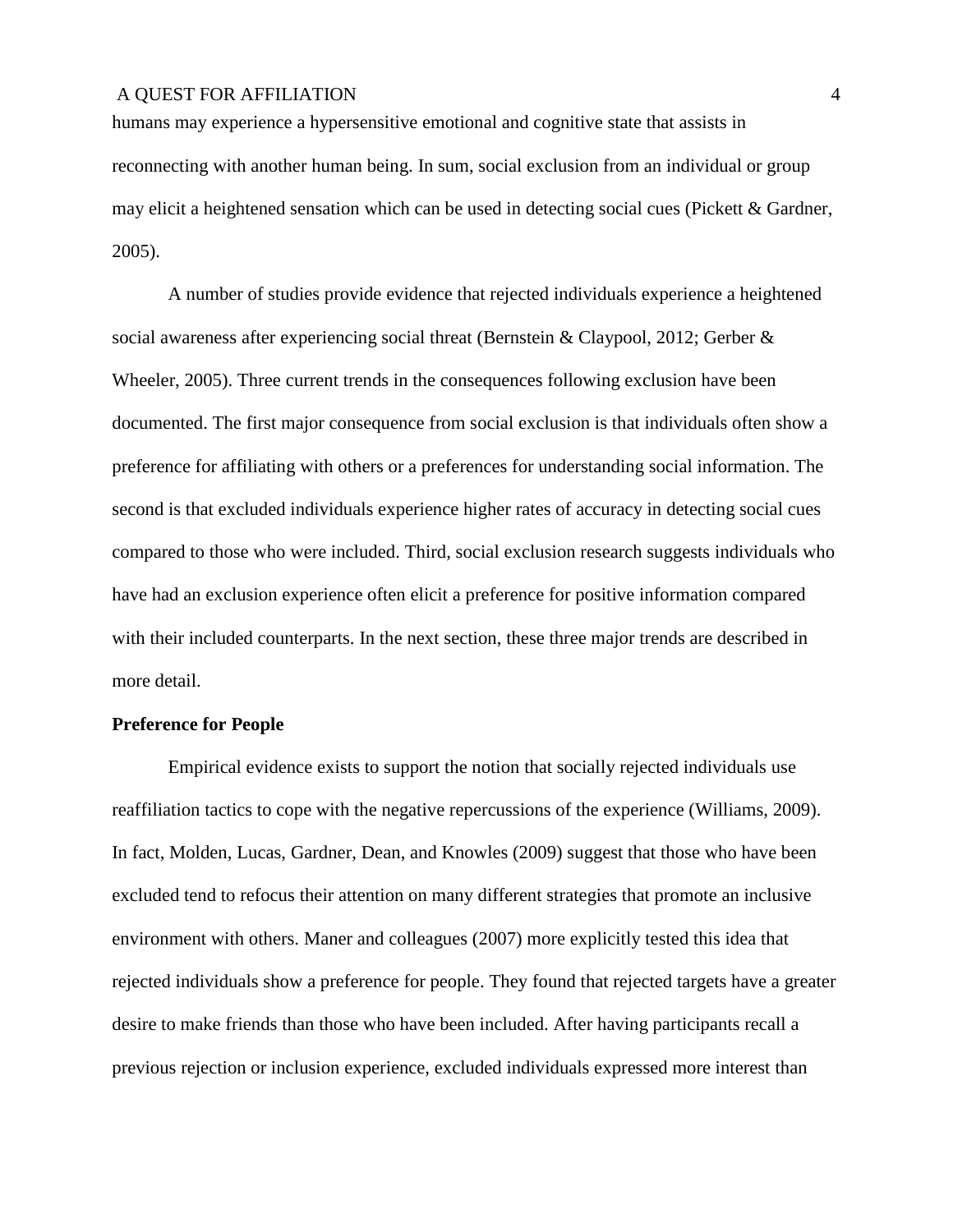humans may experience a hypersensitive emotional and cognitive state that assists in reconnecting with another human being. In sum, social exclusion from an individual or group may elicit a heightened sensation which can be used in detecting social cues (Pickett & Gardner, 2005).

A number of studies provide evidence that rejected individuals experience a heightened social awareness after experiencing social threat (Bernstein & Claypool, 2012; Gerber & Wheeler, 2005). Three current trends in the consequences following exclusion have been documented. The first major consequence from social exclusion is that individuals often show a preference for affiliating with others or a preferences for understanding social information. The second is that excluded individuals experience higher rates of accuracy in detecting social cues compared to those who were included. Third, social exclusion research suggests individuals who have had an exclusion experience often elicit a preference for positive information compared with their included counterparts. In the next section, these three major trends are described in more detail.

**Preference for People**

Empirical evidence exists to support the notion that socially rejected individuals use reaffiliation tactics to cope with the negative repercussions of the experience (Williams, 2009). In fact, Molden, Lucas, Gardner, Dean, and Knowles (2009) suggest that those who have been excluded tend to refocus their attention on many different strategies that promote an inclusive environment with others. Maner and colleagues (2007) more explicitly tested this idea that rejected individuals show a preference for people. They found that rejected targets have a greater desire to make friends than those who have been included. After having participants recall a previous rejection or inclusion experience, excluded individuals expressed more interest than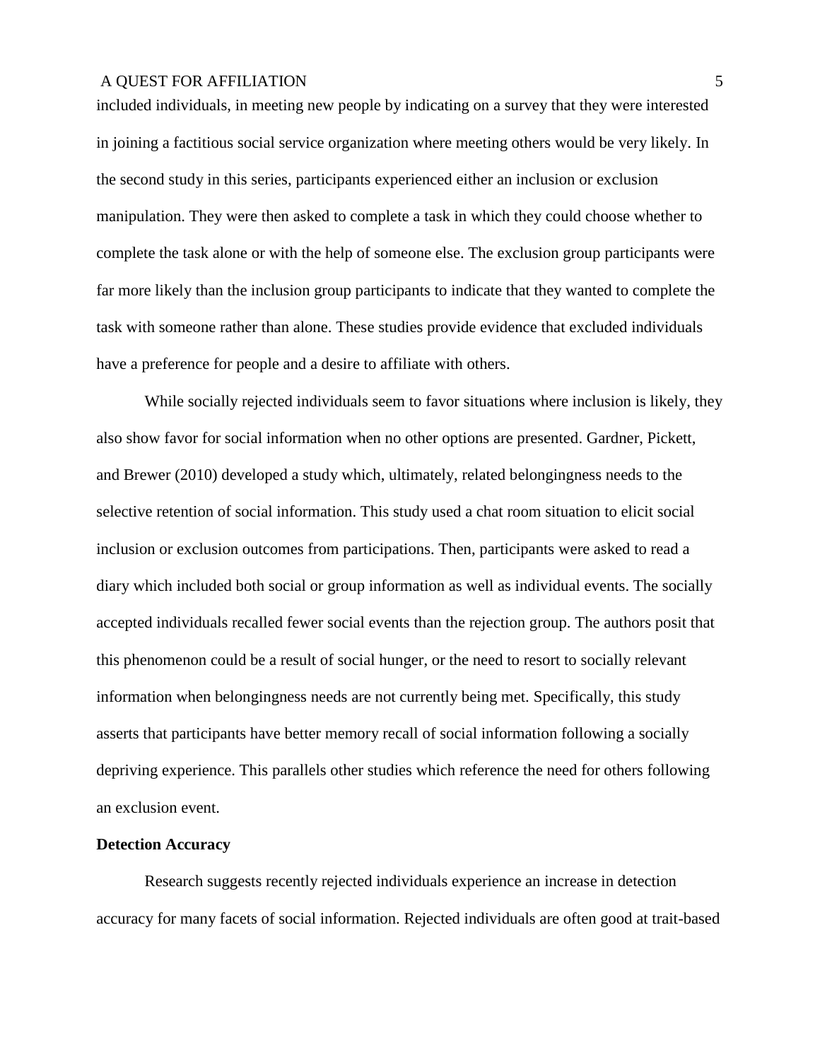included individuals, in meeting new people by indicating on a survey that they were interested in joining a factitious social service organization where meeting others would be very likely. In the second study in this series, participants experienced either an inclusion or exclusion manipulation. They were then asked to complete a task in which they could choose whether to complete the task alone or with the help of someone else. The exclusion group participants were far more likely than the inclusion group participants to indicate that they wanted to complete the task with someone rather than alone. These studies provide evidence that excluded individuals have a preference for people and a desire to affiliate with others.

While socially rejected individuals seem to favor situations where inclusion is likely, they also show favor for social information when no other options are presented. Gardner, Pickett, and Brewer (2010) developed a study which, ultimately, related belongingness needs to the selective retention of social information. This study used a chat room situation to elicit social inclusion or exclusion outcomes from participations. Then, participants were asked to read a diary which included both social or group information as well as individual events. The socially accepted individuals recalled fewer social events than the rejection group. The authors posit that this phenomenon could be a result of social hunger, or the need to resort to socially relevant information when belongingness needs are not currently being met. Specifically, this study asserts that participants have better memory recall of social information following a socially depriving experience. This parallels other studies which reference the need for others following an exclusion event.

**Detection Accuracy**

Research suggests recently rejected individuals experience an increase in detection accuracy for many facets of social information. Rejected individuals are often good at trait-based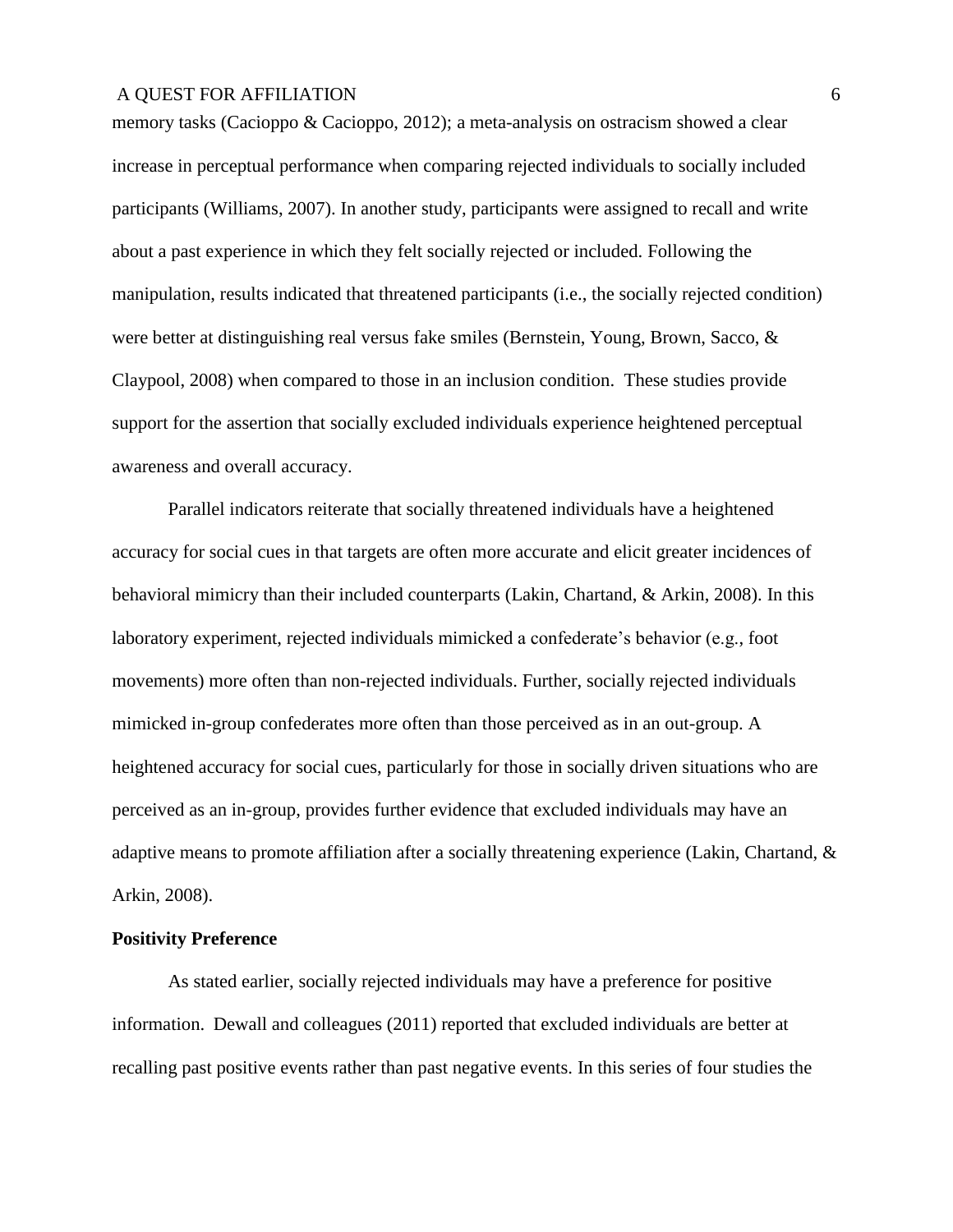memory tasks (Cacioppo & Cacioppo, 2012); a meta-analysis on ostracism showed a clear increase in perceptual performance when comparing rejected individuals to socially included participants (Williams, 2007). In another study, participants were assigned to recall and write about a past experience in which they felt socially rejected or included. Following the manipulation, results indicated that threatened participants (i.e., the socially rejected condition) were better at distinguishing real versus fake smiles (Bernstein, Young, Brown, Sacco, & Claypool, 2008) when compared to those in an inclusion condition. These studies provide support for the assertion that socially excluded individuals experience heightened perceptual awareness and overall accuracy.

Parallel indicators reiterate that socially threatened individuals have a heightened accuracy for social cues in that targets are often more accurate and elicit greater incidences of behavioral mimicry than their included counterparts (Lakin, Chartand, & Arkin, 2008). In this laboratory experiment, rejected individuals mimicked a confederate's behavior (e.g., foot movements) more often than non-rejected individuals. Further, socially rejected individuals mimicked in-group confederates more often than those perceived as in an out-group. A heightened accuracy for social cues, particularly for those in socially driven situations who are perceived as an in-group, provides further evidence that excluded individuals may have an adaptive means to promote affiliation after a socially threatening experience (Lakin, Chartand, & Arkin, 2008).

**Positivity Preference**

As stated earlier, socially rejected individuals may have a preference for positive information. Dewall and colleagues (2011) reported that excluded individuals are better at recalling past positive events rather than past negative events. In this series of four studies the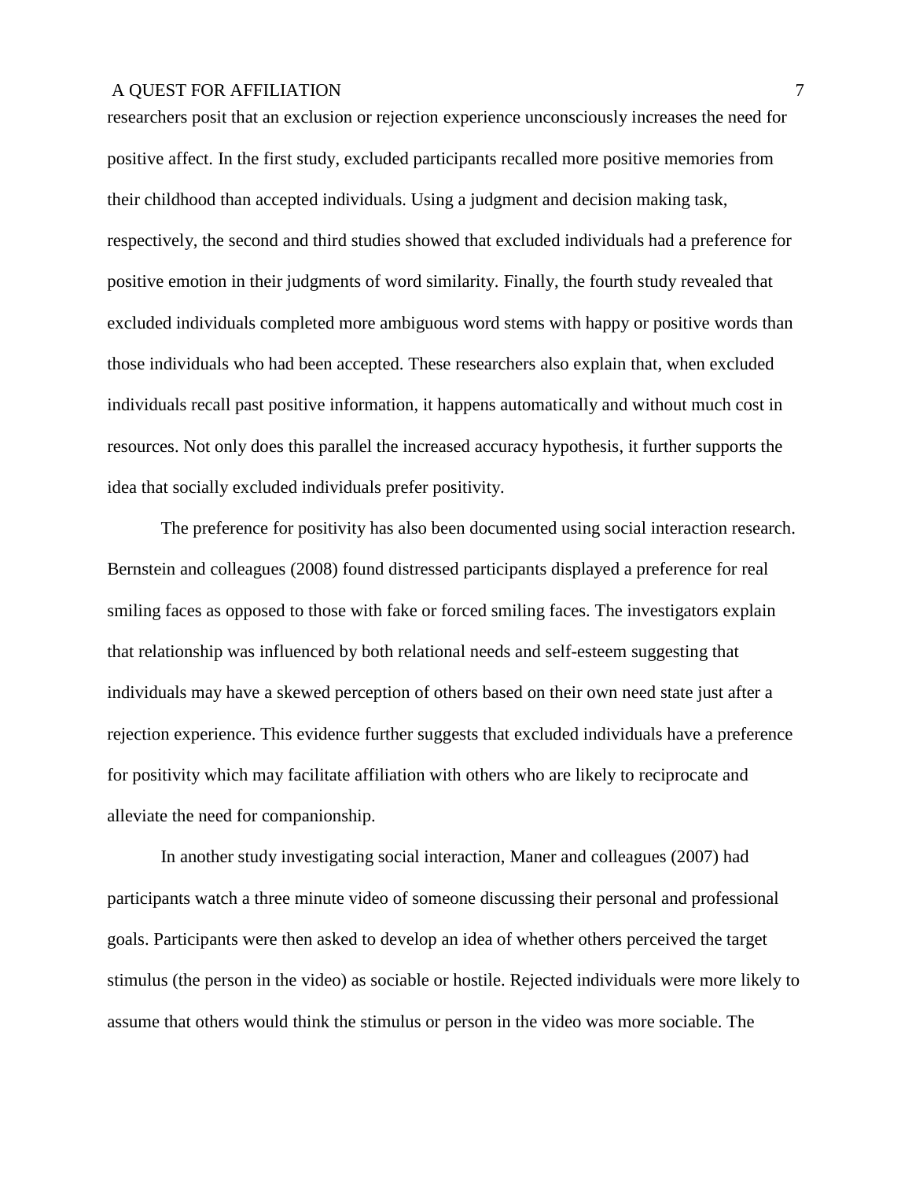researchers posit that an exclusion or rejection experience unconsciously increases the need for positive affect. In the first study, excluded participants recalled more positive memories from their childhood than accepted individuals. Using a judgment and decision making task, respectively, the second and third studies showed that excluded individuals had a preference for positive emotion in their judgments of word similarity. Finally, the fourth study revealed that excluded individuals completed more ambiguous word stems with happy or positive words than those individuals who had been accepted. These researchers also explain that, when excluded individuals recall past positive information, it happens automatically and without much cost in resources. Not only does this parallel the increased accuracy hypothesis, it further supports the idea that socially excluded individuals prefer positivity.

The preference for positivity has also been documented using social interaction research. Bernstein and colleagues (2008) found distressed participants displayed a preference for real smiling faces as opposed to those with fake or forced smiling faces. The investigators explain that relationship was influenced by both relational needs and self-esteem suggesting that individuals may have a skewed perception of others based on their own need state just after a rejection experience. This evidence further suggests that excluded individuals have a preference for positivity which may facilitate affiliation with others who are likely to reciprocate and alleviate the need for companionship.

In another study investigating social interaction, Maner and colleagues (2007) had participants watch a three minute video of someone discussing their personal and professional goals. Participants were then asked to develop an idea of whether others perceived the target stimulus (the person in the video) as sociable or hostile. Rejected individuals were more likely to assume that others would think the stimulus or person in the video was more sociable. The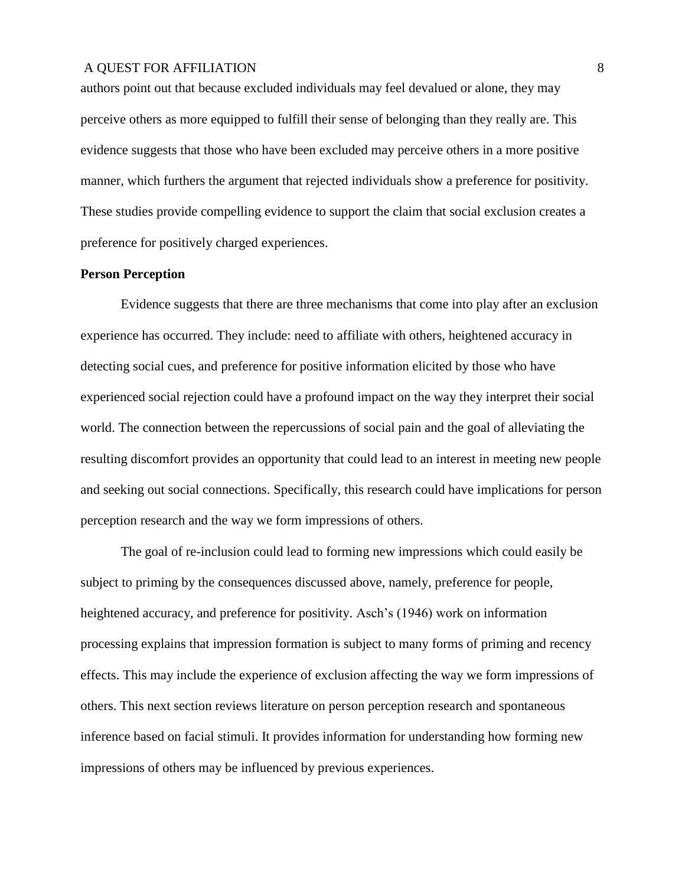authors point out that because excluded individuals may feel devalued or alone, they may perceive others as more equipped to fulfill their sense of belonging than they really are. This evidence suggests that those who have been excluded may perceive others in a more positive manner, which furthers the argument that rejected individuals show a preference for positivity. These studies provide compelling evidence to support the claim that social exclusion creates a preference for positively charged experiences.

**Person Perception**

Evidence suggests that there are three mechanisms that come into play after an exclusion experience has occurred. They include: need to affiliate with others, heightened accuracy in detecting social cues, and preference for positive information elicited by those who have experienced social rejection could have a profound impact on the way they interpret their social world. The connection between the repercussions of social pain and the goal of alleviating the resulting discomfort provides an opportunity that could lead to an interest in meeting new people and seeking out social connections. Specifically, this research could have implications for person perception research and the way we form impressions of others.

The goal of re-inclusion could lead to forming new impressions which could easily be subject to priming by the consequences discussed above, namely, preference for people, heightened accuracy, and preference for positivity. Asch's (1946) work on information processing explains that impression formation is subject to many forms of priming and recency effects. This may include the experience of exclusion affecting the way we form impressions of others. This next section reviews literature on person perception research and spontaneous inference based on facial stimuli. It provides information for understanding how forming new impressions of others may be influenced by previous experiences.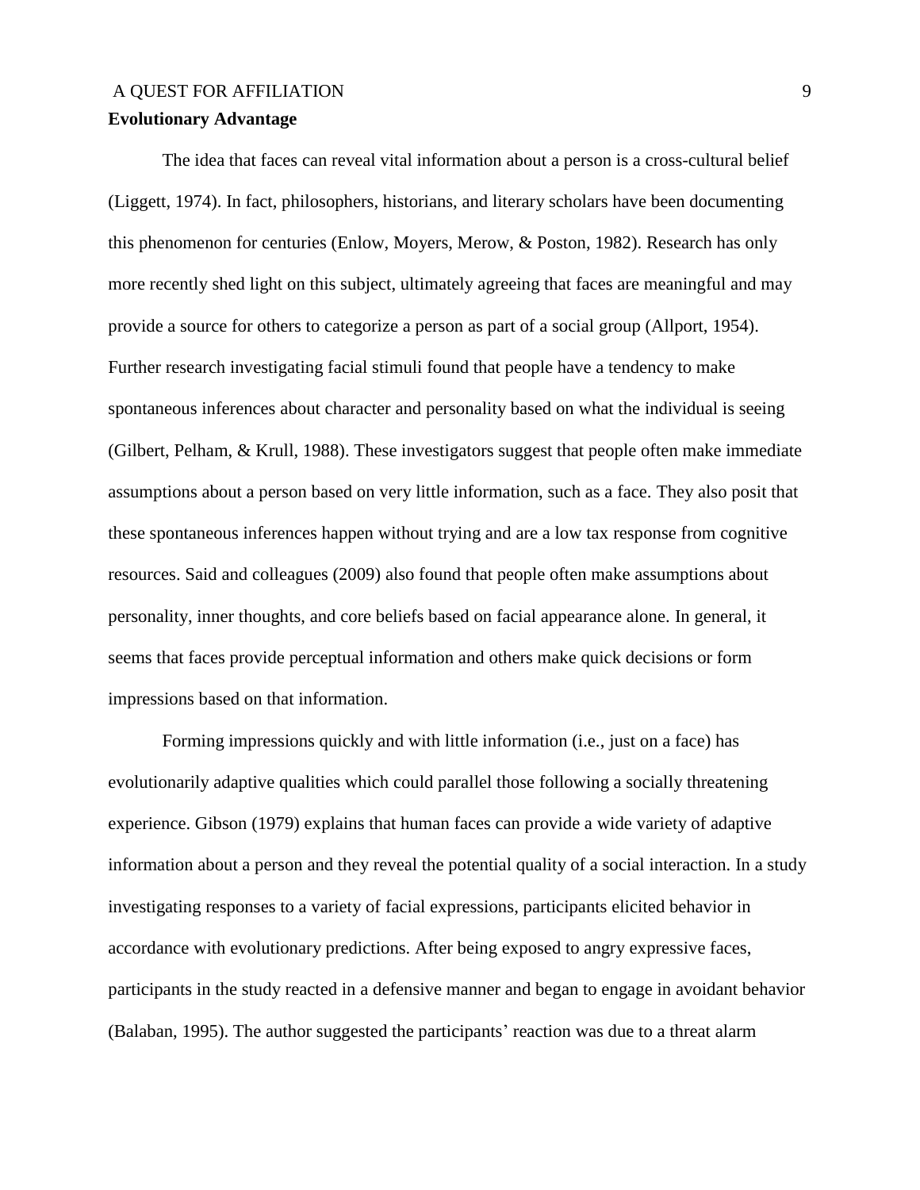**Evolutionary Advantage**

The idea that faces can reveal vital information about a person is a cross-cultural belief (Liggett, 1974). In fact, philosophers, historians, and literary scholars have been documenting this phenomenon for centuries (Enlow, Moyers, Merow, & Poston, 1982). Research has only more recently shed light on this subject, ultimately agreeing that faces are meaningful and may provide a source for others to categorize a person as part of a social group (Allport, 1954). Further research investigating facial stimuli found that people have a tendency to make spontaneous inferences about character and personality based on what the individual is seeing (Gilbert, Pelham, & Krull, 1988). These investigators suggest that people often make immediate assumptions about a person based on very little information, such as a face. They also posit that these spontaneous inferences happen without trying and are a low tax response from cognitive resources. Said and colleagues (2009) also found that people often make assumptions about personality, inner thoughts, and core beliefs based on facial appearance alone. In general, it seems that faces provide perceptual information and others make quick decisions or form impressions based on that information.

Forming impressions quickly and with little information (i.e., just on a face) has evolutionarily adaptive qualities which could parallel those following a socially threatening experience. Gibson (1979) explains that human faces can provide a wide variety of adaptive information about a person and they reveal the potential quality of a social interaction. In a study investigating responses to a variety of facial expressions, participants elicited behavior in accordance with evolutionary predictions. After being exposed to angry expressive faces, participants in the study reacted in a defensive manner and began to engage in avoidant behavior (Balaban, 1995). The author suggested the participants' reaction was due to a threat alarm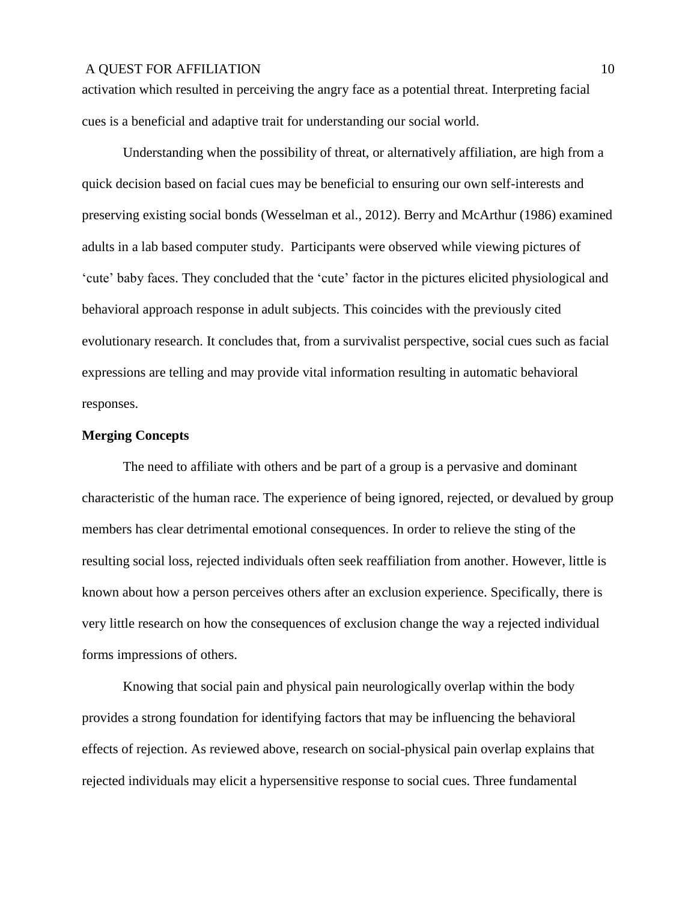activation which resulted in perceiving the angry face as a potential threat. Interpreting facial cues is a beneficial and adaptive trait for understanding our social world.

Understanding when the possibility of threat, or alternatively affiliation, are high from a quick decision based on facial cues may be beneficial to ensuring our own self-interests and preserving existing social bonds (Wesselman et al., 2012). Berry and McArthur (1986) examined adults in a lab based computer study. Participants were observed while viewing pictures of 'cute' baby faces. They concluded that the 'cute' factor in the pictures elicited physiological and behavioral approach response in adult subjects. This coincides with the previously cited evolutionary research. It concludes that, from a survivalist perspective, social cues such as facial expressions are telling and may provide vital information resulting in automatic behavioral responses.

**Merging Concepts**

The need to affiliate with others and be part of a group is a pervasive and dominant characteristic of the human race. The experience of being ignored, rejected, or devalued by group members has clear detrimental emotional consequences. In order to relieve the sting of the resulting social loss, rejected individuals often seek reaffiliation from another. However, little is known about how a person perceives others after an exclusion experience. Specifically, there is very little research on how the consequences of exclusion change the way a rejected individual forms impressions of others.

Knowing that social pain and physical pain neurologically overlap within the body provides a strong foundation for identifying factors that may be influencing the behavioral effects of rejection. As reviewed above, research on social-physical pain overlap explains that rejected individuals may elicit a hypersensitive response to social cues. Three fundamental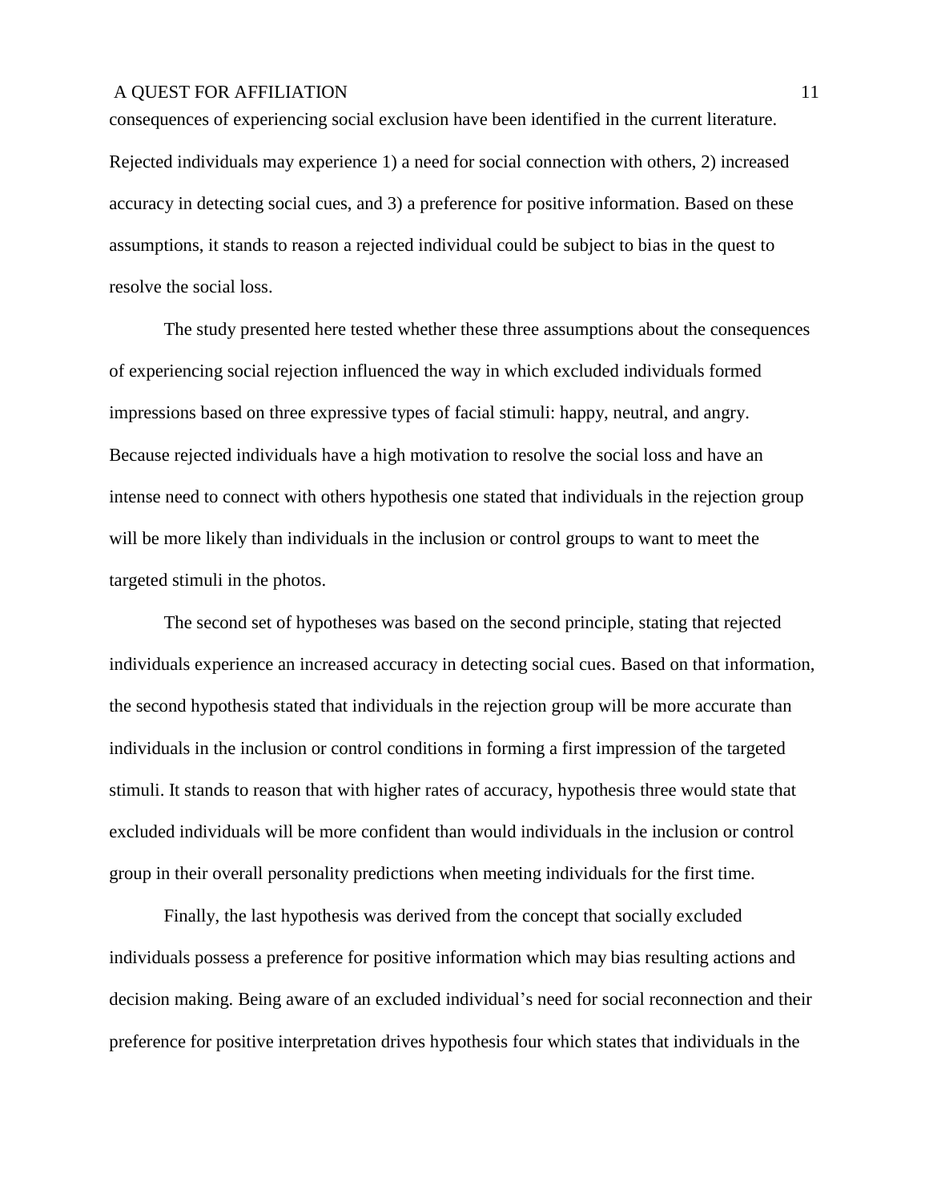consequences of experiencing social exclusion have been identified in the current literature. Rejected individuals may experience 1) a need for social connection with others, 2) increased accuracy in detecting social cues, and 3) a preference for positive information. Based on these assumptions, it stands to reason a rejected individual could be subject to bias in the quest to resolve the social loss.

The study presented here tested whether these three assumptions about the consequences of experiencing social rejection influenced the way in which excluded individuals formed impressions based on three expressive types of facial stimuli: happy, neutral, and angry. Because rejected individuals have a high motivation to resolve the social loss and have an intense need to connect with others hypothesis one stated that individuals in the rejection group will be more likely than individuals in the inclusion or control groups to want to meet the targeted stimuli in the photos.

The second set of hypotheses was based on the second principle, stating that rejected individuals experience an increased accuracy in detecting social cues. Based on that information, the second hypothesis stated that individuals in the rejection group will be more accurate than individuals in the inclusion or control conditions in forming a first impression of the targeted stimuli. It stands to reason that with higher rates of accuracy, hypothesis three would state that excluded individuals will be more confident than would individuals in the inclusion or control group in their overall personality predictions when meeting individuals for the first time.

Finally, the last hypothesis was derived from the concept that socially excluded individuals possess a preference for positive information which may bias resulting actions and decision making. Being aware of an excluded individual's need for social reconnection and their preference for positive interpretation drives hypothesis four which states that individuals in the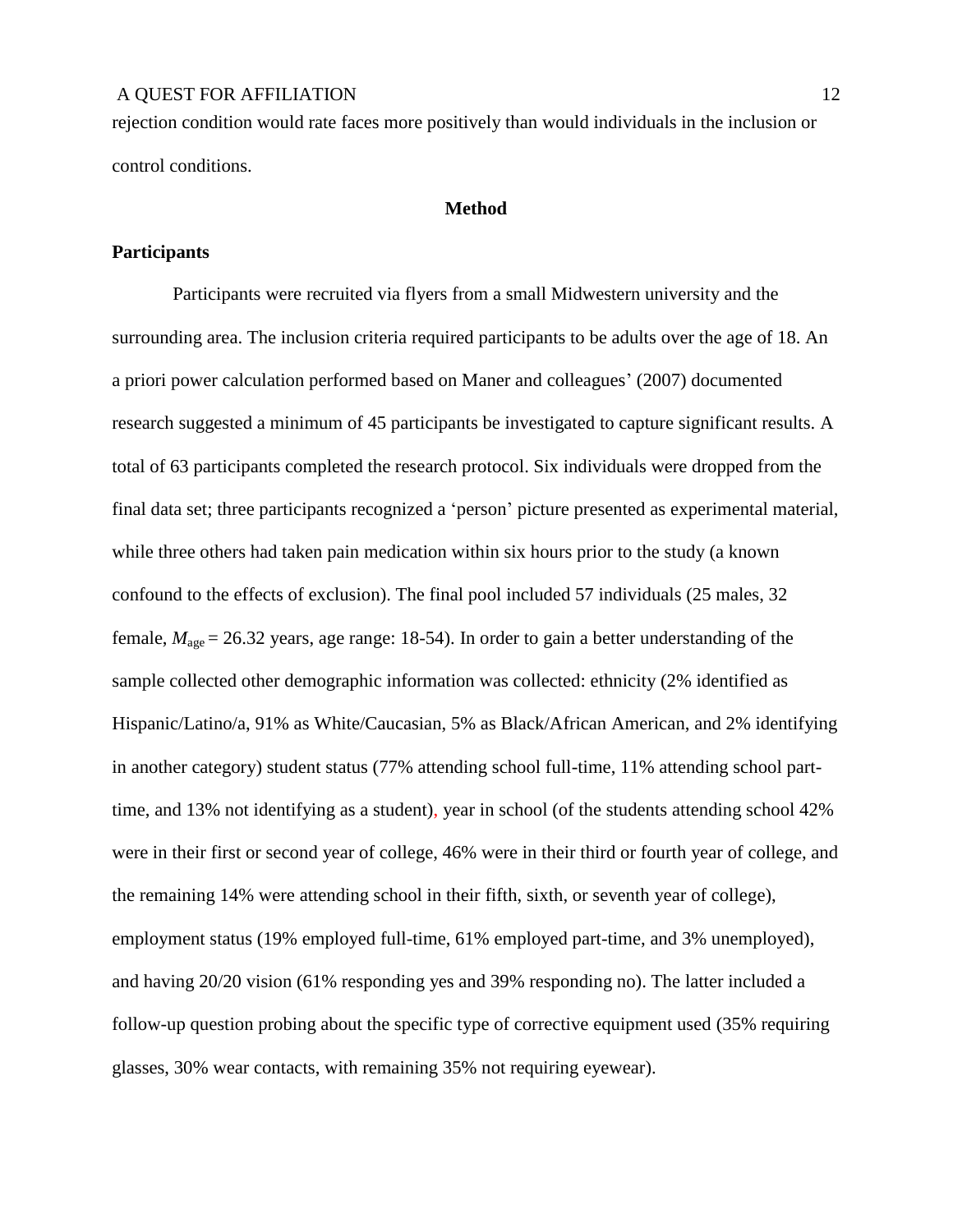rejection condition would rate faces more positively than would individuals in the inclusion or control conditions.

## Method

### Participants

Participants were recruited via flyers from a small Midwestern university and the surrounding area. The inclusion criteria required participants to be adults over the age of 18. An a priori power calculation performed based on Maner and colleagues' (2007) documented research suggested a minimum of 45 participants be investigated to capture significant results. A total of 63 participants completed the research protocol. Six individuals were dropped from the final data set; three participants recognized a 'person' picture presented as experimental material, while three others had taken pain medication within six hours prior to the study (a known confound to the effects of exclusion). The final pool included 57 individuals (25 males, 32 female, $M_{\text{age}} = 26.32$ years, age range: 18-54). In order to gain a better understanding of the sample collected other demographic information was collected: ethnicity (2% identified as Hispanic/Latino/a, 91% as White/Caucasian, 5% as Black/African American, and 2% identifying in another category) student status (77% attending school full-time, 11% attending school part-time, and 13% not identifying as a student), year in school (of the students attending school 42% were in their first or second year of college, 46% were in their third or fourth year of college, and the remaining 14% were attending school in their fifth, sixth, or seventh year of college), employment status (19% employed full-time, 61% employed part-time, and 3% unemployed), and having 20/20 vision (61% responding yes and 39% responding no). The latter included a follow-up question probing about the specific type of corrective equipment used (35% requiring glasses, 30% wear contacts, with remaining 35% not requiring eyewear).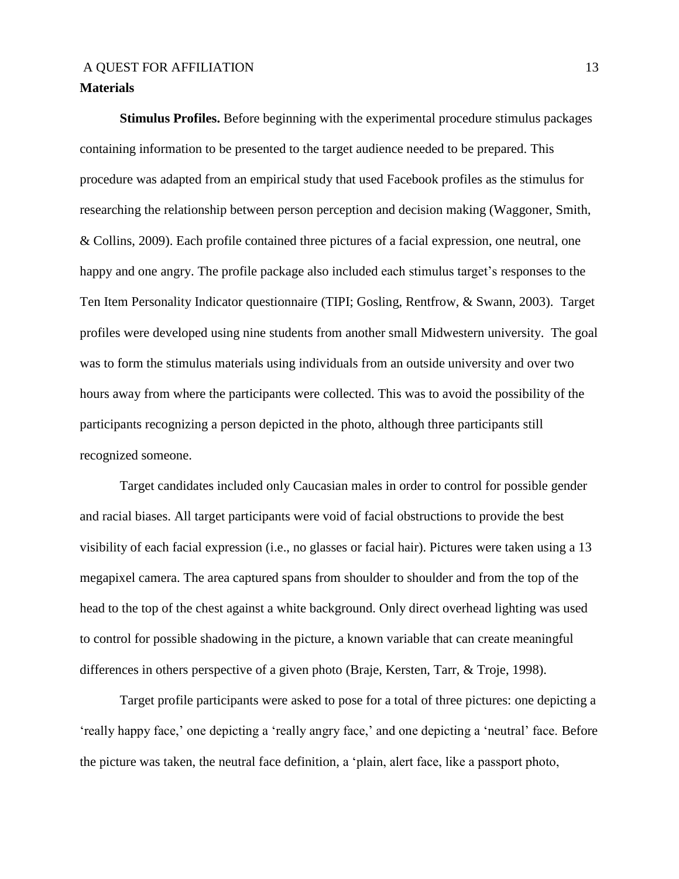**Materials**

**Stimulus Profiles.** Before beginning with the experimental procedure stimulus packages containing information to be presented to the target audience needed to be prepared. This procedure was adapted from an empirical study that used Facebook profiles as the stimulus for researching the relationship between person perception and decision making (Waggoner, Smith, & Collins, 2009). Each profile contained three pictures of a facial expression, one neutral, one happy and one angry. The profile package also included each stimulus target's responses to the Ten Item Personality Indicator questionnaire (TIPI; Gosling, Rentfrow, & Swann, 2003). Target profiles were developed using nine students from another small Midwestern university. The goal was to form the stimulus materials using individuals from an outside university and over two hours away from where the participants were collected. This was to avoid the possibility of the participants recognizing a person depicted in the photo, although three participants still recognized someone.

Target candidates included only Caucasian males in order to control for possible gender and racial biases. All target participants were void of facial obstructions to provide the best visibility of each facial expression (i.e., no glasses or facial hair). Pictures were taken using a 13 megapixel camera. The area captured spans from shoulder to shoulder and from the top of the head to the top of the chest against a white background. Only direct overhead lighting was used to control for possible shadowing in the picture, a known variable that can create meaningful differences in others perspective of a given photo (Braje, Kersten, Tarr, & Troje, 1998).

Target profile participants were asked to pose for a total of three pictures: one depicting a 'really happy face,' one depicting a 'really angry face,' and one depicting a 'neutral' face. Before the picture was taken, the neutral face definition, a 'plain, alert face, like a passport photo,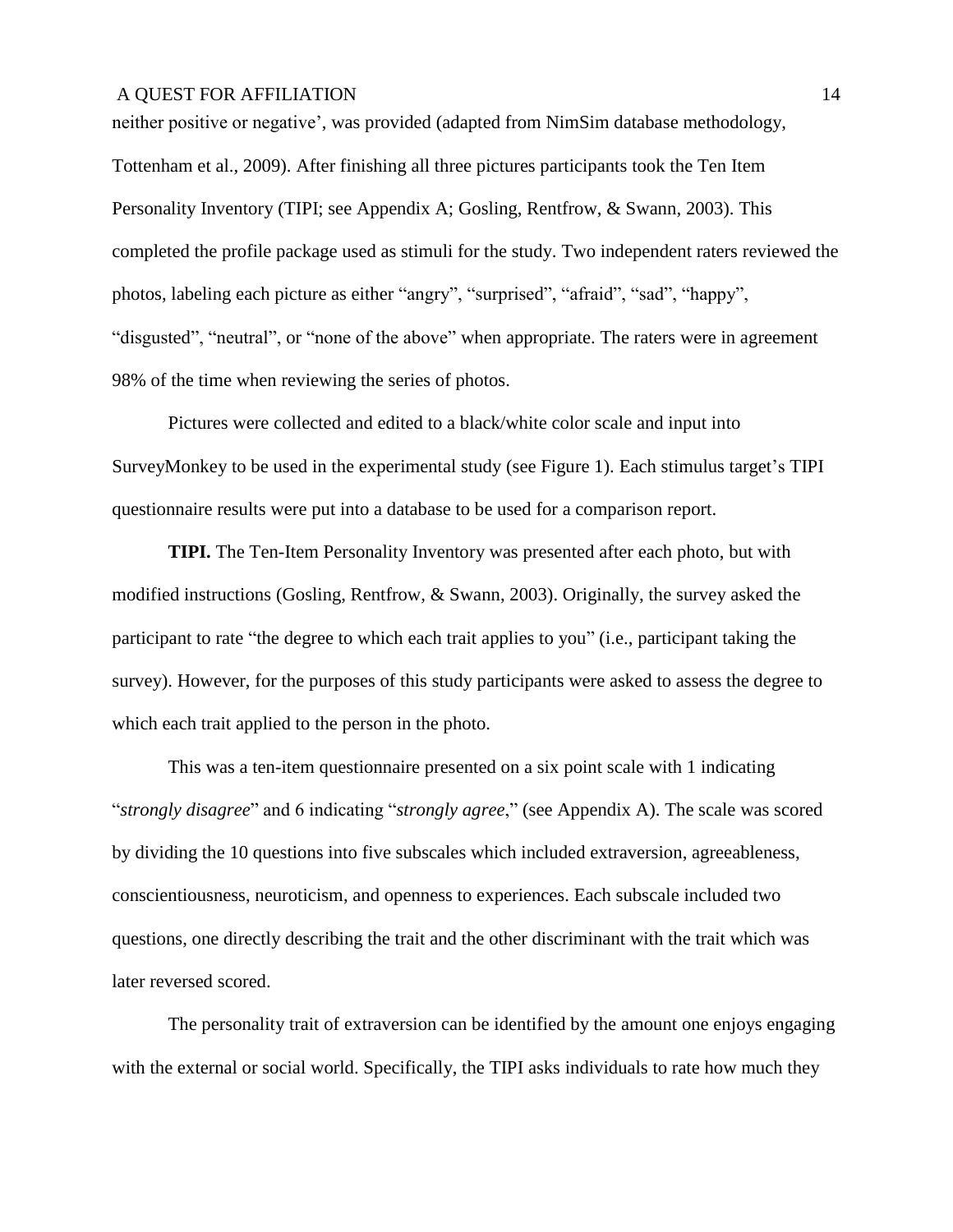neither positive or negative', was provided (adapted from NimSim database methodology, Tottenham et al., 2009). After finishing all three pictures participants took the Ten Item Personality Inventory (TIPI; see Appendix A; Gosling, Rentfrow, & Swann, 2003). This completed the profile package used as stimuli for the study. Two independent raters reviewed the photos, labeling each picture as either "angry", "surprised", "afraid", "sad", "happy", "disgusted", "neutral", or "none of the above" when appropriate. The raters were in agreement 98% of the time when reviewing the series of photos.

Pictures were collected and edited to a black/white color scale and input into SurveyMonkey to be used in the experimental study (see Figure 1). Each stimulus target's TIPI questionnaire results were put into a database to be used for a comparison report.

**TIPI.** The Ten-Item Personality Inventory was presented after each photo, but with modified instructions (Gosling, Rentfrow, & Swann, 2003). Originally, the survey asked the participant to rate "the degree to which each trait applies to you" (i.e., participant taking the survey). However, for the purposes of this study participants were asked to assess the degree to which each trait applied to the person in the photo.

This was a ten-item questionnaire presented on a six point scale with 1 indicating "*strongly disagree*" and 6 indicating "*strongly agree*," (see Appendix A). The scale was scored by dividing the 10 questions into five subscales which included extraversion, agreeableness, conscientiousness, neuroticism, and openness to experiences. Each subscale included two questions, one directly describing the trait and the other discriminant with the trait which was later reversed scored.

The personality trait of extraversion can be identified by the amount one enjoys engaging with the external or social world. Specifically, the TIPI asks individuals to rate how much they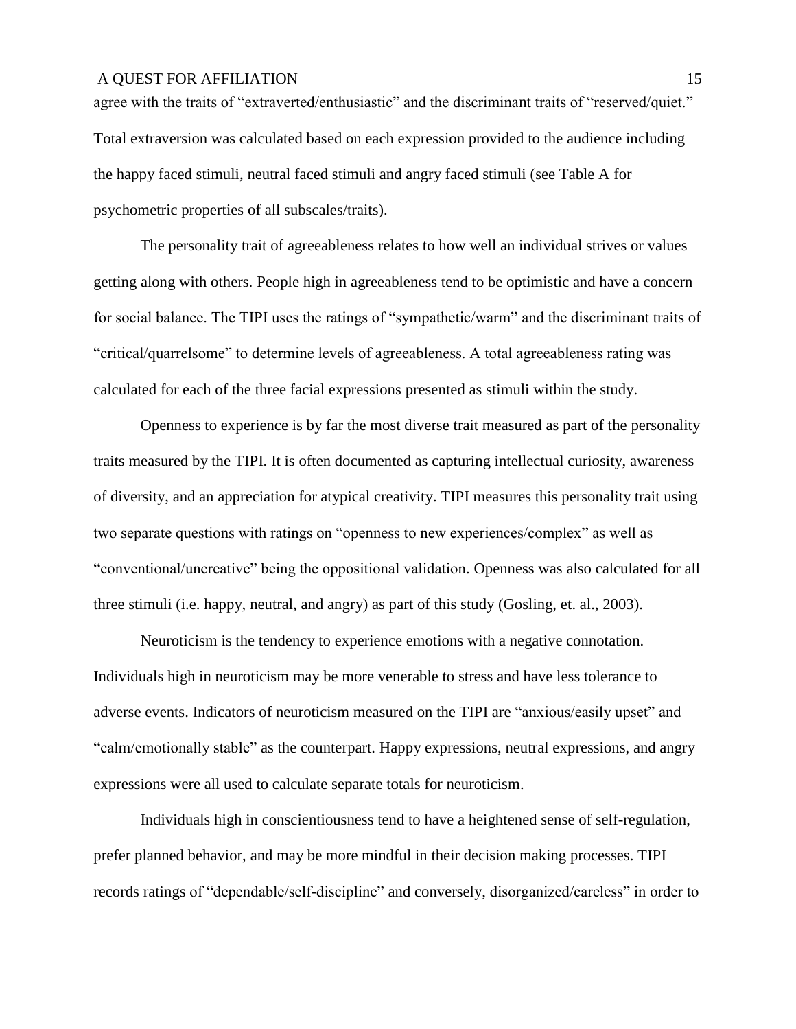agree with the traits of “extraverted/enthusiastic” and the discriminant traits of “reserved/quiet.” Total extraversion was calculated based on each expression provided to the audience including the happy faced stimuli, neutral faced stimuli and angry faced stimuli (see Table A for psychometric properties of all subscales/traits).

The personality trait of agreeableness relates to how well an individual strives or values getting along with others. People high in agreeableness tend to be optimistic and have a concern for social balance. The TIPI uses the ratings of “sympathetic/warm” and the discriminant traits of “critical/quarrelsome” to determine levels of agreeableness. A total agreeableness rating was calculated for each of the three facial expressions presented as stimuli within the study.

Openness to experience is by far the most diverse trait measured as part of the personality traits measured by the TIPI. It is often documented as capturing intellectual curiosity, awareness of diversity, and an appreciation for atypical creativity. TIPI measures this personality trait using two separate questions with ratings on “openness to new experiences/complex” as well as “conventional/uncreative” being the oppositional validation. Openness was also calculated for all three stimuli (i.e. happy, neutral, and angry) as part of this study (Gosling, et. al., 2003).

Neuroticism is the tendency to experience emotions with a negative connotation. Individuals high in neuroticism may be more venerable to stress and have less tolerance to adverse events. Indicators of neuroticism measured on the TIPI are “anxious/easily upset” and “calm/emotionally stable” as the counterpart. Happy expressions, neutral expressions, and angry expressions were all used to calculate separate totals for neuroticism.

Individuals high in conscientiousness tend to have a heightened sense of self-regulation, prefer planned behavior, and may be more mindful in their decision making processes. TIPI records ratings of “dependable/self-discipline” and conversely, disorganized/careless” in order to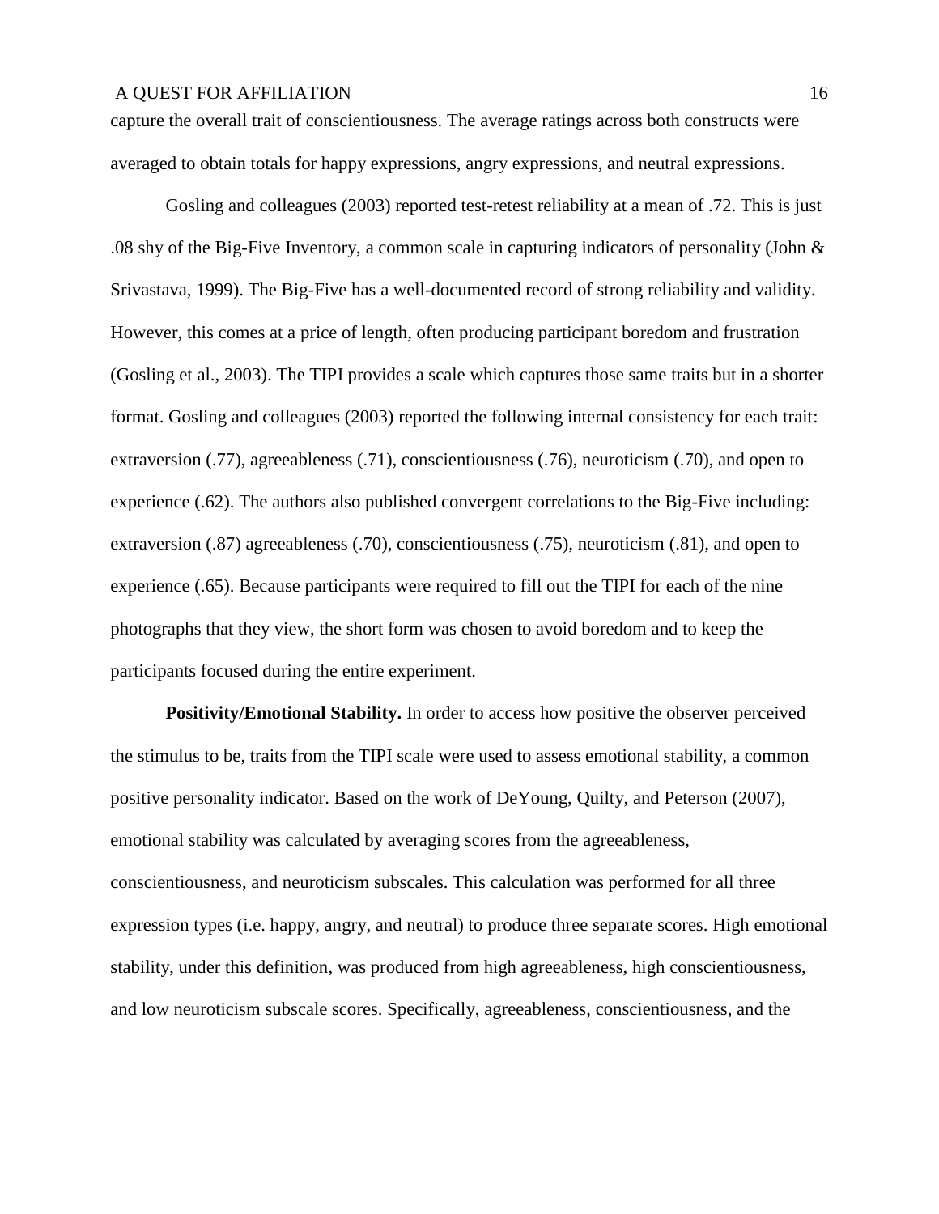capture the overall trait of conscientiousness. The average ratings across both constructs were averaged to obtain totals for happy expressions, angry expressions, and neutral expressions.

Gosling and colleagues (2003) reported test-retest reliability at a mean of .72. This is just .08 shy of the Big-Five Inventory, a common scale in capturing indicators of personality (John & Srivastava, 1999). The Big-Five has a well-documented record of strong reliability and validity. However, this comes at a price of length, often producing participant boredom and frustration (Gosling et al., 2003). The TIPI provides a scale which captures those same traits but in a shorter format. Gosling and colleagues (2003) reported the following internal consistency for each trait: extraversion (.77), agreeableness (.71), conscientiousness (.76), neuroticism (.70), and open to experience (.62). The authors also published convergent correlations to the Big-Five including: extraversion (.87) agreeableness (.70), conscientiousness (.75), neuroticism (.81), and open to experience (.65). Because participants were required to fill out the TIPI for each of the nine photographs that they view, the short form was chosen to avoid boredom and to keep the participants focused during the entire experiment.

**Positivity/Emotional Stability.** In order to access how positive the observer perceived the stimulus to be, traits from the TIPI scale were used to assess emotional stability, a common positive personality indicator. Based on the work of DeYoung, Quilty, and Peterson (2007), emotional stability was calculated by averaging scores from the agreeableness, conscientiousness, and neuroticism subscales. This calculation was performed for all three expression types (i.e. happy, angry, and neutral) to produce three separate scores. High emotional stability, under this definition, was produced from high agreeableness, high conscientiousness, and low neuroticism subscale scores. Specifically, agreeableness, conscientiousness, and the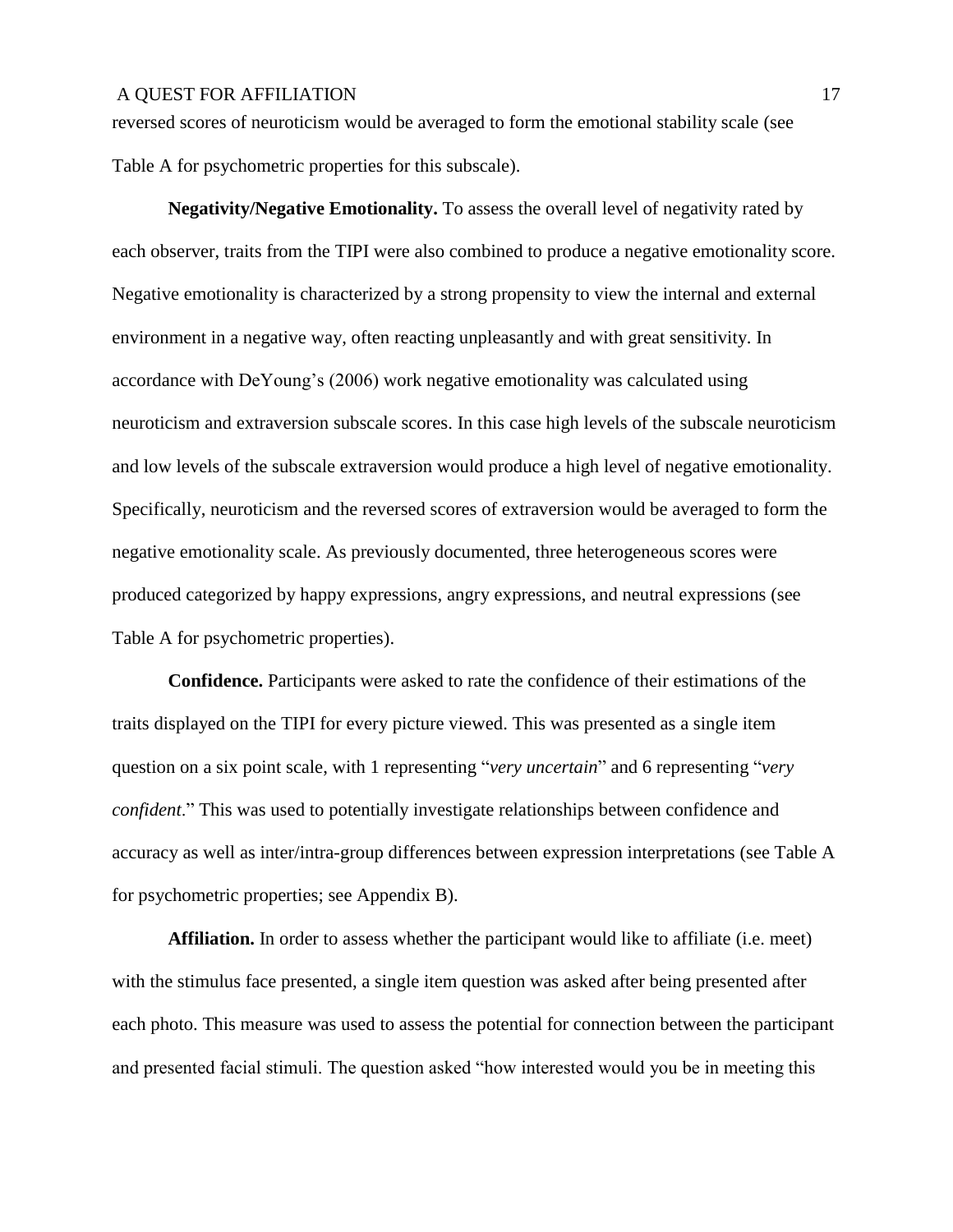reversed scores of neuroticism would be averaged to form the emotional stability scale (see Table A for psychometric properties for this subscale).

**Negativity/Negative Emotionality.** To assess the overall level of negativity rated by each observer, traits from the TIPI were also combined to produce a negative emotionality score. Negative emotionality is characterized by a strong propensity to view the internal and external environment in a negative way, often reacting unpleasantly and with great sensitivity. In accordance with DeYoung's (2006) work negative emotionality was calculated using neuroticism and extraversion subscale scores. In this case high levels of the subscale neuroticism and low levels of the subscale extraversion would produce a high level of negative emotionality. Specifically, neuroticism and the reversed scores of extraversion would be averaged to form the negative emotionality scale. As previously documented, three heterogeneous scores were produced categorized by happy expressions, angry expressions, and neutral expressions (see Table A for psychometric properties).

**Confidence.** Participants were asked to rate the confidence of their estimations of the traits displayed on the TIPI for every picture viewed. This was presented as a single item question on a six point scale, with 1 representing "*very uncertain*" and 6 representing "*very confident*." This was used to potentially investigate relationships between confidence and accuracy as well as inter/intra-group differences between expression interpretations (see Table A for psychometric properties; see Appendix B).

**Affiliation.** In order to assess whether the participant would like to affiliate (i.e. meet) with the stimulus face presented, a single item question was asked after being presented after each photo. This measure was used to assess the potential for connection between the participant and presented facial stimuli. The question asked "how interested would you be in meeting this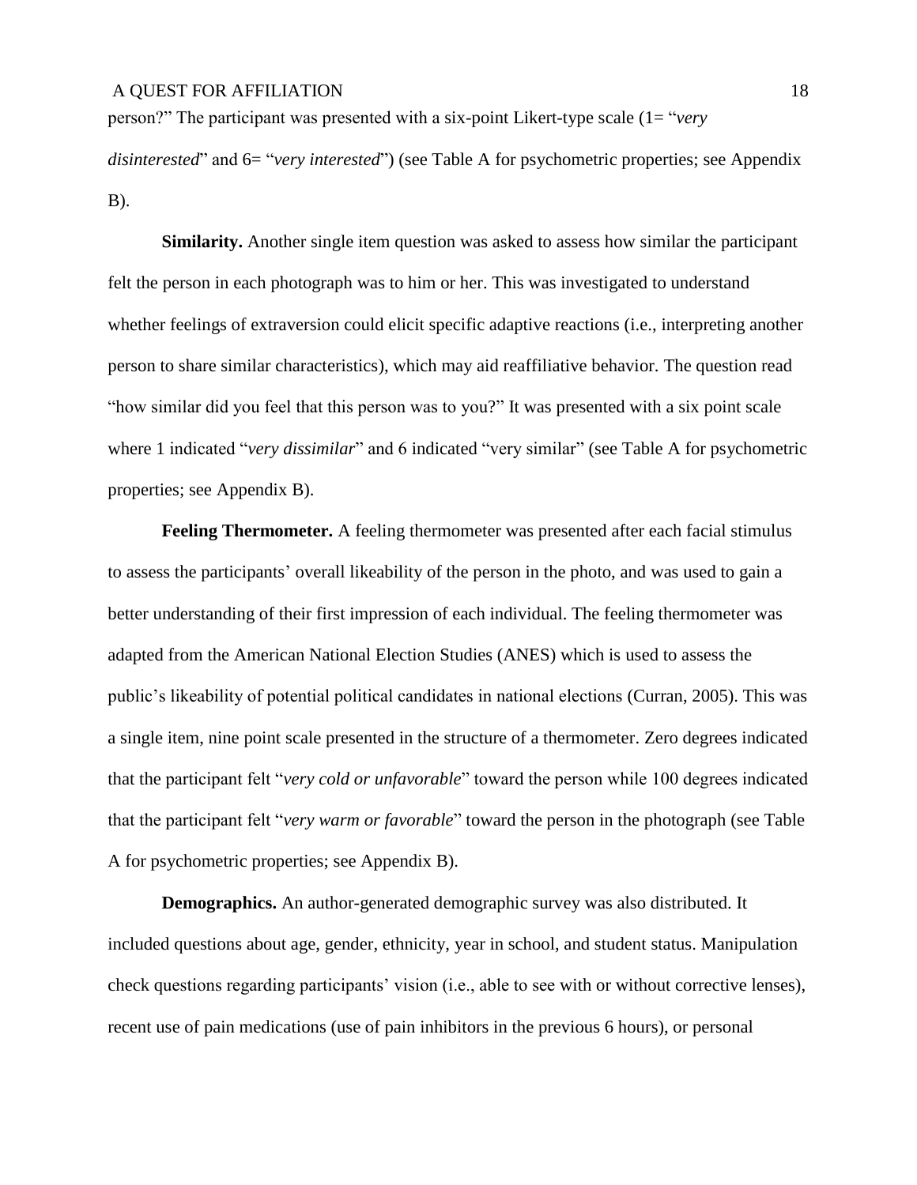person?" The participant was presented with a six-point Likert-type scale (1= "*very disinterested*" and 6= "*very interested*") (see Table A for psychometric properties; see Appendix B).

**Similarity.** Another single item question was asked to assess how similar the participant felt the person in each photograph was to him or her. This was investigated to understand whether feelings of extraversion could elicit specific adaptive reactions (i.e., interpreting another person to share similar characteristics), which may aid reaffiliative behavior. The question read "how similar did you feel that this person was to you?" It was presented with a six point scale where 1 indicated "*very dissimilar*" and 6 indicated "very similar" (see Table A for psychometric properties; see Appendix B).

**Feeling Thermometer.** A feeling thermometer was presented after each facial stimulus to assess the participants' overall likeability of the person in the photo, and was used to gain a better understanding of their first impression of each individual. The feeling thermometer was adapted from the American National Election Studies (ANES) which is used to assess the public's likeability of potential political candidates in national elections (Curran, 2005). This was a single item, nine point scale presented in the structure of a thermometer. Zero degrees indicated that the participant felt "*very cold or unfavorable*" toward the person while 100 degrees indicated that the participant felt "*very warm or favorable*" toward the person in the photograph (see Table A for psychometric properties; see Appendix B).

**Demographics.** An author-generated demographic survey was also distributed. It included questions about age, gender, ethnicity, year in school, and student status. Manipulation check questions regarding participants' vision (i.e., able to see with or without corrective lenses), recent use of pain medications (use of pain inhibitors in the previous 6 hours), or personal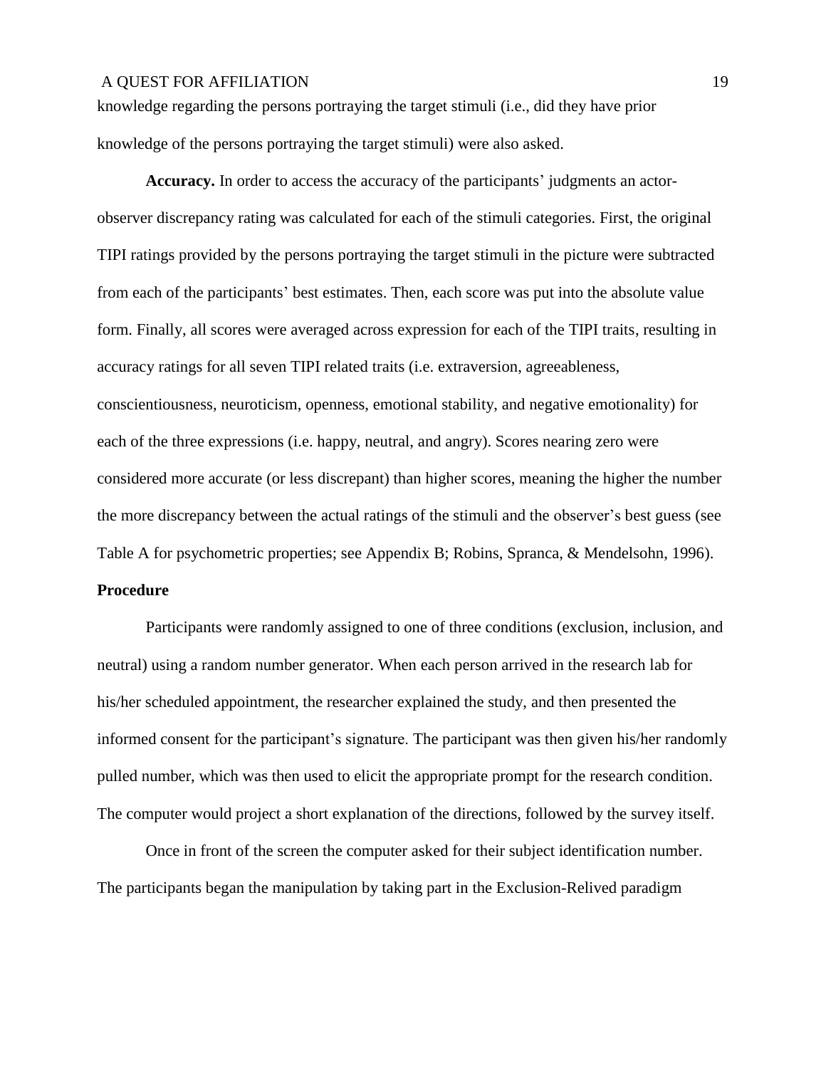knowledge regarding the persons portraying the target stimuli (i.e., did they have prior knowledge of the persons portraying the target stimuli) were also asked.

**Accuracy.** In order to access the accuracy of the participants' judgments an actor-observer discrepancy rating was calculated for each of the stimuli categories. First, the original TIPI ratings provided by the persons portraying the target stimuli in the picture were subtracted from each of the participants' best estimates. Then, each score was put into the absolute value form. Finally, all scores were averaged across expression for each of the TIPI traits, resulting in accuracy ratings for all seven TIPI related traits (i.e. extraversion, agreeableness, conscientiousness, neuroticism, openness, emotional stability, and negative emotionality) for each of the three expressions (i.e. happy, neutral, and angry). Scores nearing zero were considered more accurate (or less discrepant) than higher scores, meaning the higher the number the more discrepancy between the actual ratings of the stimuli and the observer's best guess (see Table A for psychometric properties; see Appendix B; Robins, Spranca, & Mendelsohn, 1996).

## Procedure

Participants were randomly assigned to one of three conditions (exclusion, inclusion, and neutral) using a random number generator. When each person arrived in the research lab for his/her scheduled appointment, the researcher explained the study, and then presented the informed consent for the participant's signature. The participant was then given his/her randomly pulled number, which was then used to elicit the appropriate prompt for the research condition. The computer would project a short explanation of the directions, followed by the survey itself.

Once in front of the screen the computer asked for their subject identification number. The participants began the manipulation by taking part in the Exclusion-Relived paradigm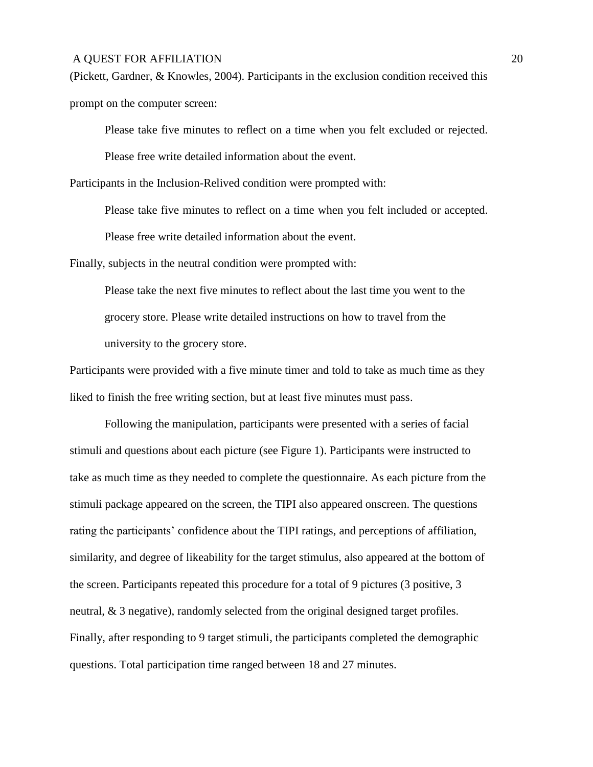(Pickett, Gardner, & Knowles, 2004). Participants in the exclusion condition received this prompt on the computer screen:

> Please take five minutes to reflect on a time when you felt excluded or rejected. Please free write detailed information about the event.

Participants in the Inclusion-Relived condition were prompted with:

> Please take five minutes to reflect on a time when you felt included or accepted. Please free write detailed information about the event.

Finally, subjects in the neutral condition were prompted with:

> Please take the next five minutes to reflect about the last time you went to the grocery store. Please write detailed instructions on how to travel from the university to the grocery store.

Participants were provided with a five minute timer and told to take as much time as they liked to finish the free writing section, but at least five minutes must pass.

Following the manipulation, participants were presented with a series of facial stimuli and questions about each picture (see Figure 1). Participants were instructed to take as much time as they needed to complete the questionnaire. As each picture from the stimuli package appeared on the screen, the TIPI also appeared onscreen. The questions rating the participants' confidence about the TIPI ratings, and perceptions of affiliation, similarity, and degree of likeability for the target stimulus, also appeared at the bottom of the screen. Participants repeated this procedure for a total of 9 pictures (3 positive, 3 neutral, & 3 negative), randomly selected from the original designed target profiles. Finally, after responding to 9 target stimuli, the participants completed the demographic questions. Total participation time ranged between 18 and 27 minutes.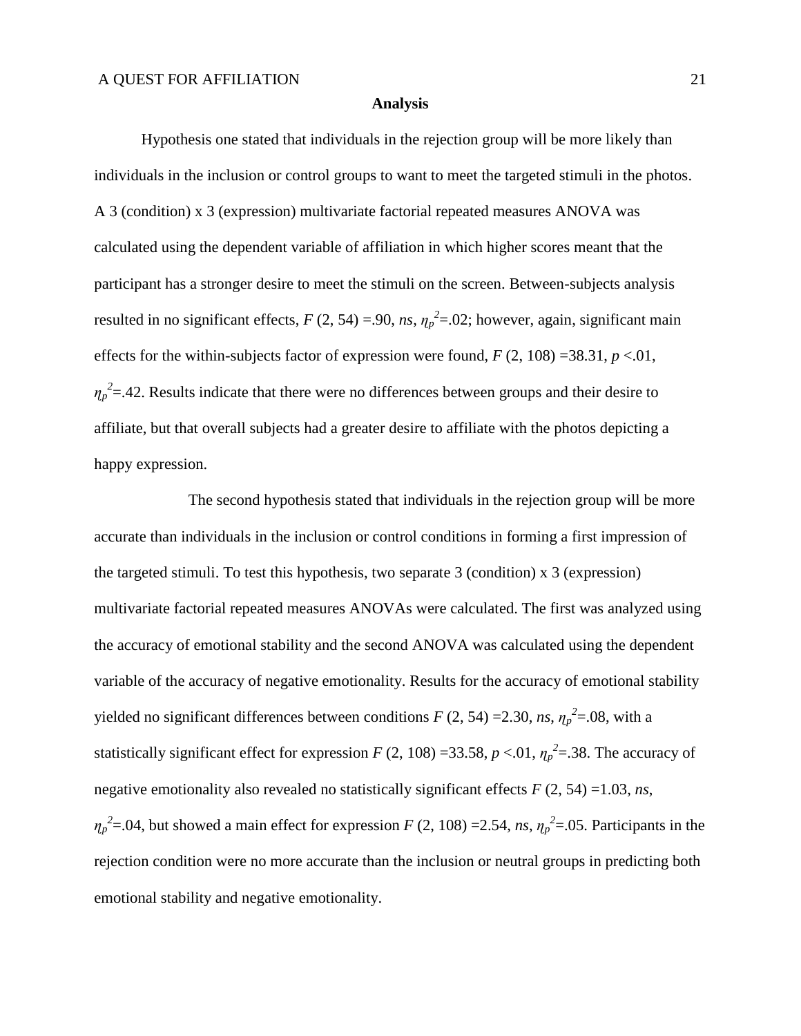## Analysis

Hypothesis one stated that individuals in the rejection group will be more likely than individuals in the inclusion or control groups to want to meet the targeted stimuli in the photos. A 3 (condition) x 3 (expression) multivariate factorial repeated measures ANOVA was calculated using the dependent variable of affiliation in which higher scores meant that the participant has a stronger desire to meet the stimuli on the screen. Between-subjects analysis resulted in no significant effects, $F$ (2, 54) =.90, *ns*, $\eta_p^2$=.02; however, again, significant main effects for the within-subjects factor of expression were found, $F$ (2, 108) =38.31, $p$ <.01, $\eta_p^2$=.42. Results indicate that there were no differences between groups and their desire to affiliate, but that overall subjects had a greater desire to affiliate with the photos depicting a happy expression.

The second hypothesis stated that individuals in the rejection group will be more accurate than individuals in the inclusion or control conditions in forming a first impression of the targeted stimuli. To test this hypothesis, two separate 3 (condition) x 3 (expression) multivariate factorial repeated measures ANOVAs were calculated. The first was analyzed using the accuracy of emotional stability and the second ANOVA was calculated using the dependent variable of the accuracy of negative emotionality. Results for the accuracy of emotional stability yielded no significant differences between conditions $F$ (2, 54) =2.30, *ns*, $\eta_p^2$=.08, with a statistically significant effect for expression $F$ (2, 108) =33.58, $p$ <.01, $\eta_p^2$=.38. The accuracy of negative emotionality also revealed no statistically significant effects $F$ (2, 54) =1.03, *ns*, $\eta_p^2$=.04, but showed a main effect for expression $F$ (2, 108) =2.54, *ns*, $\eta_p^2$=.05. Participants in the rejection condition were no more accurate than the inclusion or neutral groups in predicting both emotional stability and negative emotionality.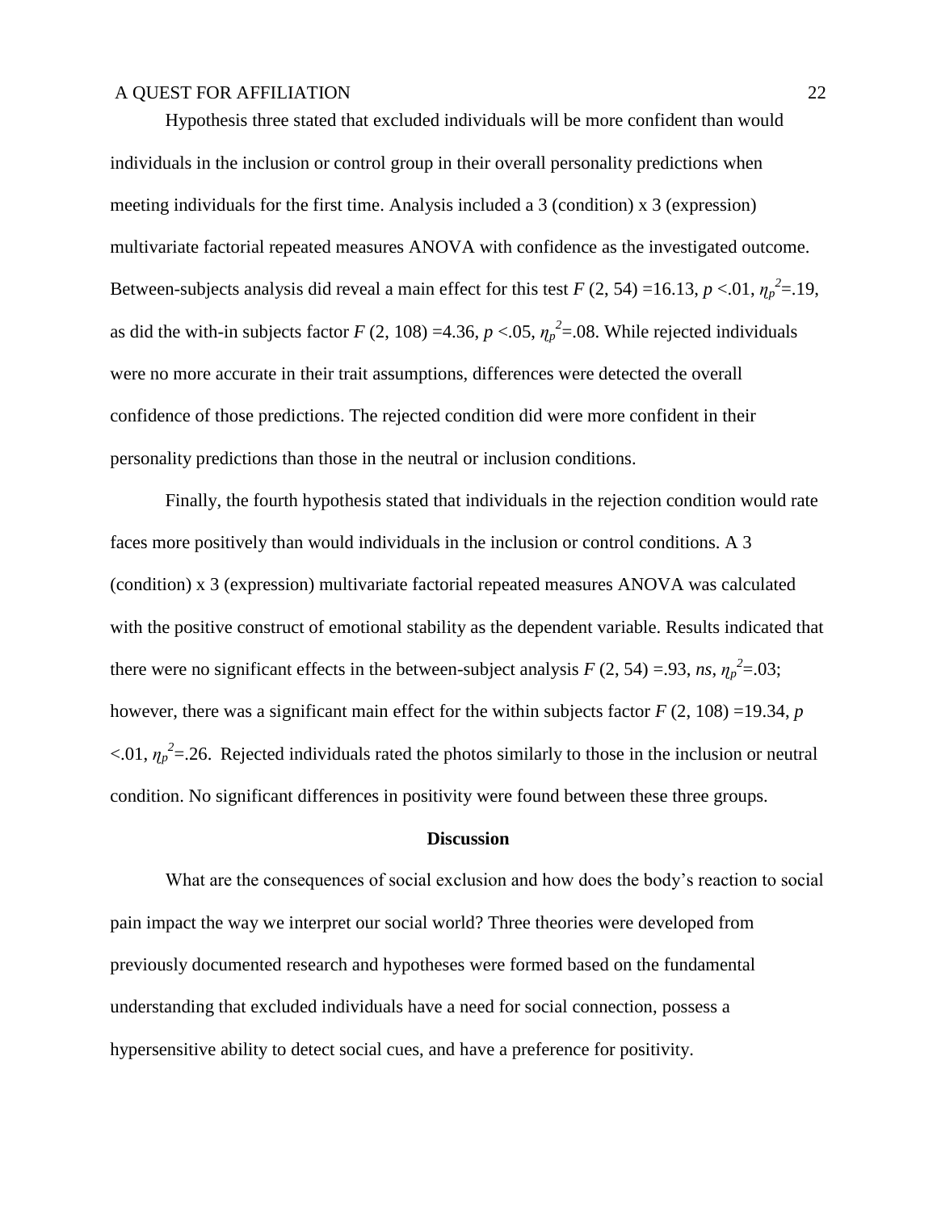Hypothesis three stated that excluded individuals will be more confident than would individuals in the inclusion or control group in their overall personality predictions when meeting individuals for the first time. Analysis included a 3 (condition) x 3 (expression) multivariate factorial repeated measures ANOVA with confidence as the investigated outcome. Between-subjects analysis did reveal a main effect for this test $F(2, 54) = 16.13$, $p < .01$, $\eta_p^2 = .19$, as did the with-in subjects factor $F(2, 108) = 4.36$, $p < .05$, $\eta_p^2 = .08$. While rejected individuals were no more accurate in their trait assumptions, differences were detected the overall confidence of those predictions. The rejected condition did were more confident in their personality predictions than those in the neutral or inclusion conditions.

Finally, the fourth hypothesis stated that individuals in the rejection condition would rate faces more positively than would individuals in the inclusion or control conditions. A 3 (condition) x 3 (expression) multivariate factorial repeated measures ANOVA was calculated with the positive construct of emotional stability as the dependent variable. Results indicated that there were no significant effects in the between-subject analysis $F(2, 54) = .93$, *ns*, $\eta_p^2 = .03$; however, there was a significant main effect for the within subjects factor $F(2, 108) = 19.34$, $p < .01$, $\eta_p^2 = .26$. Rejected individuals rated the photos similarly to those in the inclusion or neutral condition. No significant differences in positivity were found between these three groups.

## Discussion

What are the consequences of social exclusion and how does the body's reaction to social pain impact the way we interpret our social world? Three theories were developed from previously documented research and hypotheses were formed based on the fundamental understanding that excluded individuals have a need for social connection, possess a hypersensitive ability to detect social cues, and have a preference for positivity.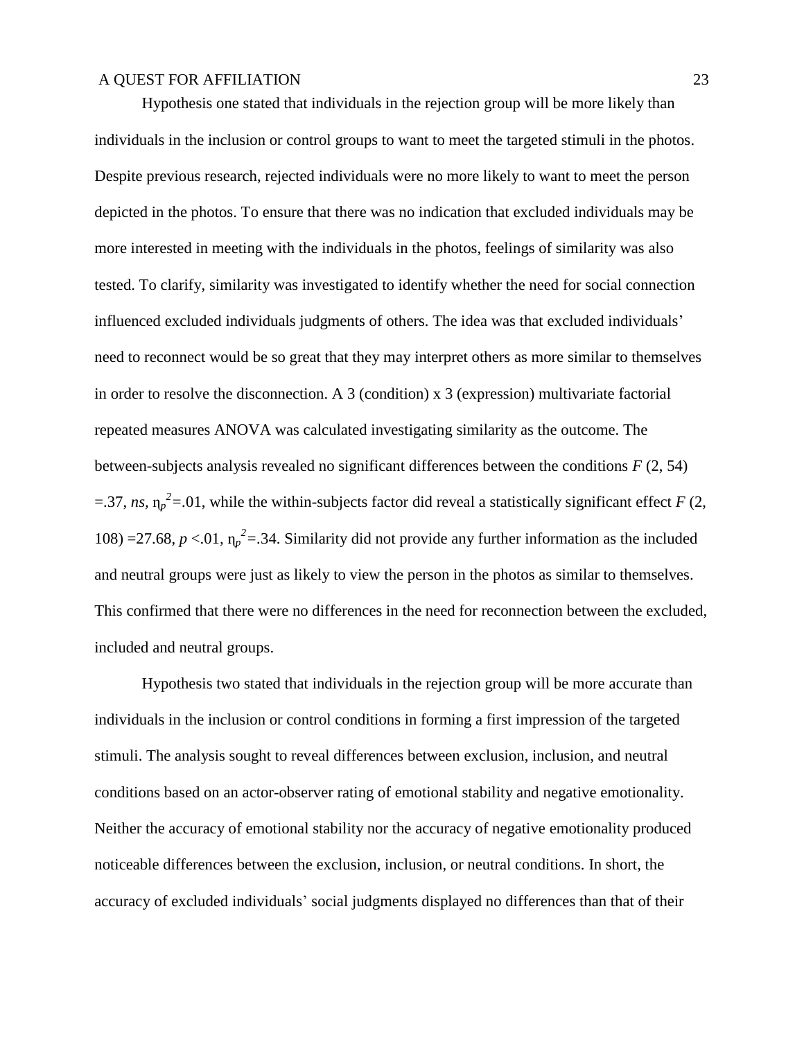Hypothesis one stated that individuals in the rejection group will be more likely than individuals in the inclusion or control groups to want to meet the targeted stimuli in the photos. Despite previous research, rejected individuals were no more likely to want to meet the person depicted in the photos. To ensure that there was no indication that excluded individuals may be more interested in meeting with the individuals in the photos, feelings of similarity was also tested. To clarify, similarity was investigated to identify whether the need for social connection influenced excluded individuals judgments of others. The idea was that excluded individuals' need to reconnect would be so great that they may interpret others as more similar to themselves in order to resolve the disconnection. A 3 (condition) x 3 (expression) multivariate factorial repeated measures ANOVA was calculated investigating similarity as the outcome. The between-subjects analysis revealed no significant differences between the conditions $F$ (2, 54) =.37, *ns*, $\eta_p^2$=.01, while the within-subjects factor did reveal a statistically significant effect $F$ (2, 108) =27.68, $p$ <.01, $\eta_p^2$=.34. Similarity did not provide any further information as the included and neutral groups were just as likely to view the person in the photos as similar to themselves. This confirmed that there were no differences in the need for reconnection between the excluded, included and neutral groups.

Hypothesis two stated that individuals in the rejection group will be more accurate than individuals in the inclusion or control conditions in forming a first impression of the targeted stimuli. The analysis sought to reveal differences between exclusion, inclusion, and neutral conditions based on an actor-observer rating of emotional stability and negative emotionality. Neither the accuracy of emotional stability nor the accuracy of negative emotionality produced noticeable differences between the exclusion, inclusion, or neutral conditions. In short, the accuracy of excluded individuals' social judgments displayed no differences than that of their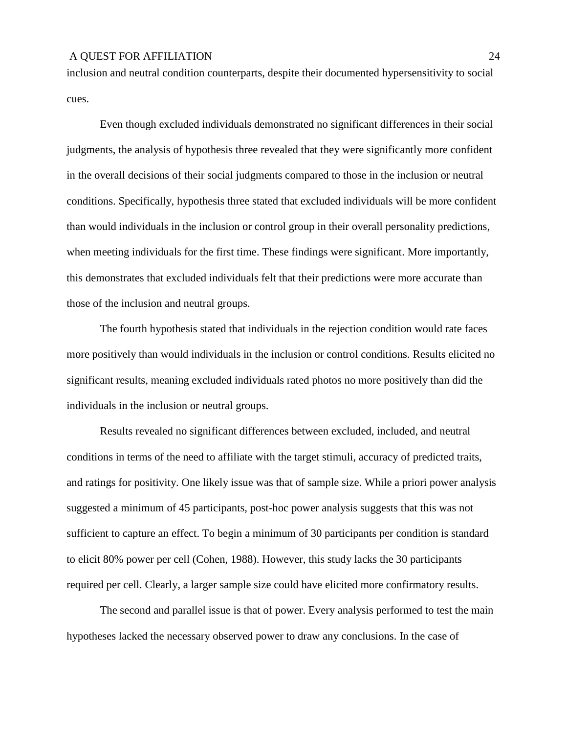inclusion and neutral condition counterparts, despite their documented hypersensitivity to social cues.

Even though excluded individuals demonstrated no significant differences in their social judgments, the analysis of hypothesis three revealed that they were significantly more confident in the overall decisions of their social judgments compared to those in the inclusion or neutral conditions. Specifically, hypothesis three stated that excluded individuals will be more confident than would individuals in the inclusion or control group in their overall personality predictions, when meeting individuals for the first time. These findings were significant. More importantly, this demonstrates that excluded individuals felt that their predictions were more accurate than those of the inclusion and neutral groups.

The fourth hypothesis stated that individuals in the rejection condition would rate faces more positively than would individuals in the inclusion or control conditions. Results elicited no significant results, meaning excluded individuals rated photos no more positively than did the individuals in the inclusion or neutral groups.

Results revealed no significant differences between excluded, included, and neutral conditions in terms of the need to affiliate with the target stimuli, accuracy of predicted traits, and ratings for positivity. One likely issue was that of sample size. While a priori power analysis suggested a minimum of 45 participants, post-hoc power analysis suggests that this was not sufficient to capture an effect. To begin a minimum of 30 participants per condition is standard to elicit 80% power per cell (Cohen, 1988). However, this study lacks the 30 participants required per cell. Clearly, a larger sample size could have elicited more confirmatory results.

The second and parallel issue is that of power. Every analysis performed to test the main hypotheses lacked the necessary observed power to draw any conclusions. In the case of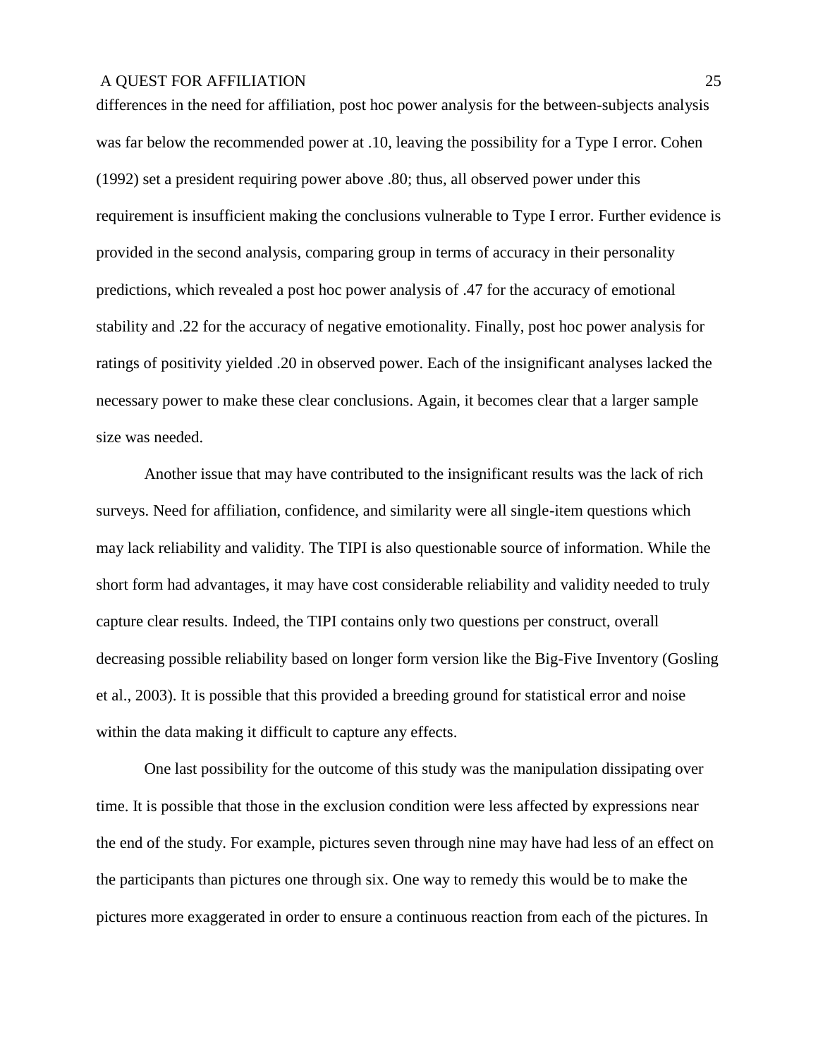differences in the need for affiliation, post hoc power analysis for the between-subjects analysis was far below the recommended power at .10, leaving the possibility for a Type I error. Cohen (1992) set a president requiring power above .80; thus, all observed power under this requirement is insufficient making the conclusions vulnerable to Type I error. Further evidence is provided in the second analysis, comparing group in terms of accuracy in their personality predictions, which revealed a post hoc power analysis of .47 for the accuracy of emotional stability and .22 for the accuracy of negative emotionality. Finally, post hoc power analysis for ratings of positivity yielded .20 in observed power. Each of the insignificant analyses lacked the necessary power to make these clear conclusions. Again, it becomes clear that a larger sample size was needed.

Another issue that may have contributed to the insignificant results was the lack of rich surveys. Need for affiliation, confidence, and similarity were all single-item questions which may lack reliability and validity. The TIPI is also questionable source of information. While the short form had advantages, it may have cost considerable reliability and validity needed to truly capture clear results. Indeed, the TIPI contains only two questions per construct, overall decreasing possible reliability based on longer form version like the Big-Five Inventory (Gosling et al., 2003). It is possible that this provided a breeding ground for statistical error and noise within the data making it difficult to capture any effects.

One last possibility for the outcome of this study was the manipulation dissipating over time. It is possible that those in the exclusion condition were less affected by expressions near the end of the study. For example, pictures seven through nine may have had less of an effect on the participants than pictures one through six. One way to remedy this would be to make the pictures more exaggerated in order to ensure a continuous reaction from each of the pictures. In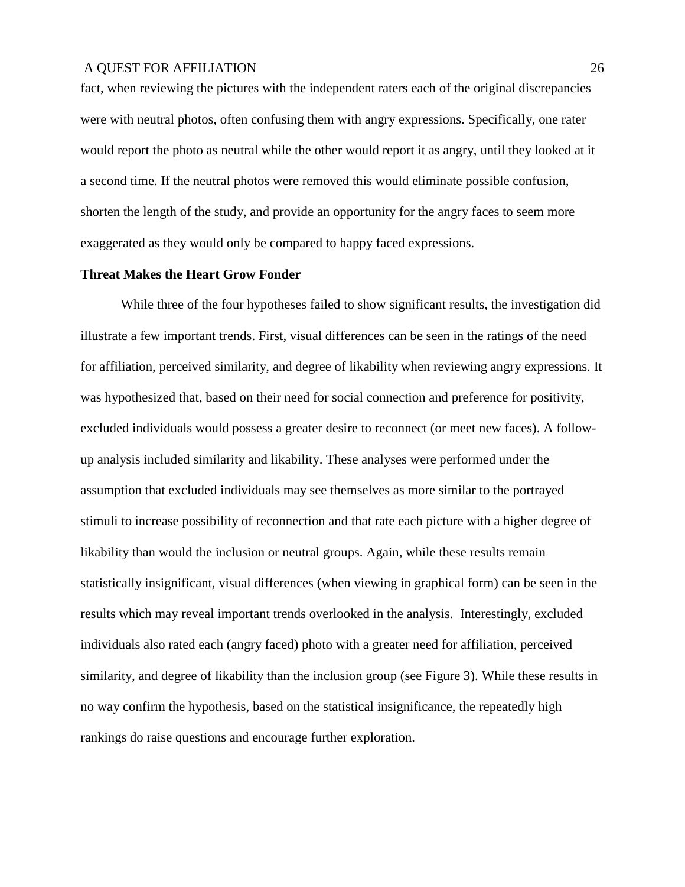fact, when reviewing the pictures with the independent raters each of the original discrepancies were with neutral photos, often confusing them with angry expressions. Specifically, one rater would report the photo as neutral while the other would report it as angry, until they looked at it a second time. If the neutral photos were removed this would eliminate possible confusion, shorten the length of the study, and provide an opportunity for the angry faces to seem more exaggerated as they would only be compared to happy faced expressions.

**Threat Makes the Heart Grow Fonder**

While three of the four hypotheses failed to show significant results, the investigation did illustrate a few important trends. First, visual differences can be seen in the ratings of the need for affiliation, perceived similarity, and degree of likability when reviewing angry expressions. It was hypothesized that, based on their need for social connection and preference for positivity, excluded individuals would possess a greater desire to reconnect (or meet new faces). A follow-up analysis included similarity and likability. These analyses were performed under the assumption that excluded individuals may see themselves as more similar to the portrayed stimuli to increase possibility of reconnection and that rate each picture with a higher degree of likability than would the inclusion or neutral groups. Again, while these results remain statistically insignificant, visual differences (when viewing in graphical form) can be seen in the results which may reveal important trends overlooked in the analysis. Interestingly, excluded individuals also rated each (angry faced) photo with a greater need for affiliation, perceived similarity, and degree of likability than the inclusion group (see Figure 3). While these results in no way confirm the hypothesis, based on the statistical insignificance, the repeatedly high rankings do raise questions and encourage further exploration.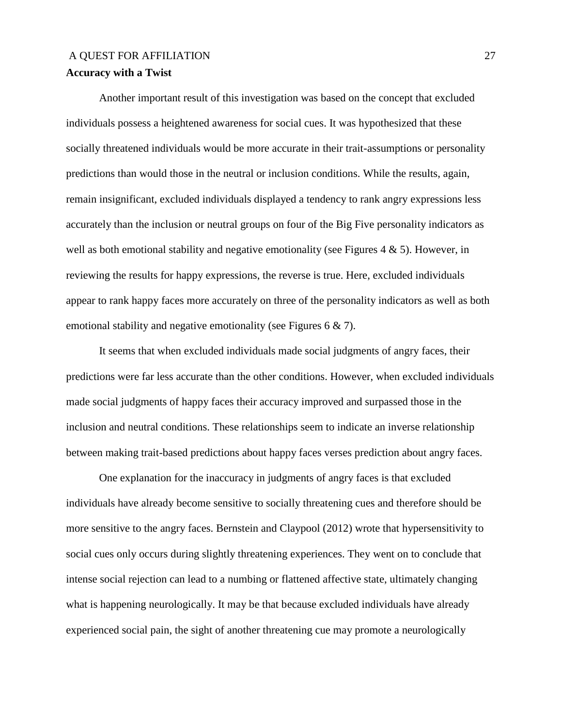**Accuracy with a Twist**

Another important result of this investigation was based on the concept that excluded individuals possess a heightened awareness for social cues. It was hypothesized that these socially threatened individuals would be more accurate in their trait-assumptions or personality predictions than would those in the neutral or inclusion conditions. While the results, again, remain insignificant, excluded individuals displayed a tendency to rank angry expressions less accurately than the inclusion or neutral groups on four of the Big Five personality indicators as well as both emotional stability and negative emotionality (see Figures 4 & 5). However, in reviewing the results for happy expressions, the reverse is true. Here, excluded individuals appear to rank happy faces more accurately on three of the personality indicators as well as both emotional stability and negative emotionality (see Figures 6 & 7).

It seems that when excluded individuals made social judgments of angry faces, their predictions were far less accurate than the other conditions. However, when excluded individuals made social judgments of happy faces their accuracy improved and surpassed those in the inclusion and neutral conditions. These relationships seem to indicate an inverse relationship between making trait-based predictions about happy faces verses prediction about angry faces.

One explanation for the inaccuracy in judgments of angry faces is that excluded individuals have already become sensitive to socially threatening cues and therefore should be more sensitive to the angry faces. Bernstein and Claypool (2012) wrote that hypersensitivity to social cues only occurs during slightly threatening experiences. They went on to conclude that intense social rejection can lead to a numbing or flattened affective state, ultimately changing what is happening neurologically. It may be that because excluded individuals have already experienced social pain, the sight of another threatening cue may promote a neurologically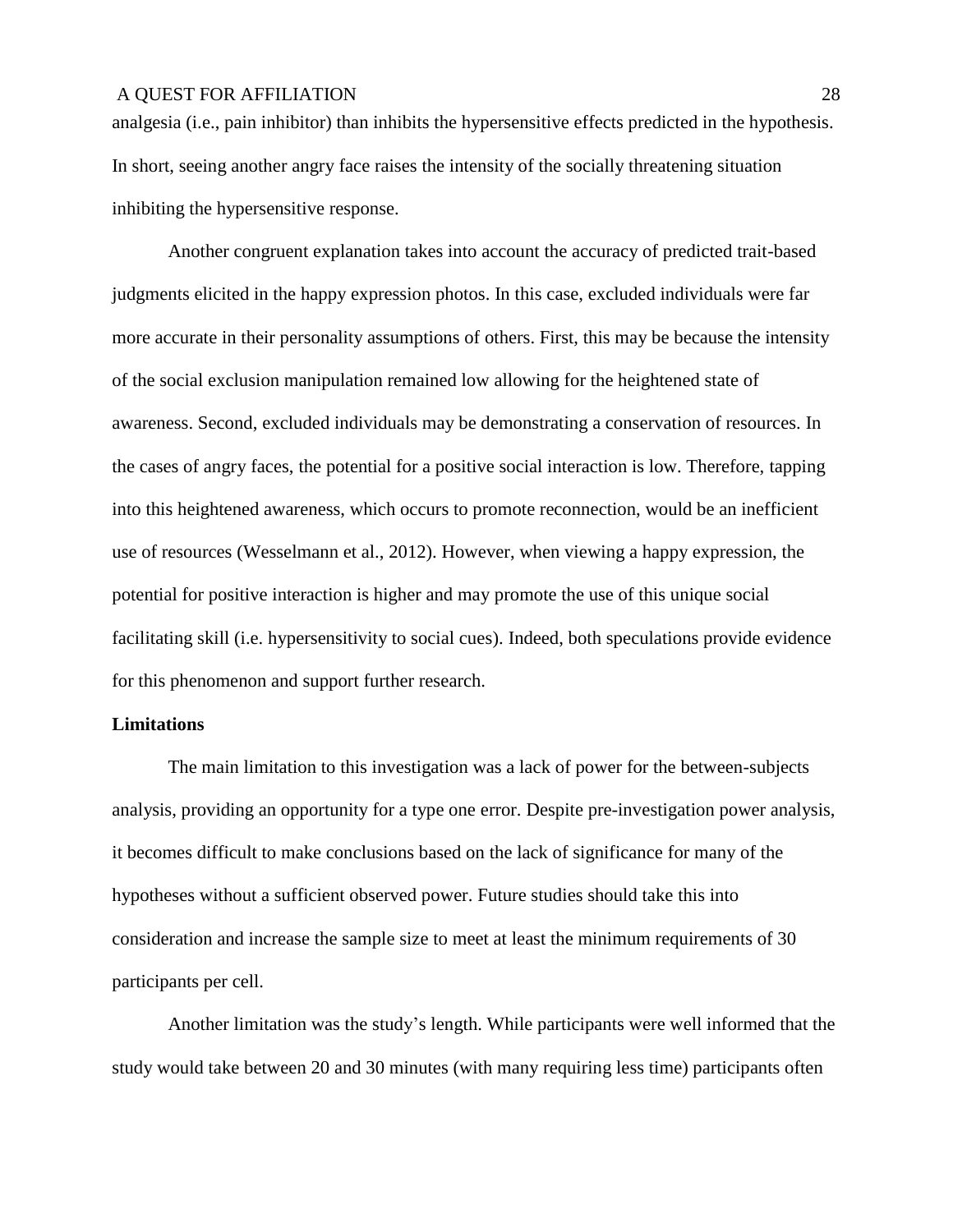analgesia (i.e., pain inhibitor) than inhibits the hypersensitive effects predicted in the hypothesis. In short, seeing another angry face raises the intensity of the socially threatening situation inhibiting the hypersensitive response.

Another congruent explanation takes into account the accuracy of predicted trait-based judgments elicited in the happy expression photos. In this case, excluded individuals were far more accurate in their personality assumptions of others. First, this may be because the intensity of the social exclusion manipulation remained low allowing for the heightened state of awareness. Second, excluded individuals may be demonstrating a conservation of resources. In the cases of angry faces, the potential for a positive social interaction is low. Therefore, tapping into this heightened awareness, which occurs to promote reconnection, would be an inefficient use of resources (Wesselmann et al., 2012). However, when viewing a happy expression, the potential for positive interaction is higher and may promote the use of this unique social facilitating skill (i.e. hypersensitivity to social cues). Indeed, both speculations provide evidence for this phenomenon and support further research.

## Limitations

The main limitation to this investigation was a lack of power for the between-subjects analysis, providing an opportunity for a type one error. Despite pre-investigation power analysis, it becomes difficult to make conclusions based on the lack of significance for many of the hypotheses without a sufficient observed power. Future studies should take this into consideration and increase the sample size to meet at least the minimum requirements of 30 participants per cell.

Another limitation was the study's length. While participants were well informed that the study would take between 20 and 30 minutes (with many requiring less time) participants often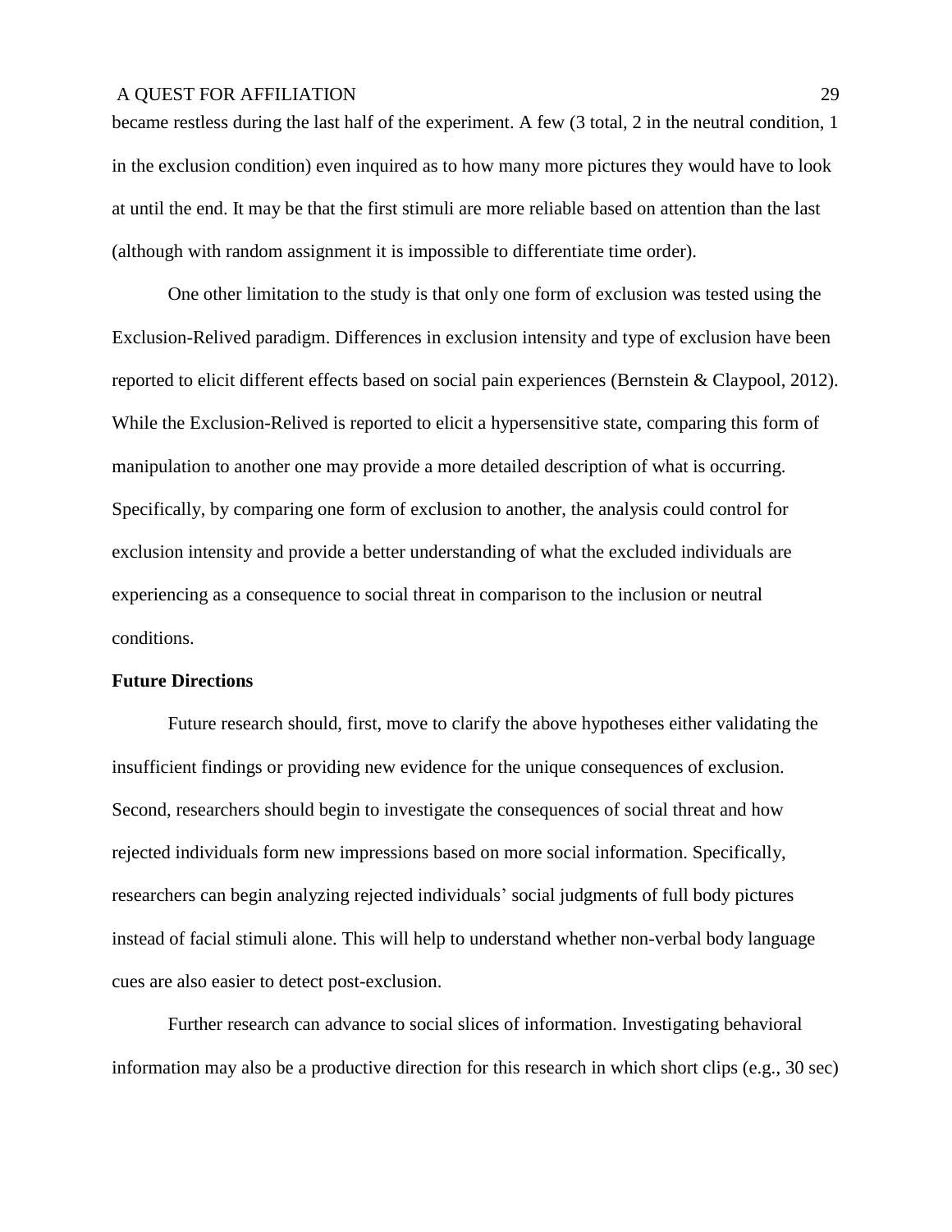became restless during the last half of the experiment. A few (3 total, 2 in the neutral condition, 1 in the exclusion condition) even inquired as to how many more pictures they would have to look at until the end. It may be that the first stimuli are more reliable based on attention than the last (although with random assignment it is impossible to differentiate time order).

One other limitation to the study is that only one form of exclusion was tested using the Exclusion-Relived paradigm. Differences in exclusion intensity and type of exclusion have been reported to elicit different effects based on social pain experiences (Bernstein & Claypool, 2012). While the Exclusion-Relived is reported to elicit a hypersensitive state, comparing this form of manipulation to another one may provide a more detailed description of what is occurring. Specifically, by comparing one form of exclusion to another, the analysis could control for exclusion intensity and provide a better understanding of what the excluded individuals are experiencing as a consequence to social threat in comparison to the inclusion or neutral conditions.

## Future Directions

Future research should, first, move to clarify the above hypotheses either validating the insufficient findings or providing new evidence for the unique consequences of exclusion. Second, researchers should begin to investigate the consequences of social threat and how rejected individuals form new impressions based on more social information. Specifically, researchers can begin analyzing rejected individuals' social judgments of full body pictures instead of facial stimuli alone. This will help to understand whether non-verbal body language cues are also easier to detect post-exclusion.

Further research can advance to social slices of information. Investigating behavioral information may also be a productive direction for this research in which short clips (e.g., 30 sec)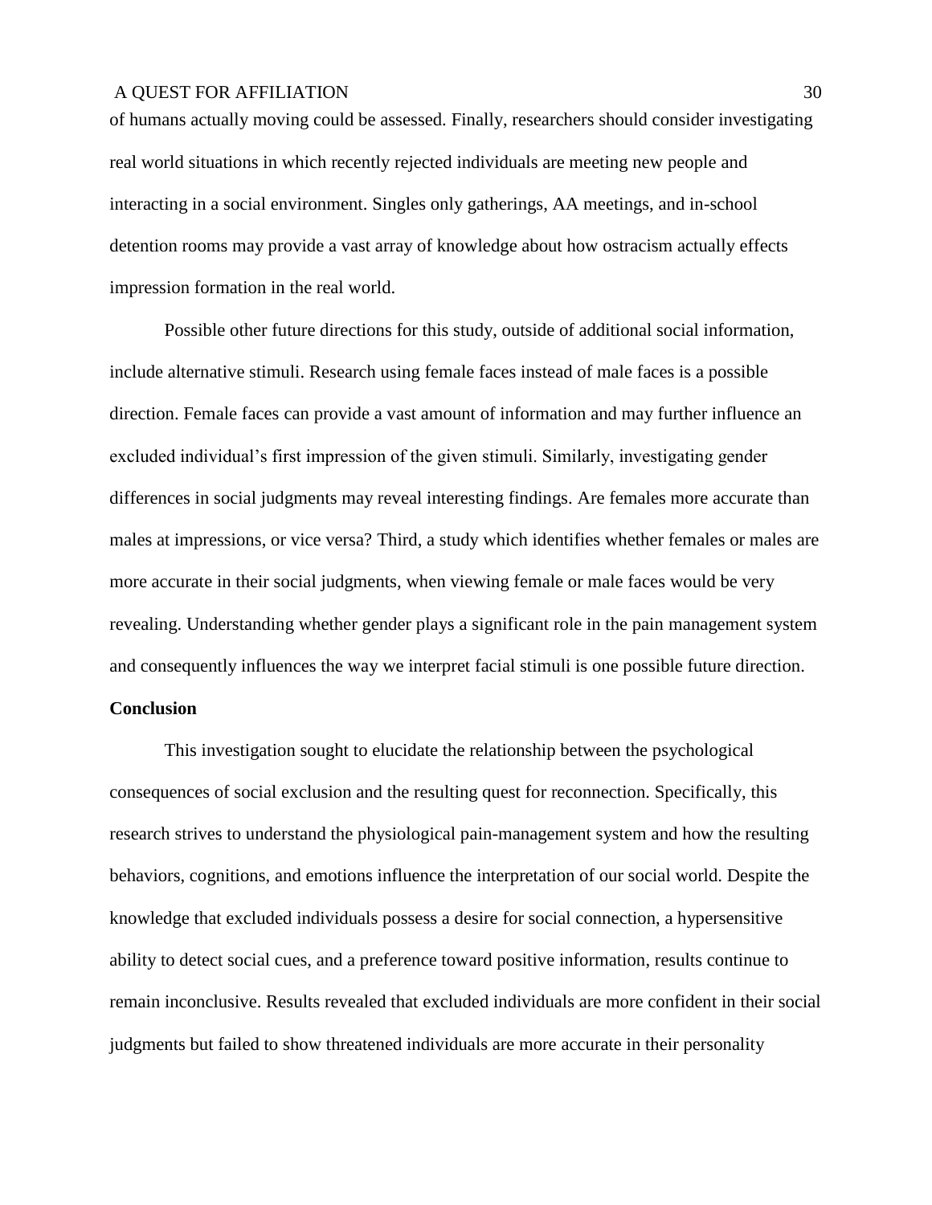of humans actually moving could be assessed. Finally, researchers should consider investigating real world situations in which recently rejected individuals are meeting new people and interacting in a social environment. Singles only gatherings, AA meetings, and in-school detention rooms may provide a vast array of knowledge about how ostracism actually effects impression formation in the real world.

Possible other future directions for this study, outside of additional social information, include alternative stimuli. Research using female faces instead of male faces is a possible direction. Female faces can provide a vast amount of information and may further influence an excluded individual's first impression of the given stimuli. Similarly, investigating gender differences in social judgments may reveal interesting findings. Are females more accurate than males at impressions, or vice versa? Third, a study which identifies whether females or males are more accurate in their social judgments, when viewing female or male faces would be very revealing. Understanding whether gender plays a significant role in the pain management system and consequently influences the way we interpret facial stimuli is one possible future direction.

**Conclusion**

This investigation sought to elucidate the relationship between the psychological consequences of social exclusion and the resulting quest for reconnection. Specifically, this research strives to understand the physiological pain-management system and how the resulting behaviors, cognitions, and emotions influence the interpretation of our social world. Despite the knowledge that excluded individuals possess a desire for social connection, a hypersensitive ability to detect social cues, and a preference toward positive information, results continue to remain inconclusive. Results revealed that excluded individuals are more confident in their social judgments but failed to show threatened individuals are more accurate in their personality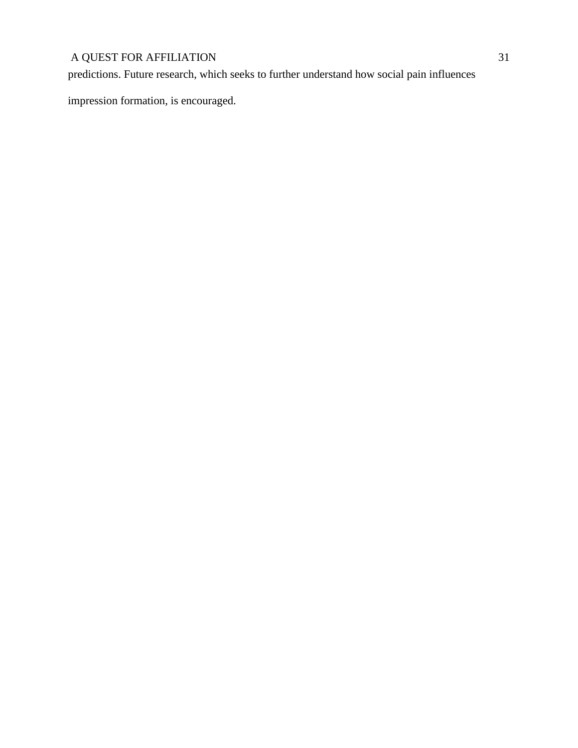predictions. Future research, which seeks to further understand how social pain influences impression formation, is encouraged.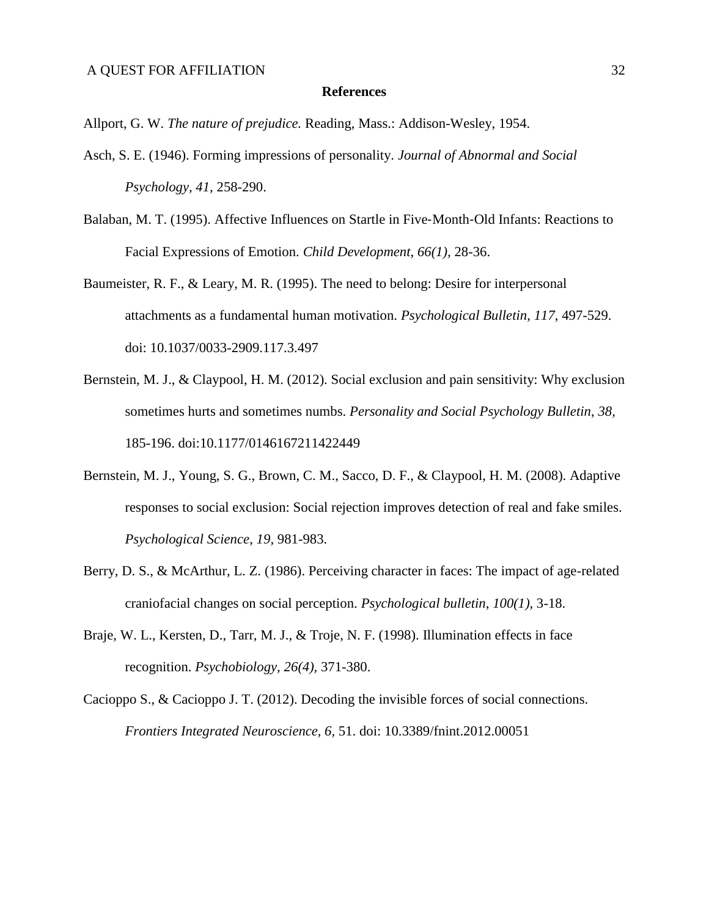# References

Allport, G. W. *The nature of prejudice.* Reading, Mass.: Addison-Wesley, 1954.

Asch, S. E. (1946). Forming impressions of personality. *Journal of Abnormal and Social Psychology, 41,* 258-290.

Balaban, M. T. (1995). Affective Influences on Startle in Five-Month-Old Infants: Reactions to Facial Expressions of Emotion. *Child Development, 66(1),* 28-36.

Baumeister, R. F., & Leary, M. R. (1995). The need to belong: Desire for interpersonal attachments as a fundamental human motivation. *Psychological Bulletin, 117,* 497-529. doi: 10.1037/0033-2909.117.3.497

Bernstein, M. J., & Claypool, H. M. (2012). Social exclusion and pain sensitivity: Why exclusion sometimes hurts and sometimes numbs. *Personality and Social Psychology Bulletin*, *38,* 185-196. doi:10.1177/0146167211422449

Bernstein, M. J., Young, S. G., Brown, C. M., Sacco, D. F., & Claypool, H. M. (2008). Adaptive responses to social exclusion: Social rejection improves detection of real and fake smiles. *Psychological Science*, *19,* 981-983.

Berry, D. S., & McArthur, L. Z. (1986). Perceiving character in faces: The impact of age-related craniofacial changes on social perception. *Psychological bulletin*, *100(1),* 3-18.

Braje, W. L., Kersten, D., Tarr, M. J., & Troje, N. F. (1998). Illumination effects in face recognition. *Psychobiology, 26(4),* 371-380.

Cacioppo S., & Cacioppo J. T. (2012). Decoding the invisible forces of social connections. *Frontiers Integrated Neuroscience*, *6*, 51. doi: 10.3389/fnint.2012.00051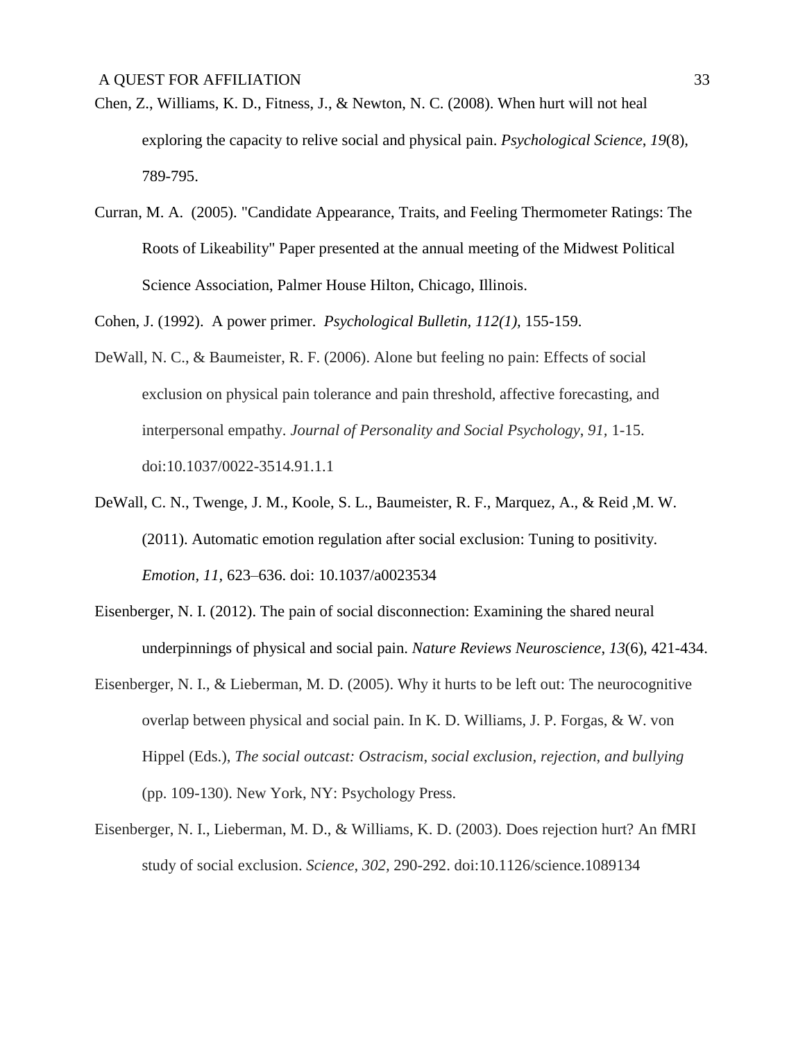Chen, Z., Williams, K. D., Fitness, J., & Newton, N. C. (2008). When hurt will not heal exploring the capacity to relive social and physical pain. *Psychological Science*, *19*(8), 789-795.

Curran, M. A. (2005). "Candidate Appearance, Traits, and Feeling Thermometer Ratings: The Roots of Likeability" Paper presented at the annual meeting of the Midwest Political Science Association, Palmer House Hilton, Chicago, Illinois.

Cohen, J. (1992). A power primer. *Psychological Bulletin, 112(1),* 155-159.

DeWall, N. C., & Baumeister, R. F. (2006). Alone but feeling no pain: Effects of social exclusion on physical pain tolerance and pain threshold, affective forecasting, and interpersonal empathy. *Journal of Personality and Social Psychology*, *91*, 1-15. doi:10.1037/0022-3514.91.1.1

DeWall, C. N., Twenge, J. M., Koole, S. L., Baumeister, R. F., Marquez, A., & Reid ,M. W. (2011). Automatic emotion regulation after social exclusion: Tuning to positivity. *Emotion, 11,* 623–636. doi: 10.1037/a0023534

Eisenberger, N. I. (2012). The pain of social disconnection: Examining the shared neural underpinnings of physical and social pain. *Nature Reviews Neuroscience*, *13*(6), 421-434.

Eisenberger, N. I., & Lieberman, M. D. (2005). Why it hurts to be left out: The neurocognitive overlap between physical and social pain. In K. D. Williams, J. P. Forgas, & W. von Hippel (Eds.), *The social outcast: Ostracism, social exclusion, rejection, and bullying* (pp. 109-130). New York, NY: Psychology Press.

Eisenberger, N. I., Lieberman, M. D., & Williams, K. D. (2003). Does rejection hurt? An fMRI study of social exclusion. *Science*, *302*, 290-292. doi:10.1126/science.1089134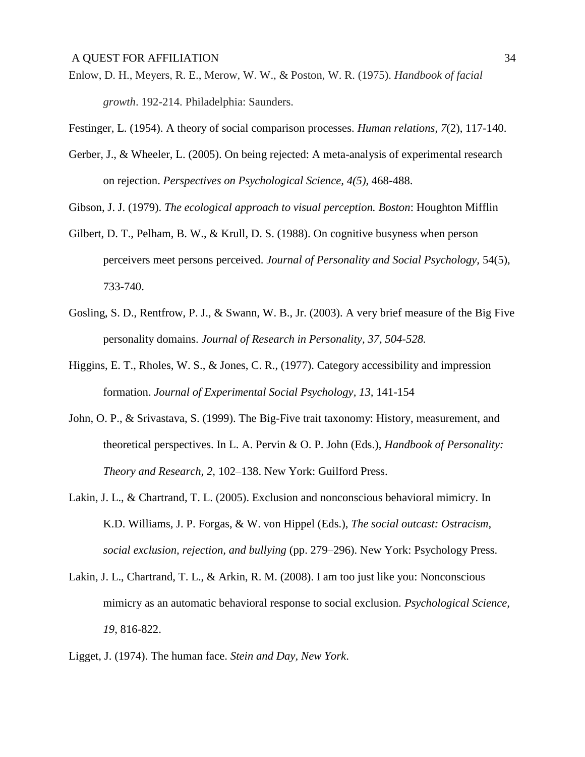Enlow, D. H., Meyers, R. E., Merow, W. W., & Poston, W. R. (1975). *Handbook of facial growth*. 192-214. Philadelphia: Saunders.

Festinger, L. (1954). A theory of social comparison processes. *Human relations*, *7*(2), 117-140.

Gerber, J., & Wheeler, L. (2005). On being rejected: A meta-analysis of experimental research on rejection. *Perspectives on Psychological Science, 4(5)*, 468-488.

Gibson, J. J. (1979). *The ecological approach to visual perception. Boston*: Houghton Mifflin

Gilbert, D. T., Pelham, B. W., & Krull, D. S. (1988). On cognitive busyness when person perceivers meet persons perceived. *Journal of Personality and Social Psychology,* 54(5), 733-740.

Gosling, S. D., Rentfrow, P. J., & Swann, W. B., Jr. (2003). A very brief measure of the Big Five personality domains. *Journal of Research in Personality, 37, 504-528.*

Higgins, E. T., Rholes, W. S., & Jones, C. R., (1977). Category accessibility and impression formation. *Journal of Experimental Social Psychology, 13,* 141-154

John, O. P., & Srivastava, S. (1999). The Big-Five trait taxonomy: History, measurement, and theoretical perspectives. In L. A. Pervin & O. P. John (Eds.), *Handbook of Personality: Theory and Research, 2,* 102–138. New York: Guilford Press.

Lakin, J. L., & Chartrand, T. L. (2005). Exclusion and nonconscious behavioral mimicry. In K.D. Williams, J. P. Forgas, & W. von Hippel (Eds.), *The social outcast: Ostracism, social exclusion, rejection, and bullying* (pp. 279–296). New York: Psychology Press.

Lakin, J. L., Chartrand, T. L., & Arkin, R. M. (2008). I am too just like you: Nonconscious mimicry as an automatic behavioral response to social exclusion. *Psychological Science, 19*, 816-822.

Ligget, J. (1974). The human face. *Stein and Day, New York*.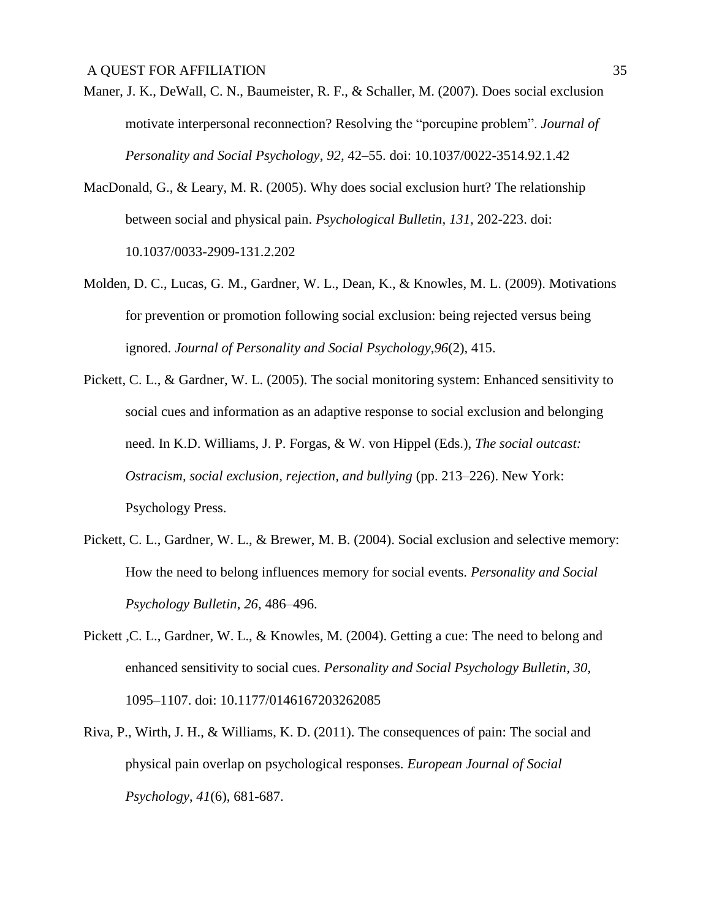Maner, J. K., DeWall, C. N., Baumeister, R. F., & Schaller, M. (2007). Does social exclusion motivate interpersonal reconnection? Resolving the "porcupine problem". *Journal of Personality and Social Psychology*, *92*, 42–55. doi: 10.1037/0022-3514.92.1.42

MacDonald, G., & Leary, M. R. (2005). Why does social exclusion hurt? The relationship between social and physical pain. *Psychological Bulletin*, *131*, 202-223. doi: 10.1037/0033-2909-131.2.202

Molden, D. C., Lucas, G. M., Gardner, W. L., Dean, K., & Knowles, M. L. (2009). Motivations for prevention or promotion following social exclusion: being rejected versus being ignored. *Journal of Personality and Social Psychology*,*96*(2), 415.

Pickett, C. L., & Gardner, W. L. (2005). The social monitoring system: Enhanced sensitivity to social cues and information as an adaptive response to social exclusion and belonging need. In K.D. Williams, J. P. Forgas, & W. von Hippel (Eds.), *The social outcast: Ostracism, social exclusion, rejection, and bullying* (pp. 213–226). New York: Psychology Press.

Pickett, C. L., Gardner, W. L., & Brewer, M. B. (2004). Social exclusion and selective memory: How the need to belong influences memory for social events. *Personality and Social Psychology Bulletin*, *26*, 486–496.

Pickett ,C. L., Gardner, W. L., & Knowles, M. (2004). Getting a cue: The need to belong and enhanced sensitivity to social cues. *Personality and Social Psychology Bulletin*, *30*, 1095–1107. doi: 10.1177/0146167203262085

Riva, P., Wirth, J. H., & Williams, K. D. (2011). The consequences of pain: The social and physical pain overlap on psychological responses. *European Journal of Social Psychology*, *41*(6), 681-687.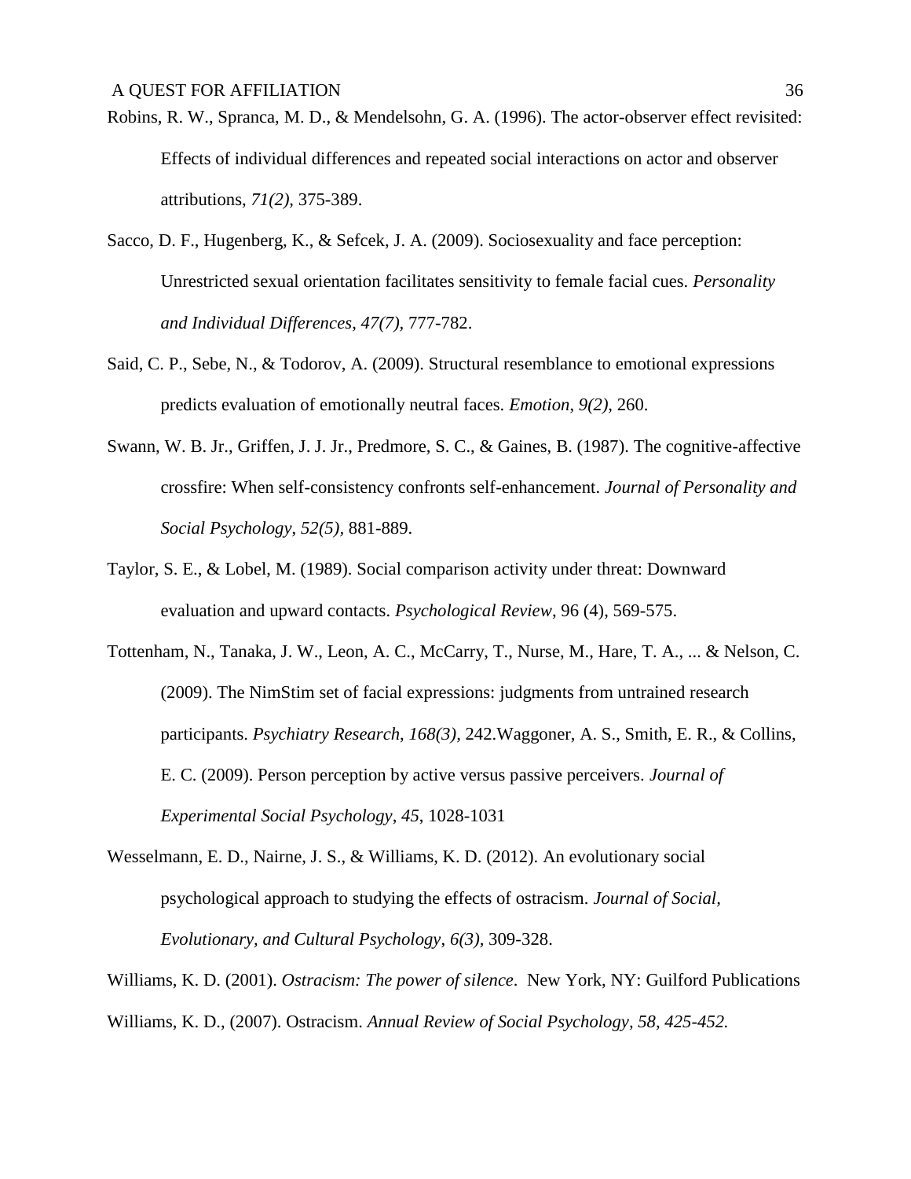Robins, R. W., Spranca, M. D., & Mendelsohn, G. A. (1996). The actor-observer effect revisited: Effects of individual differences and repeated social interactions on actor and observer attributions, *71(2)*, 375-389.

Sacco, D. F., Hugenberg, K., & Sefcek, J. A. (2009). Sociosexuality and face perception: Unrestricted sexual orientation facilitates sensitivity to female facial cues. *Personality and Individual Differences*, *47(7)*, 777-782.

Said, C. P., Sebe, N., & Todorov, A. (2009). Structural resemblance to emotional expressions predicts evaluation of emotionally neutral faces. *Emotion*, *9(2)*, 260.

Swann, W. B. Jr., Griffen, J. J. Jr., Predmore, S. C., & Gaines, B. (1987). The cognitive-affective crossfire: When self-consistency confronts self-enhancement. *Journal of Personality and Social Psychology*, *52(5)*, 881-889.

Taylor, S. E., & Lobel, M. (1989). Social comparison activity under threat: Downward evaluation and upward contacts. *Psychological Review*, 96 (4), 569-575.

Tottenham, N., Tanaka, J. W., Leon, A. C., McCarry, T., Nurse, M., Hare, T. A., ... & Nelson, C. (2009). The NimStim set of facial expressions: judgments from untrained research participants. *Psychiatry Research*, *168(3)*, 242.Waggoner, A. S., Smith, E. R., & Collins, E. C. (2009). Person perception by active versus passive perceivers. *Journal of Experimental Social Psychology*, *45*, 1028-1031

Wesselmann, E. D., Nairne, J. S., & Williams, K. D. (2012). An evolutionary social psychological approach to studying the effects of ostracism. *Journal of Social, Evolutionary, and Cultural Psychology*, *6(3)*, 309-328.

Williams, K. D. (2001). *Ostracism: The power of silence*. New York, NY: Guilford Publications

Williams, K. D., (2007). Ostracism. *Annual Review of Social Psychology, 58, 425-452.*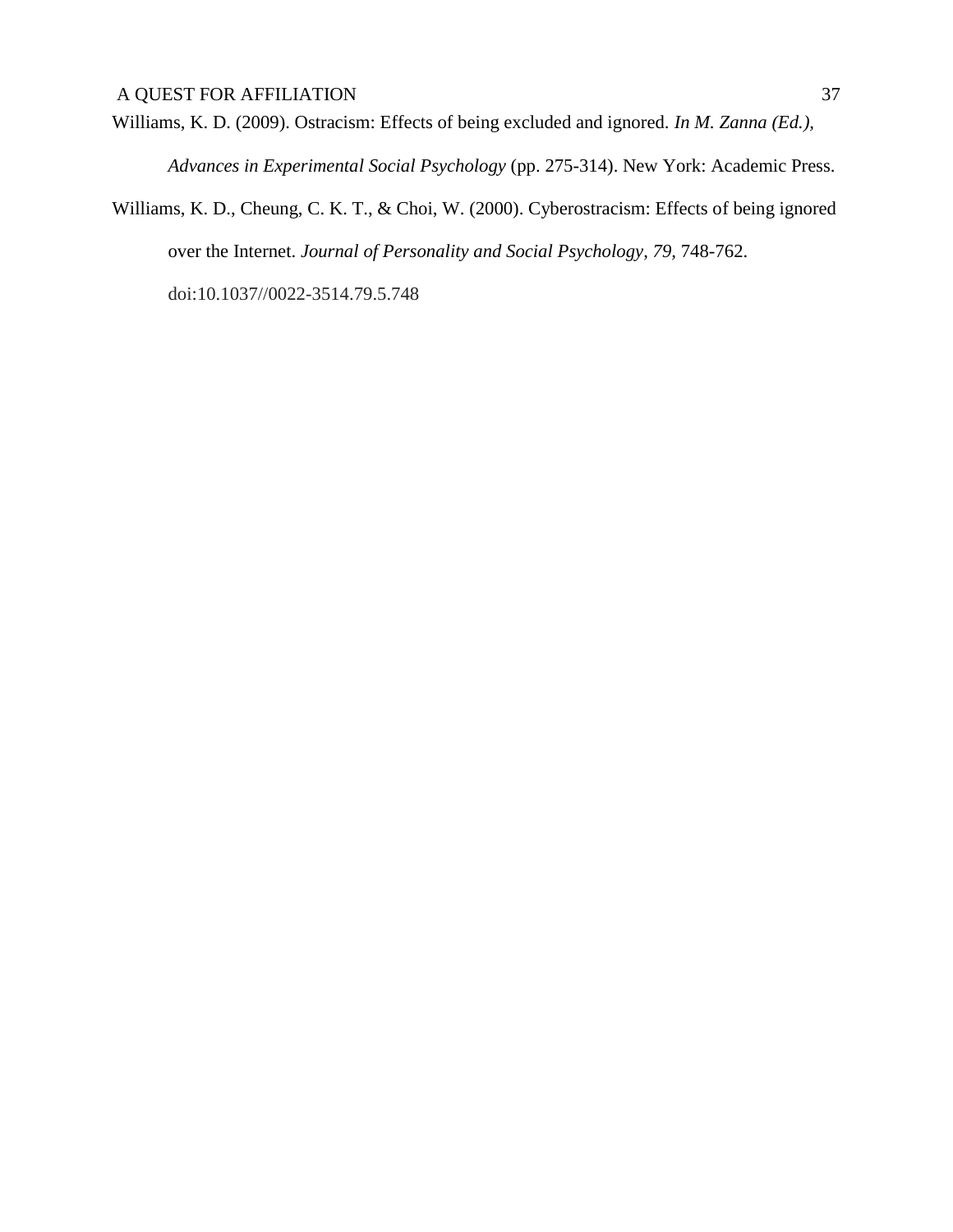Williams, K. D. (2009). Ostracism: Effects of being excluded and ignored. *In M. Zanna (Ed.), Advances in Experimental Social Psychology* (pp. 275-314). New York: Academic Press.

Williams, K. D., Cheung, C. K. T., & Choi, W. (2000). Cyberostracism: Effects of being ignored over the Internet. *Journal of Personality and Social Psychology*, *79,* 748-762. doi:10.1037//0022-3514.79.5.748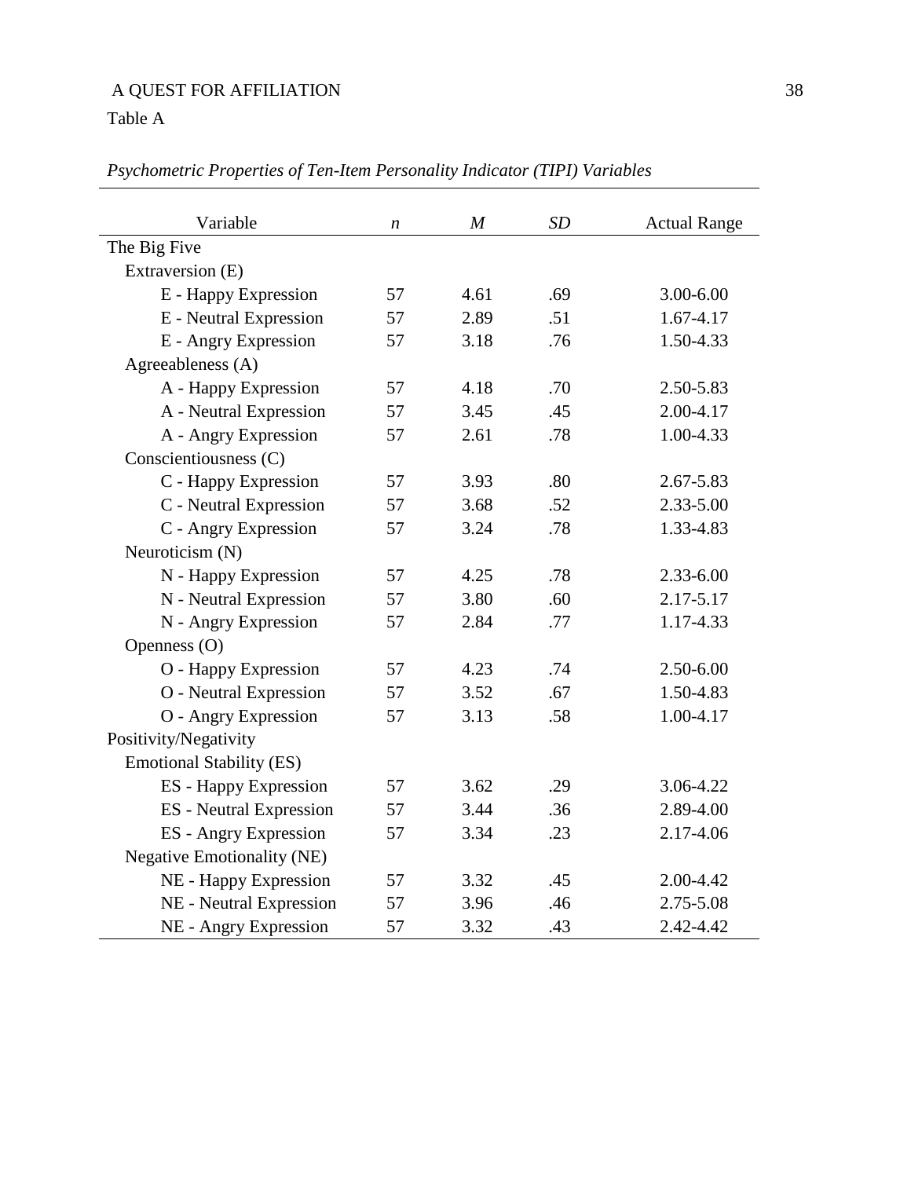Table A

*Psychometric Properties of Ten-Item Personality Indicator (TIPI) Variables*

| Variable | *n* | *M* | *SD* | Actual Range |
|---|---|---|---|---|
| The Big Five | | | | |
| Extraversion (E) | | | | |
| E - Happy Expression | 57 | 4.61 | .69 | 3.00-6.00 |
| E - Neutral Expression | 57 | 2.89 | .51 | 1.67-4.17 |
| E - Angry Expression | 57 | 3.18 | .76 | 1.50-4.33 |
| Agreeableness (A) | | | | |
| A - Happy Expression | 57 | 4.18 | .70 | 2.50-5.83 |
| A - Neutral Expression | 57 | 3.45 | .45 | 2.00-4.17 |
| A - Angry Expression | 57 | 2.61 | .78 | 1.00-4.33 |
| Conscientiousness (C) | | | | |
| C - Happy Expression | 57 | 3.93 | .80 | 2.67-5.83 |
| C - Neutral Expression | 57 | 3.68 | .52 | 2.33-5.00 |
| C - Angry Expression | 57 | 3.24 | .78 | 1.33-4.83 |
| Neuroticism (N) | | | | |
| N - Happy Expression | 57 | 4.25 | .78 | 2.33-6.00 |
| N - Neutral Expression | 57 | 3.80 | .60 | 2.17-5.17 |
| N - Angry Expression | 57 | 2.84 | .77 | 1.17-4.33 |
| Openness (O) | | | | |
| O - Happy Expression | 57 | 4.23 | .74 | 2.50-6.00 |
| O - Neutral Expression | 57 | 3.52 | .67 | 1.50-4.83 |
| O - Angry Expression | 57 | 3.13 | .58 | 1.00-4.17 |
| Positivity/Negativity | | | | |
| Emotional Stability (ES) | | | | |
| ES - Happy Expression | 57 | 3.62 | .29 | 3.06-4.22 |
| ES - Neutral Expression | 57 | 3.44 | .36 | 2.89-4.00 |
| ES - Angry Expression | 57 | 3.34 | .23 | 2.17-4.06 |
| Negative Emotionality (NE) | | | | |
| NE - Happy Expression | 57 | 3.32 | .45 | 2.00-4.42 |
| NE - Neutral Expression | 57 | 3.96 | .46 | 2.75-5.08 |
| NE - Angry Expression | 57 | 3.32 | .43 | 2.42-4.42 |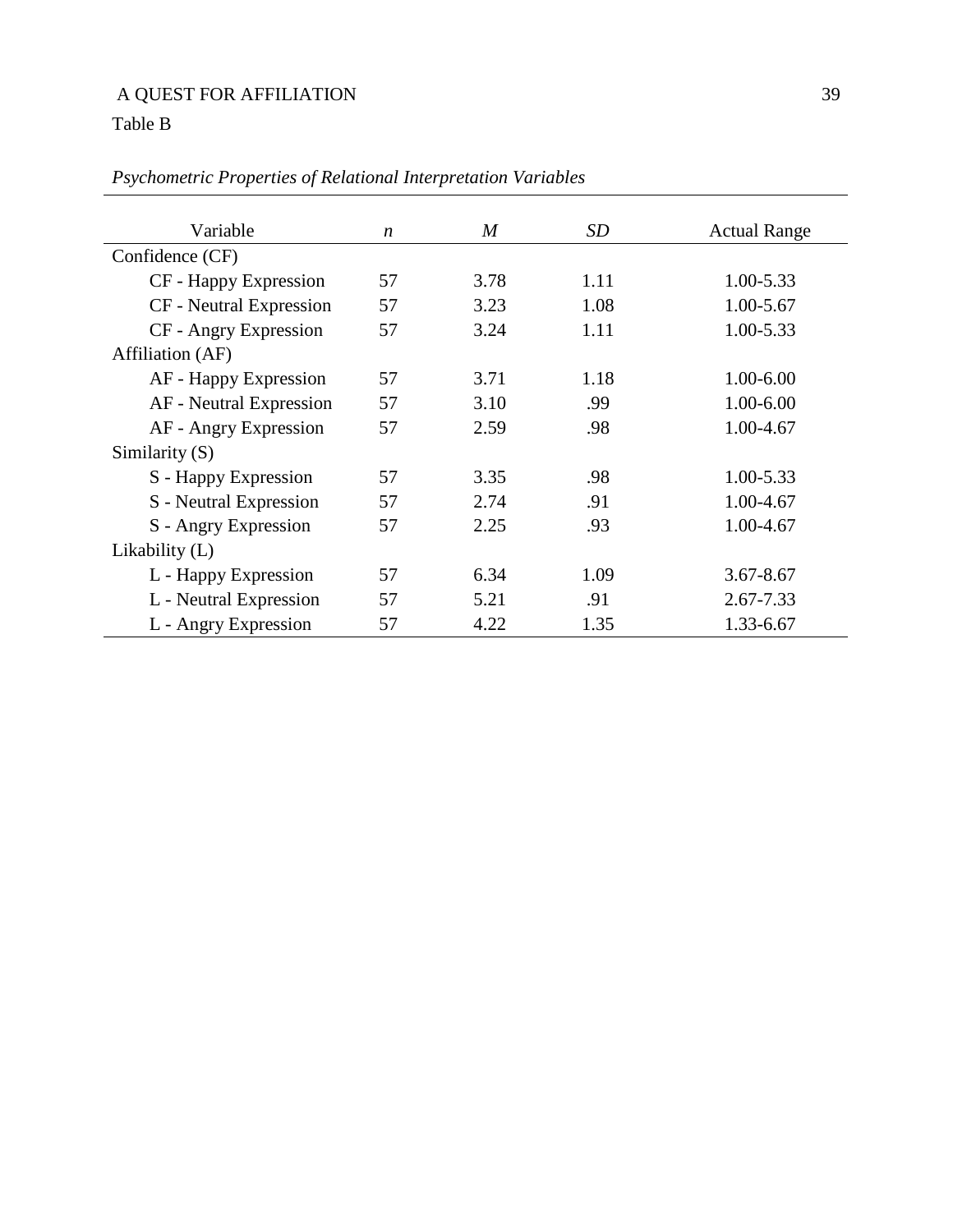Table B

*Psychometric Properties of Relational Interpretation Variables*

| Variable | *n* | *M* | *SD* | Actual Range |
|---|---|---|---|---|
| Confidence (CF) | | | | |
| CF - Happy Expression | 57 | 3.78 | 1.11 | 1.00-5.33 |
| CF - Neutral Expression | 57 | 3.23 | 1.08 | 1.00-5.67 |
| CF - Angry Expression | 57 | 3.24 | 1.11 | 1.00-5.33 |
| Affiliation (AF) | | | | |
| AF - Happy Expression | 57 | 3.71 | 1.18 | 1.00-6.00 |
| AF - Neutral Expression | 57 | 3.10 | .99 | 1.00-6.00 |
| AF - Angry Expression | 57 | 2.59 | .98 | 1.00-4.67 |
| Similarity (S) | | | | |
| S - Happy Expression | 57 | 3.35 | .98 | 1.00-5.33 |
| S - Neutral Expression | 57 | 2.74 | .91 | 1.00-4.67 |
| S - Angry Expression | 57 | 2.25 | .93 | 1.00-4.67 |
| Likability (L) | | | | |
| L - Happy Expression | 57 | 6.34 | 1.09 | 3.67-8.67 |
| L - Neutral Expression | 57 | 5.21 | .91 | 2.67-7.33 |
| L - Angry Expression | 57 | 4.22 | 1.35 | 1.33-6.67 |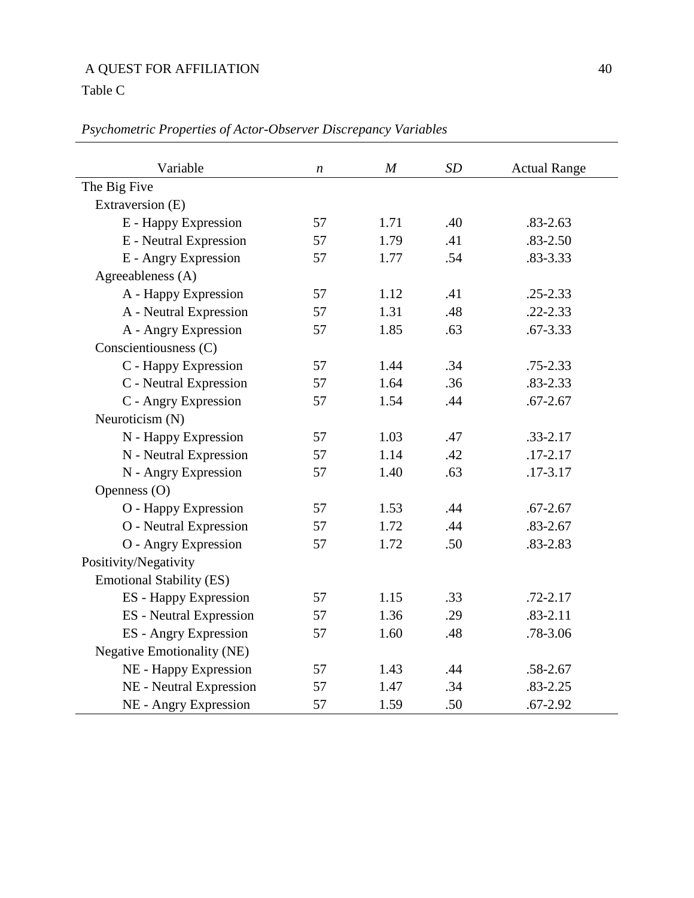Table C

*Psychometric Properties of Actor-Observer Discrepancy Variables*

| Variable | *n* | *M* | *SD* | Actual Range |
|---|---|---|---|---|
| The Big Five | | | | |
| Extraversion (E) | | | | |
| E - Happy Expression | 57 | 1.71 | .40 | .83-2.63 |
| E - Neutral Expression | 57 | 1.79 | .41 | .83-2.50 |
| E - Angry Expression | 57 | 1.77 | .54 | .83-3.33 |
| Agreeableness (A) | | | | |
| A - Happy Expression | 57 | 1.12 | .41 | .25-2.33 |
| A - Neutral Expression | 57 | 1.31 | .48 | .22-2.33 |
| A - Angry Expression | 57 | 1.85 | .63 | .67-3.33 |
| Conscientiousness (C) | | | | |
| C - Happy Expression | 57 | 1.44 | .34 | .75-2.33 |
| C - Neutral Expression | 57 | 1.64 | .36 | .83-2.33 |
| C - Angry Expression | 57 | 1.54 | .44 | .67-2.67 |
| Neuroticism (N) | | | | |
| N - Happy Expression | 57 | 1.03 | .47 | .33-2.17 |
| N - Neutral Expression | 57 | 1.14 | .42 | .17-2.17 |
| N - Angry Expression | 57 | 1.40 | .63 | .17-3.17 |
| Openness (O) | | | | |
| O - Happy Expression | 57 | 1.53 | .44 | .67-2.67 |
| O - Neutral Expression | 57 | 1.72 | .44 | .83-2.67 |
| O - Angry Expression | 57 | 1.72 | .50 | .83-2.83 |
| Positivity/Negativity | | | | |
| Emotional Stability (ES) | | | | |
| ES - Happy Expression | 57 | 1.15 | .33 | .72-2.17 |
| ES - Neutral Expression | 57 | 1.36 | .29 | .83-2.11 |
| ES - Angry Expression | 57 | 1.60 | .48 | .78-3.06 |
| Negative Emotionality (NE) | | | | |
| NE - Happy Expression | 57 | 1.43 | .44 | .58-2.67 |
| NE - Neutral Expression | 57 | 1.47 | .34 | .83-2.25 |
| NE - Angry Expression | 57 | 1.59 | .50 | .67-2.92 |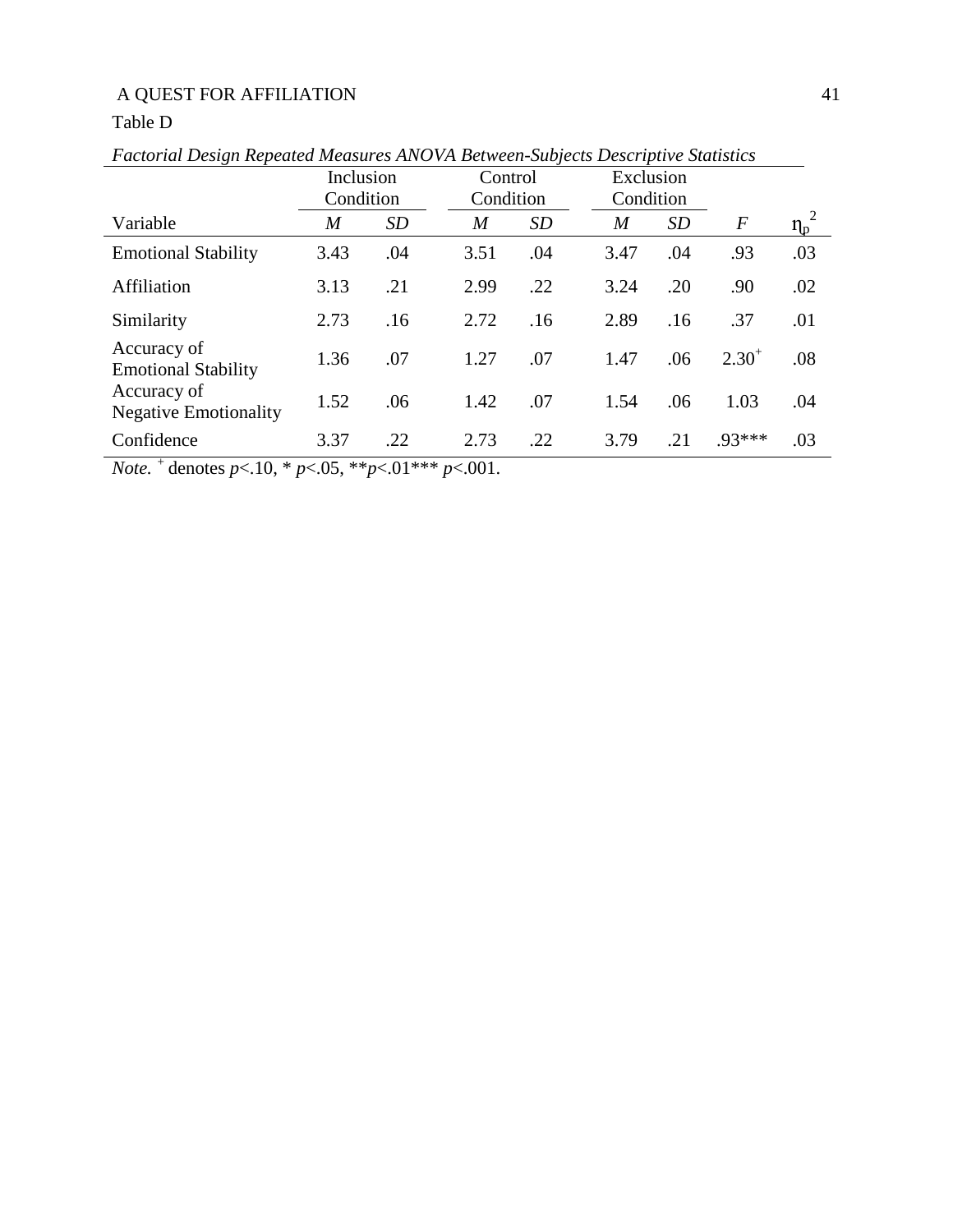Table D

*Factorial Design Repeated Measures ANOVA Between-Subjects Descriptive Statistics*

| | Inclusion Condition | | Control Condition | | Exclusion Condition | | | |
|---|---|---|---|---|---|---|---|---|
| Variable | *M* | *SD* | *M* | *SD* | *M* | *SD* | *F* | $\eta_p^2$ |
| Emotional Stability | 3.43 | .04 | 3.51 | .04 | 3.47 | .04 | .93 | .03 |
| Affiliation | 3.13 | .21 | 2.99 | .22 | 3.24 | .20 | .90 | .02 |
| Similarity | 2.73 | .16 | 2.72 | .16 | 2.89 | .16 | .37 | .01 |
| Accuracy of Emotional Stability | 1.36 | .07 | 1.27 | .07 | 1.47 | .06 | $2.30^{+}$ | .08 |
| Accuracy of Negative Emotionality | 1.52 | .06 | 1.42 | .07 | 1.54 | .06 | 1.03 | .04 |
| Confidence | 3.37 | .22 | 2.73 | .22 | 3.79 | .21 | .93*** | .03 |

*Note.* $^{+}$ denotes $p<.10$, * $p<.05$, ** $p<.01$*** $p<.001$.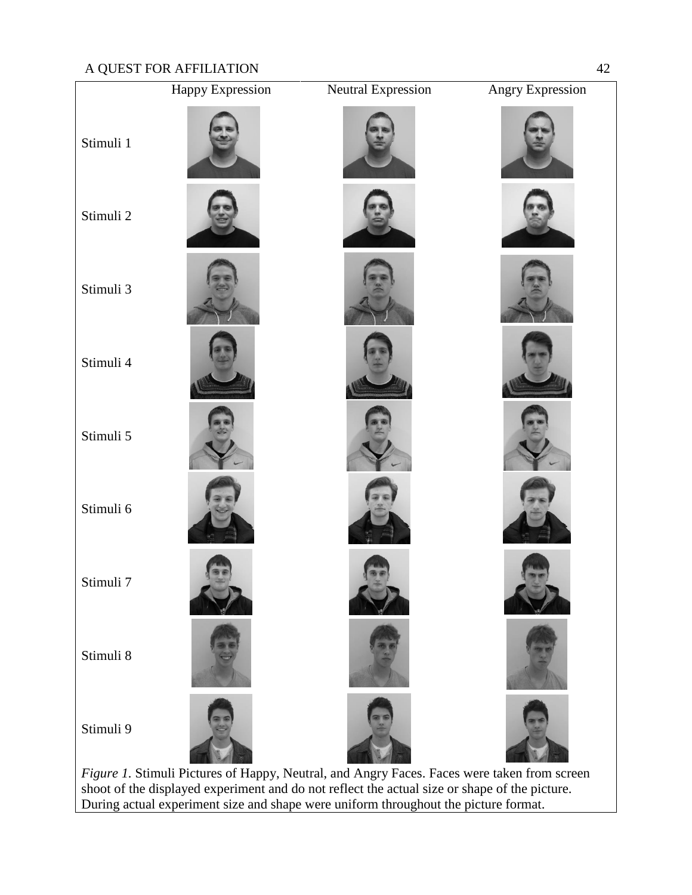| | Happy Expression | Neutral Expression | Angry Expression |
|---|---|---|---|
| Stimuli 1 | | | |
| Stimuli 2 | | | |
| Stimuli 3 | | | |
| Stimuli 4 | | | |
| Stimuli 5 | | | |
| Stimuli 6 | | | |
| Stimuli 7 | | | |
| Stimuli 8 | | | |
| Stimuli 9 | | | |

*Figure 1.* Stimuli Pictures of Happy, Neutral, and Angry Faces. Faces were taken from screen shoot of the displayed experiment and do not reflect the actual size or shape of the picture. During actual experiment size and shape were uniform throughout the picture format.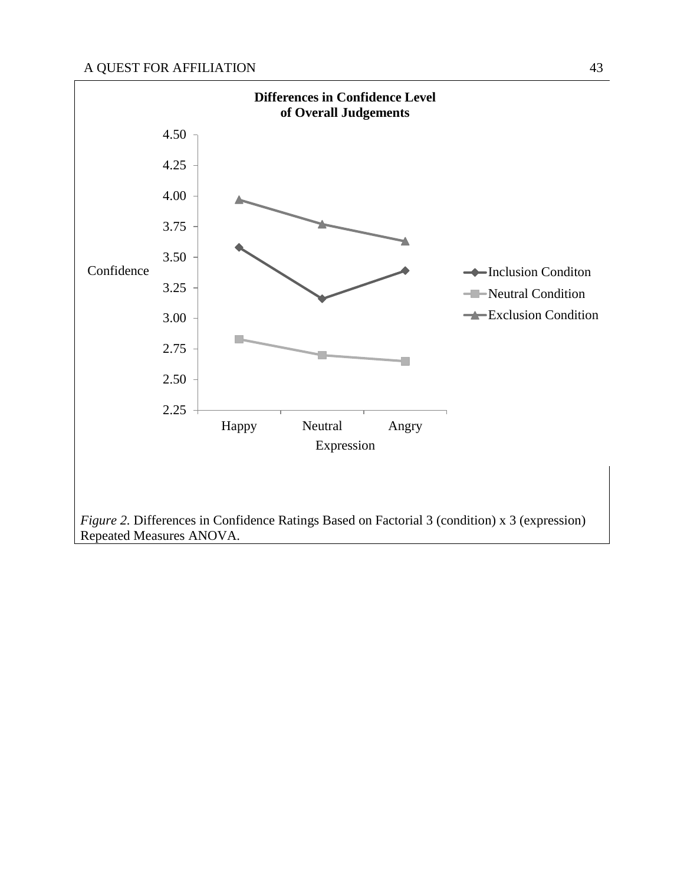**Differences in Confidence Level of Overall Judgements**

| Expression | Inclusion Conditon | Neutral Condition | Exclusion Condition |
|---|---|---|---|
| Happy | 3.58 | 2.83 | 3.97 |
| Neutral | 3.16 | 2.70 | 3.77 |
| Angry | 3.39 | 2.65 | 3.63 |

*Figure 2.* Differences in Confidence Ratings Based on Factorial 3 (condition) x 3 (expression) Repeated Measures ANOVA.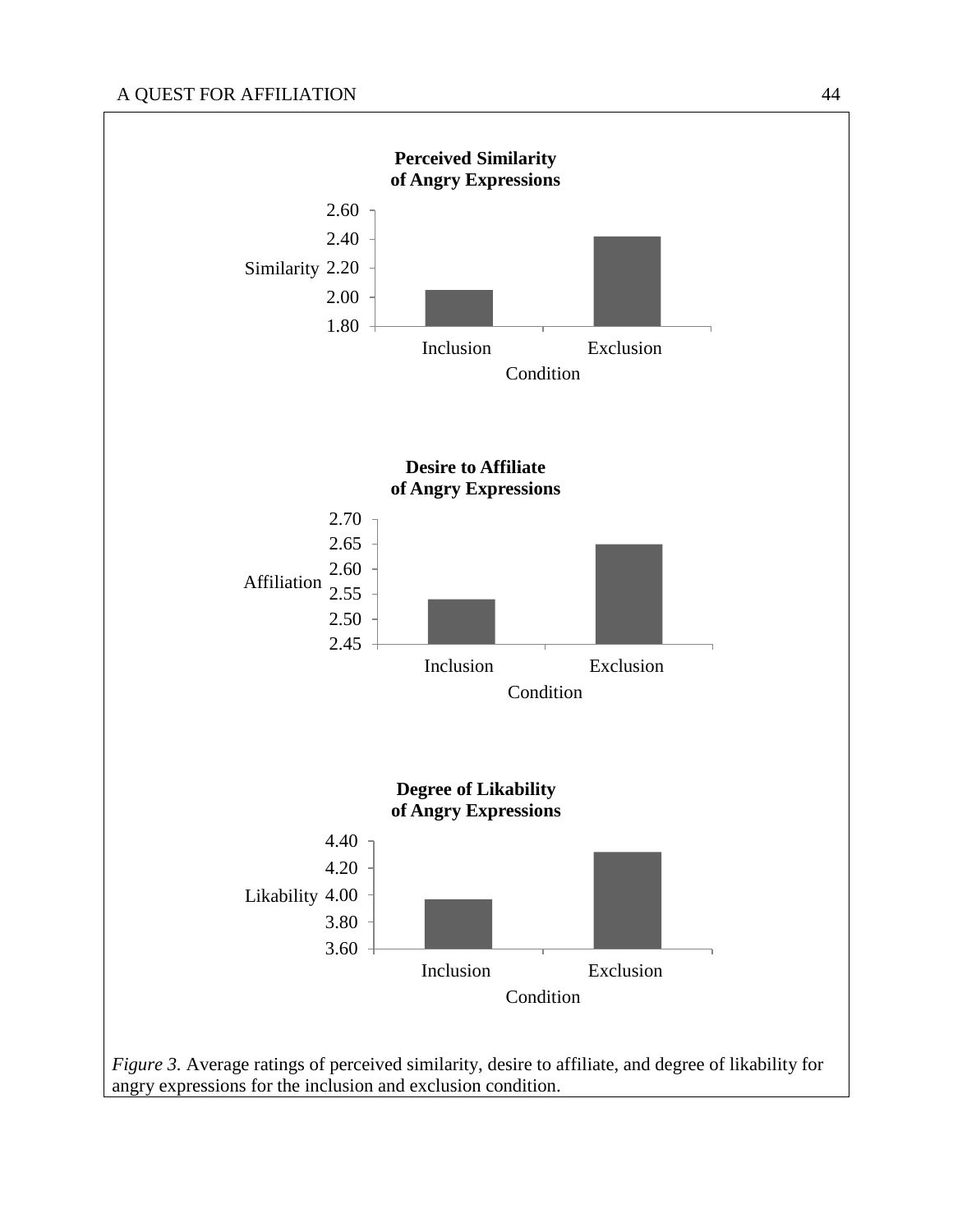**Perceived Similarity of Angry Expressions**

Similarity 2.60 2.40 2.20 2.00 1.80

Inclusion Exclusion

Condition

**Desire to Affiliate of Angry Expressions**

Affiliation 2.70 2.65 2.60 2.55 2.50 2.45

Inclusion Exclusion

Condition

**Degree of Likability of Angry Expressions**

Likability 4.40 4.20 4.00 3.80 3.60

Inclusion Exclusion

Condition

*Figure 3.* Average ratings of perceived similarity, desire to affiliate, and degree of likability for angry expressions for the inclusion and exclusion condition.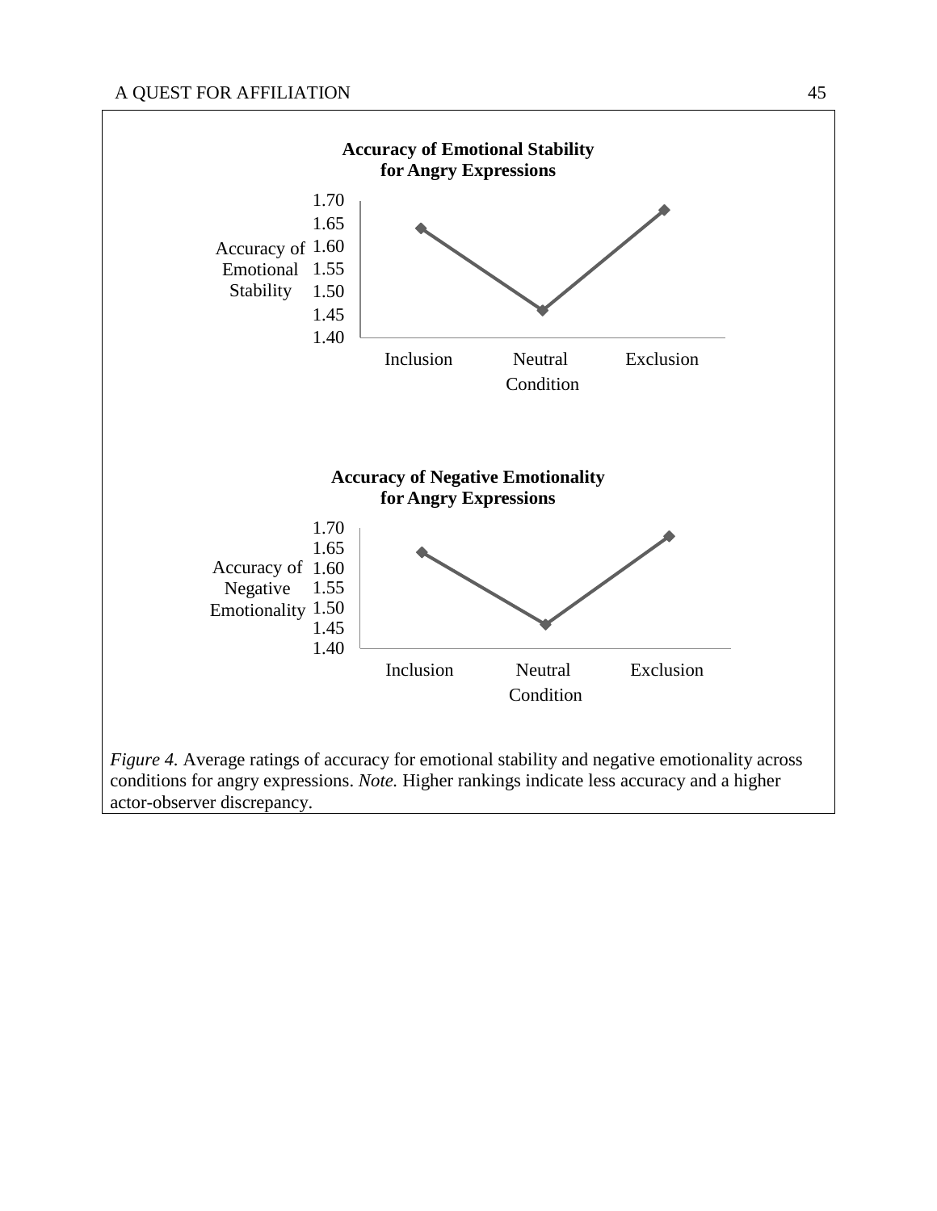**Accuracy of Emotional Stability for Angry Expressions**

Accuracy of Emotional Stability

1.70
1.65
1.60
1.55
1.50
1.45
1.40

Inclusion Neutral Exclusion

Condition

**Accuracy of Negative Emotionality for Angry Expressions**

Accuracy of Negative Emotionality

1.70
1.65
1.60
1.55
1.50
1.45
1.40

Inclusion Neutral Exclusion

Condition

*Figure 4.* Average ratings of accuracy for emotional stability and negative emotionality across conditions for angry expressions. *Note.* Higher rankings indicate less accuracy and a higher actor-observer discrepancy.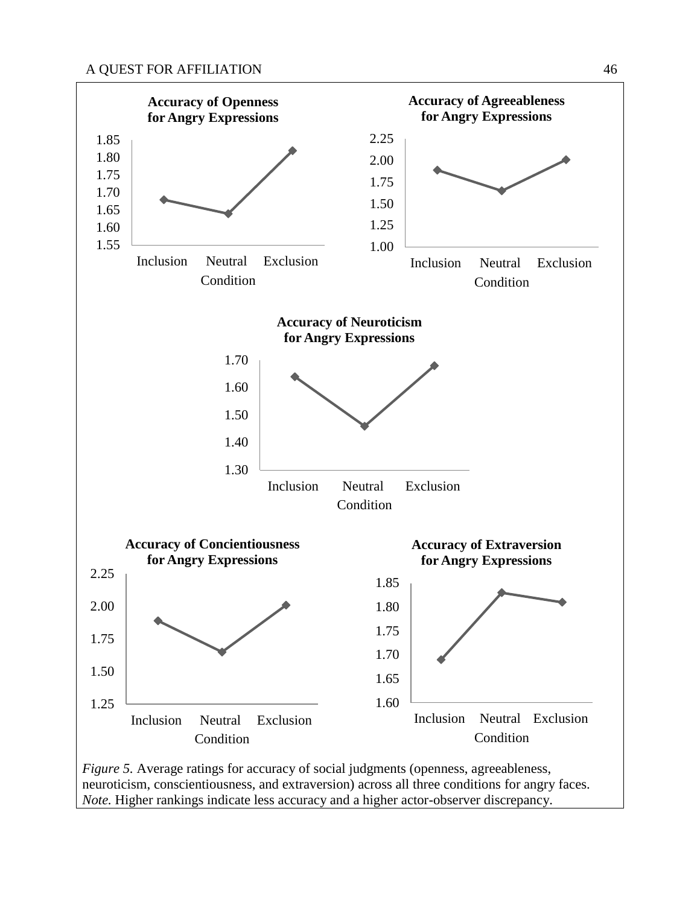**Accuracy of Openness for Angry Expressions**

1.85
1.80
1.75
1.70
1.65
1.60
1.55

Inclusion Neutral Exclusion

Condition

**Accuracy of Agreeableness for Angry Expressions**

2.25
2.00
1.75
1.50
1.25
1.00

Inclusion Neutral Exclusion

Condition

**Accuracy of Neuroticism for Angry Expressions**

1.70
1.60
1.50
1.40
1.30

Inclusion Neutral Exclusion

Condition

**Accuracy of Concientiousness for Angry Expressions**

2.25
2.00
1.75
1.50
1.25

Inclusion Neutral Exclusion

Condition

**Accuracy of Extraversion for Angry Expressions**

1.85
1.80
1.75
1.70
1.65
1.60

Inclusion Neutral Exclusion

Condition

*Figure 5.* Average ratings for accuracy of social judgments (openness, agreeableness, neuroticism, conscientiousness, and extraversion) across all three conditions for angry faces. *Note.* Higher rankings indicate less accuracy and a higher actor-observer discrepancy.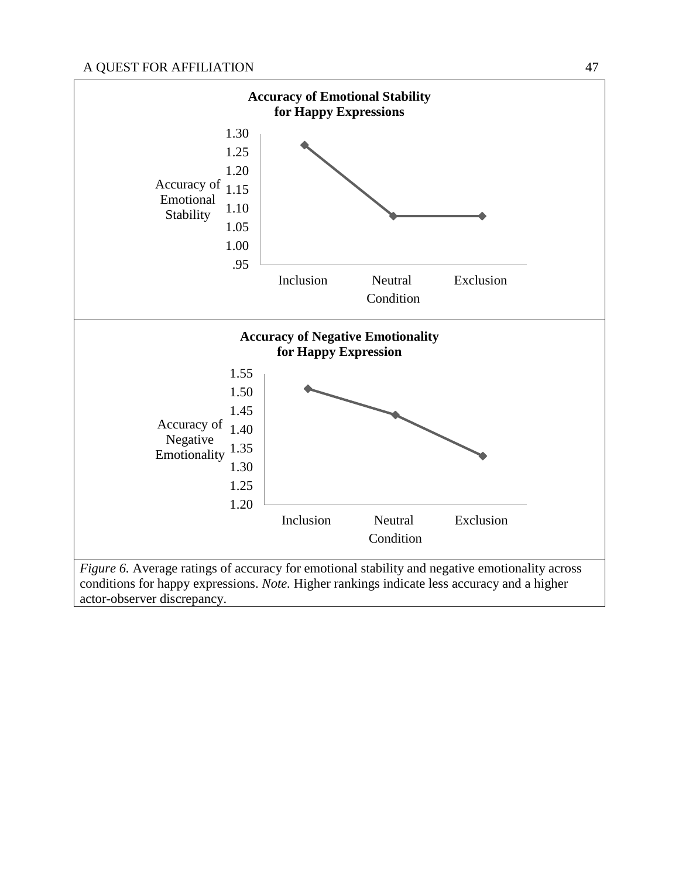**Accuracy of Emotional Stability for Happy Expressions**

Accuracy of Emotional Stability

1.30
1.25
1.20
1.15
1.10
1.05
1.00
.95

Inclusion Neutral Exclusion

Condition

**Accuracy of Negative Emotionality for Happy Expression**

Accuracy of Negative Emotionality

1.55
1.50
1.45
1.40
1.35
1.30
1.25
1.20

Inclusion Neutral Exclusion

Condition

*Figure 6.* Average ratings of accuracy for emotional stability and negative emotionality across conditions for happy expressions. *Note.* Higher rankings indicate less accuracy and a higher actor-observer discrepancy.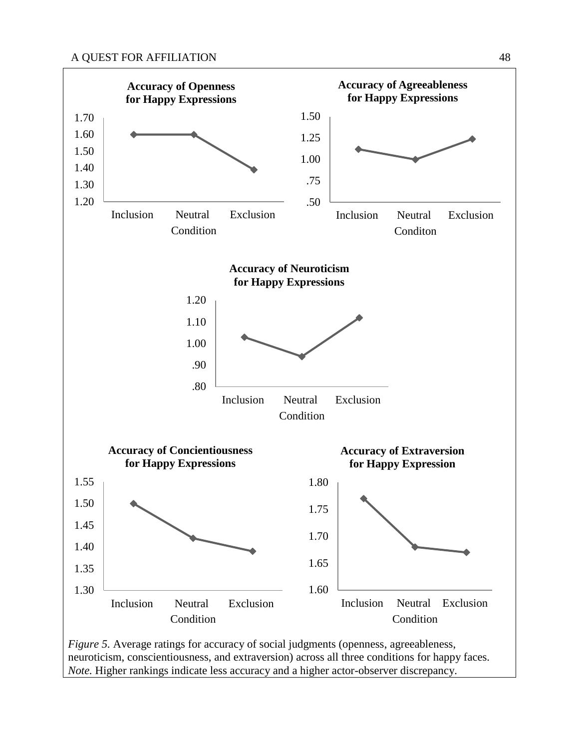**Accuracy of Openness for Happy Expressions**

**Accuracy of Agreeableness for Happy Expressions**

**Accuracy of Neuroticism for Happy Expressions**

**Accuracy of Concientiousness for Happy Expressions**

**Accuracy of Extraversion for Happy Expression**

*Figure 5.* Average ratings for accuracy of social judgments (openness, agreeableness, neuroticism, conscientiousness, and extraversion) across all three conditions for happy faces. *Note.* Higher rankings indicate less accuracy and a higher actor-observer discrepancy.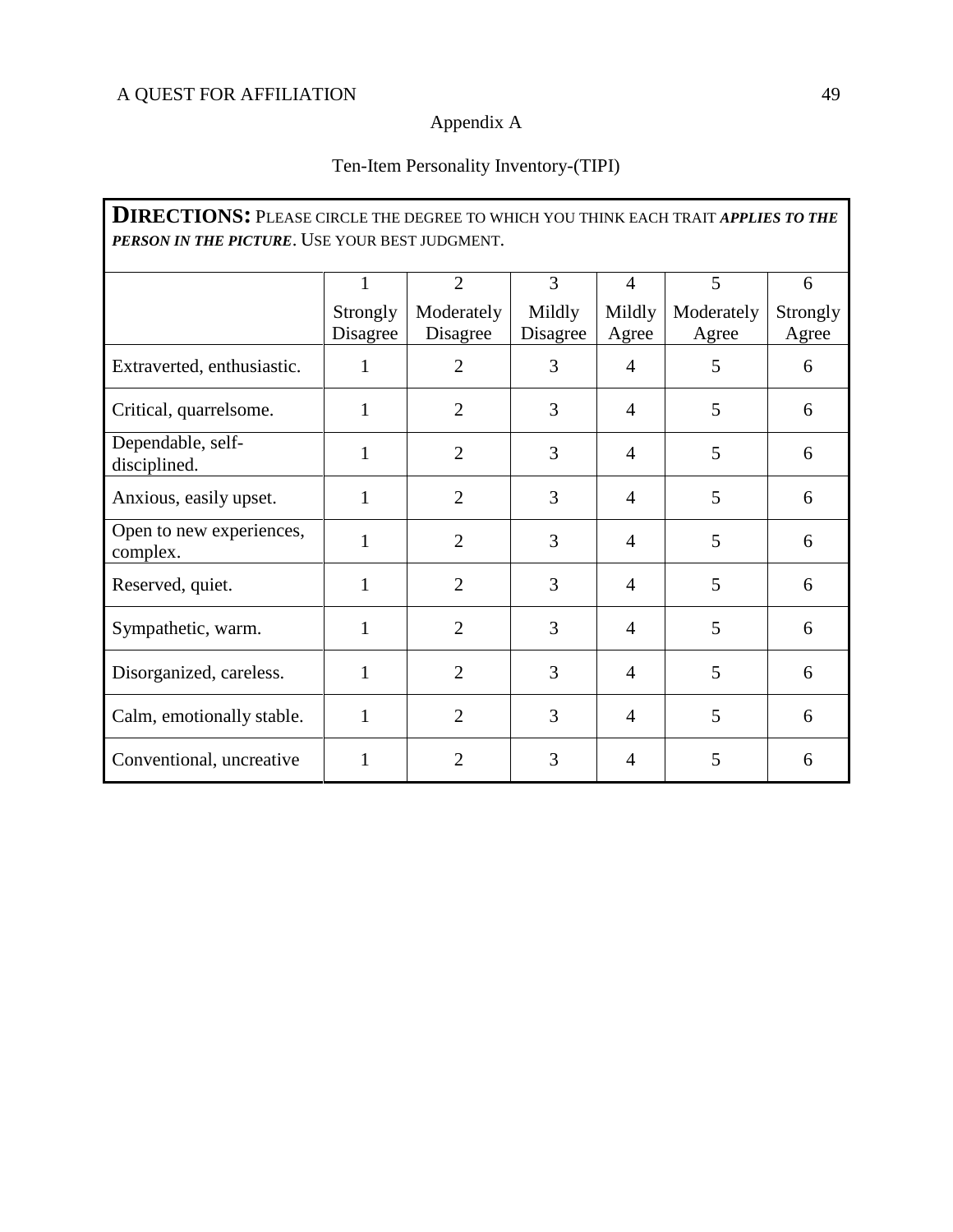Appendix A

Ten-Item Personality Inventory-(TIPI)

**DIRECTIONS:** PLEASE CIRCLE THE DEGREE TO WHICH YOU THINK EACH TRAIT ***APPLIES TO THE PERSON IN THE PICTURE***. USE YOUR BEST JUDGMENT.

| | 1<br>Strongly Disagree | 2<br>Moderately Disagree | 3<br>Mildly Disagree | 4<br>Mildly Agree | 5<br>Moderately Agree | 6<br>Strongly Agree |
|---|---|---|---|---|---|---|
| Extraverted, enthusiastic. | 1 | 2 | 3 | 4 | 5 | 6 |
| Critical, quarrelsome. | 1 | 2 | 3 | 4 | 5 | 6 |
| Dependable, self-disciplined. | 1 | 2 | 3 | 4 | 5 | 6 |
| Anxious, easily upset. | 1 | 2 | 3 | 4 | 5 | 6 |
| Open to new experiences, complex. | 1 | 2 | 3 | 4 | 5 | 6 |
| Reserved, quiet. | 1 | 2 | 3 | 4 | 5 | 6 |
| Sympathetic, warm. | 1 | 2 | 3 | 4 | 5 | 6 |
| Disorganized, careless. | 1 | 2 | 3 | 4 | 5 | 6 |
| Calm, emotionally stable. | 1 | 2 | 3 | 4 | 5 | 6 |
| Conventional, uncreative | 1 | 2 | 3 | 4 | 5 | 6 |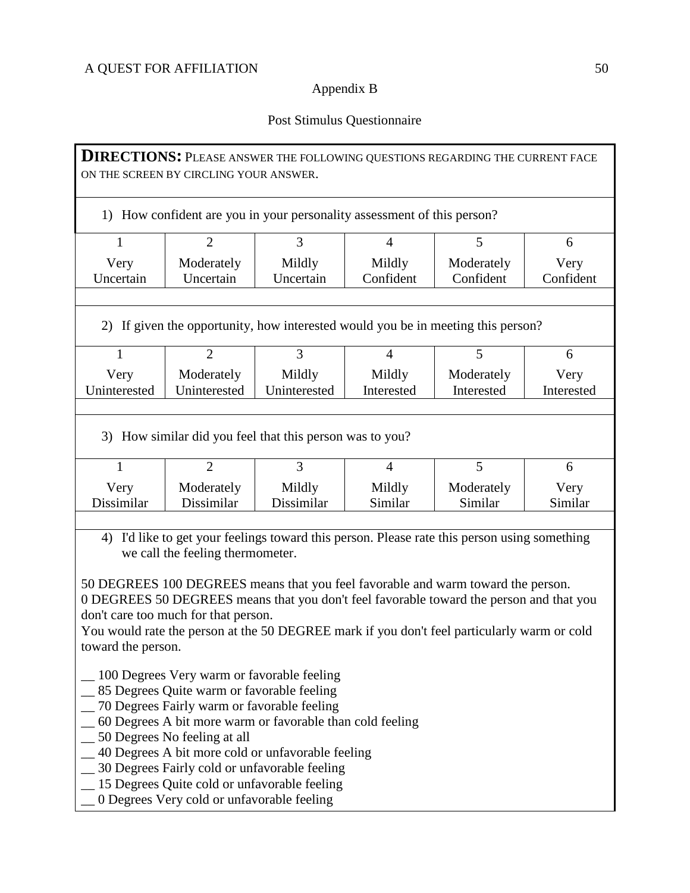## Appendix B

### Post Stimulus Questionnaire

**DIRECTIONS:** PLEASE ANSWER THE FOLLOWING QUESTIONS REGARDING THE CURRENT FACE ON THE SCREEN BY CIRCLING YOUR ANSWER.

1) How confident are you in your personality assessment of this person?

| 1 | 2 | 3 | 4 | 5 | 6 |
|---|---|---|---|---|---|
| Very Uncertain | Moderately Uncertain | Mildly Uncertain | Mildly Confident | Moderately Confident | Very Confident |

2) If given the opportunity, how interested would you be in meeting this person?

| 1 | 2 | 3 | 4 | 5 | 6 |
|---|---|---|---|---|---|
| Very Uninterested | Moderately Uninterested | Mildly Uninterested | Mildly Interested | Moderately Interested | Very Interested |

3) How similar did you feel that this person was to you?

| 1 | 2 | 3 | 4 | 5 | 6 |
|---|---|---|---|---|---|
| Very Dissimilar | Moderately Dissimilar | Mildly Dissimilar | Mildly Similar | Moderately Similar | Very Similar |

4) I'd like to get your feelings toward this person. Please rate this person using something we call the feeling thermometer.

50 DEGREES 100 DEGREES means that you feel favorable and warm toward the person.
0 DEGREES 50 DEGREES means that you don't feel favorable toward the person and that you don't care too much for that person.
You would rate the person at the 50 DEGREE mark if you don't feel particularly warm or cold toward the person.

__ 100 Degrees Very warm or favorable feeling
__ 85 Degrees Quite warm or favorable feeling
__ 70 Degrees Fairly warm or favorable feeling
__ 60 Degrees A bit more warm or favorable than cold feeling
__ 50 Degrees No feeling at all
__ 40 Degrees A bit more cold or unfavorable feeling
__ 30 Degrees Fairly cold or unfavorable feeling
__ 15 Degrees Quite cold or unfavorable feeling
__ 0 Degrees Very cold or unfavorable feeling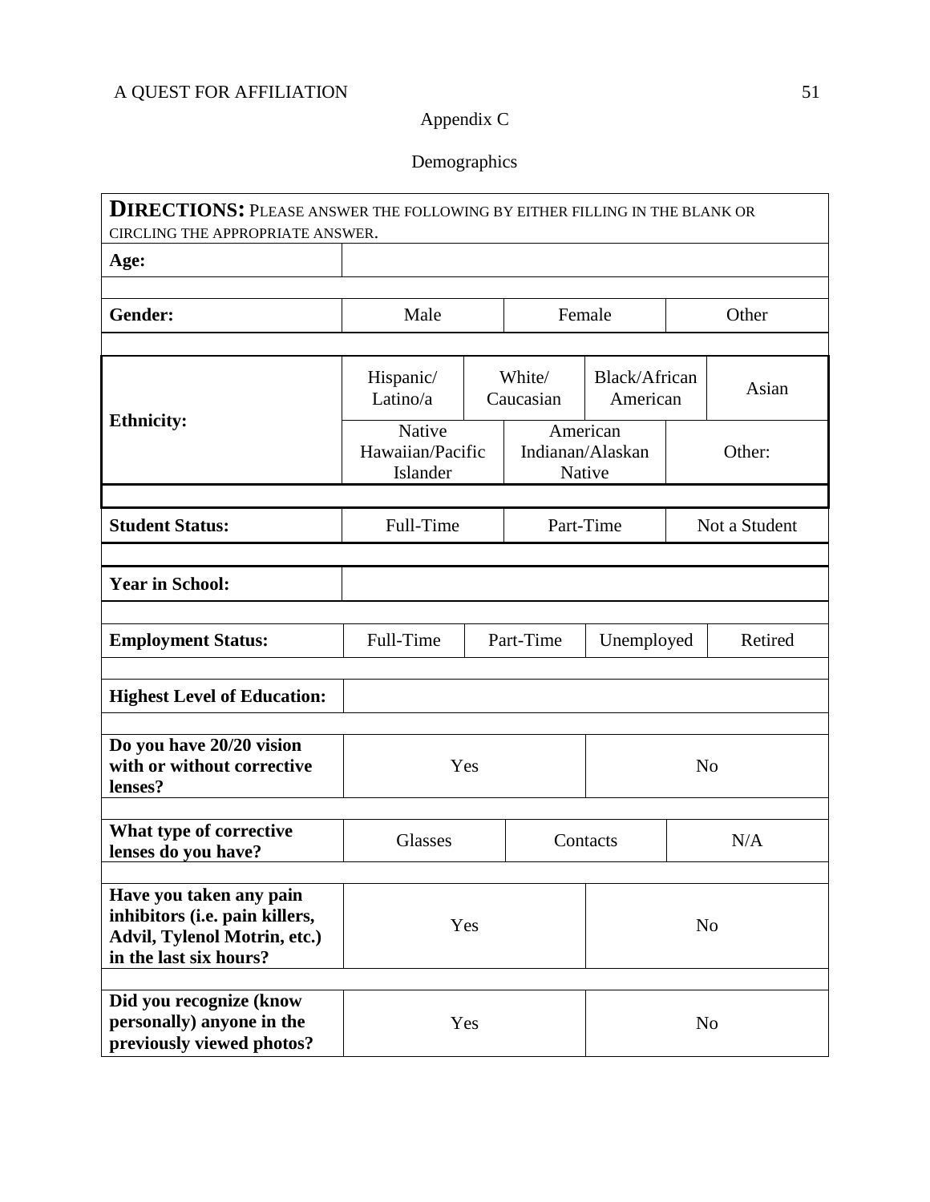## Appendix C

## Demographics

| | | | | | |
|---|---|---|---|---|---|
| **DIRECTIONS:** PLEASE ANSWER THE FOLLOWING BY EITHER FILLING IN THE BLANK OR CIRCLING THE APPROPRIATE ANSWER. | | | | | |
| **Age:** | | | | | |
| **Gender:** | Male | | Female | | Other |
| **Ethnicity:** | Hispanic/ Latino/a | White/ Caucasian | Black/African American | | Asian |
| | Native Hawaiian/Pacific Islander | | American Indianan/Alaskan Native | | Other: |
| **Student Status:** | Full-Time | | Part-Time | | Not a Student |
| **Year in School:** | | | | | |
| **Employment Status:** | Full-Time | Part-Time | Unemployed | | Retired |
| **Highest Level of Education:** | | | | | |
| **Do you have 20/20 vision with or without corrective lenses?** | Yes | | No | | |
| **What type of corrective lenses do you have?** | Glasses | | Contacts | | N/A |
| **Have you taken any pain inhibitors (i.e. pain killers, Advil, Tylenol Motrin, etc.) in the last six hours?** | Yes | | No | | |
| **Did you recognize (know personally) anyone in the previously viewed photos?** | Yes | | No | | |